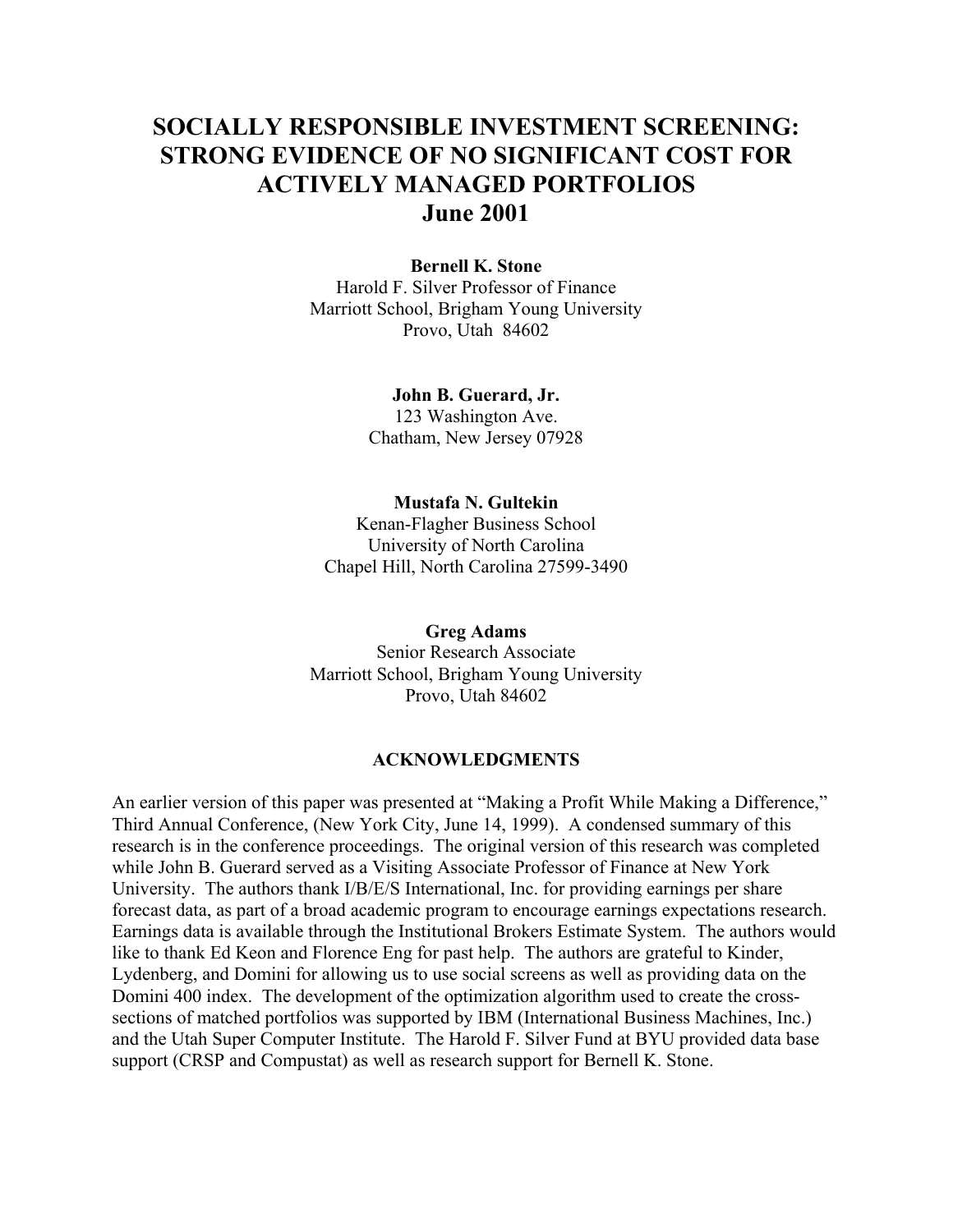# SOCIALLY RESPONSIBLE INVESTMENT SCREENING: STRONG EVIDENCE OF NO SIGNIFICANT COST FOR ACTIVELY MANAGED PORTFOLIOS

**June 2001**

**Bernell K. Stone**
Harold F. Silver Professor of Finance
Marriott School, Brigham Young University
Provo, Utah 84602

**John B. Guerard, Jr.**
123 Washington Ave.
Chatham, New Jersey 07928

**Mustafa N. Gultekin**
Kenan-Flagher Business School
University of North Carolina
Chapel Hill, North Carolina 27599-3490

**Greg Adams**
Senior Research Associate
Marriott School, Brigham Young University
Provo, Utah 84602

### ACKNOWLEDGMENTS

An earlier version of this paper was presented at "Making a Profit While Making a Difference," Third Annual Conference, (New York City, June 14, 1999). A condensed summary of this research is in the conference proceedings. The original version of this research was completed while John B. Guerard served as a Visiting Associate Professor of Finance at New York University. The authors thank I/B/E/S International, Inc. for providing earnings per share forecast data, as part of a broad academic program to encourage earnings expectations research. Earnings data is available through the Institutional Brokers Estimate System. The authors would like to thank Ed Keon and Florence Eng for past help. The authors are grateful to Kinder, Lydenberg, and Domini for allowing us to use social screens as well as providing data on the Domini 400 index. The development of the optimization algorithm used to create the cross-sections of matched portfolios was supported by IBM (International Business Machines, Inc.) and the Utah Super Computer Institute. The Harold F. Silver Fund at BYU provided data base support (CRSP and Compustat) as well as research support for Bernell K. Stone.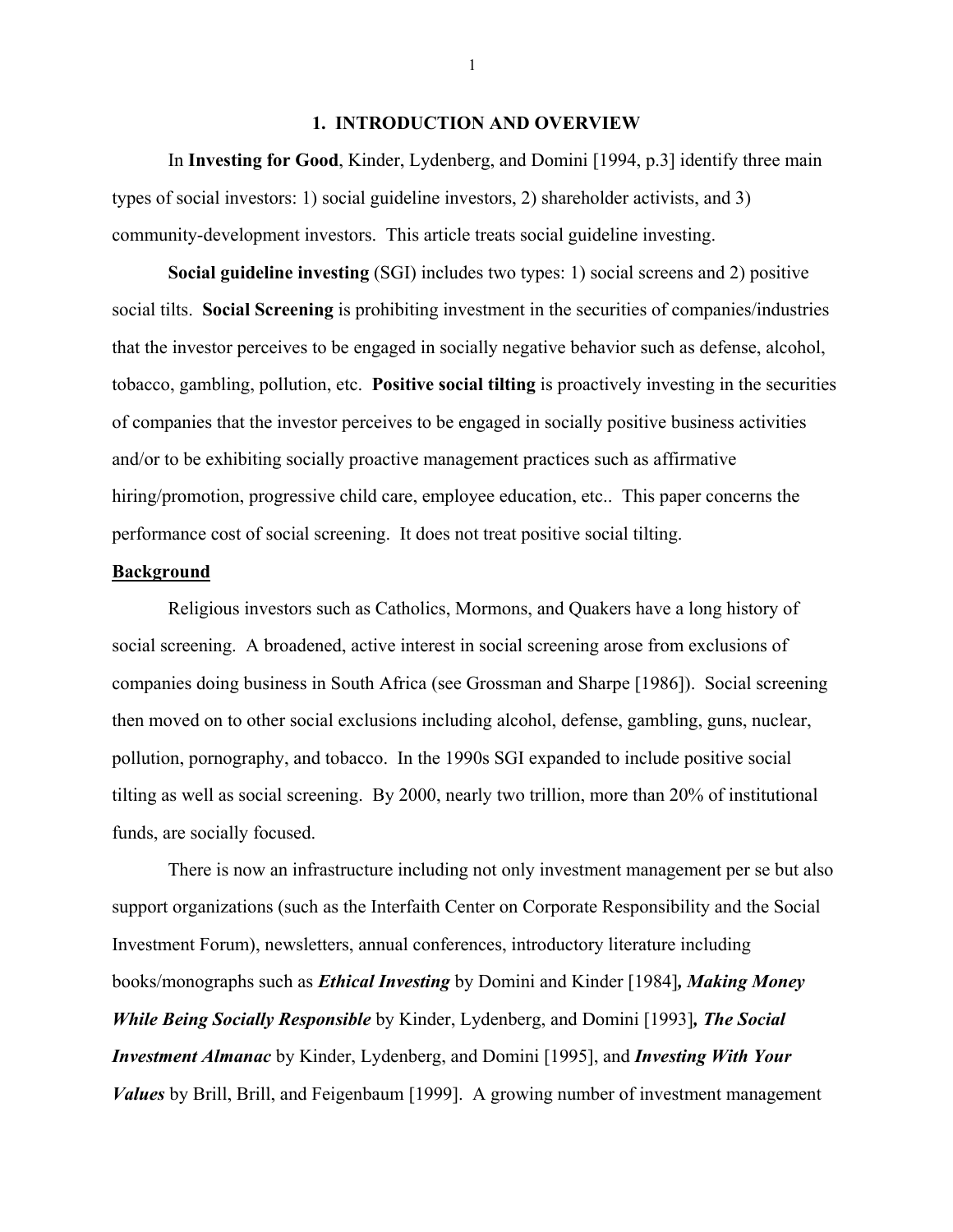## 1. INTRODUCTION AND OVERVIEW

In **Investing for Good**, Kinder, Lydenberg, and Domini [1994, p.3] identify three main types of social investors: 1) social guideline investors, 2) shareholder activists, and 3) community-development investors. This article treats social guideline investing.

**Social guideline investing** (SGI) includes two types: 1) social screens and 2) positive social tilts. **Social Screening** is prohibiting investment in the securities of companies/industries that the investor perceives to be engaged in socially negative behavior such as defense, alcohol, tobacco, gambling, pollution, etc. **Positive social tilting** is proactively investing in the securities of companies that the investor perceives to be engaged in socially positive business activities and/or to be exhibiting socially proactive management practices such as affirmative hiring/promotion, progressive child care, employee education, etc.. This paper concerns the performance cost of social screening. It does not treat positive social tilting.

### Background

Religious investors such as Catholics, Mormons, and Quakers have a long history of social screening. A broadened, active interest in social screening arose from exclusions of companies doing business in South Africa (see Grossman and Sharpe [1986]). Social screening then moved on to other social exclusions including alcohol, defense, gambling, guns, nuclear, pollution, pornography, and tobacco. In the 1990s SGI expanded to include positive social tilting as well as social screening. By 2000, nearly two trillion, more than 20% of institutional funds, are socially focused.

There is now an infrastructure including not only investment management per se but also support organizations (such as the Interfaith Center on Corporate Responsibility and the Social Investment Forum), newsletters, annual conferences, introductory literature including books/monographs such as ***Ethical Investing*** by Domini and Kinder [1984]***, Making Money While Being Socially Responsible*** by Kinder, Lydenberg, and Domini [1993]***, The Social Investment Almanac*** by Kinder, Lydenberg, and Domini [1995], and ***Investing With Your Values*** by Brill, Brill, and Feigenbaum [1999]. A growing number of investment management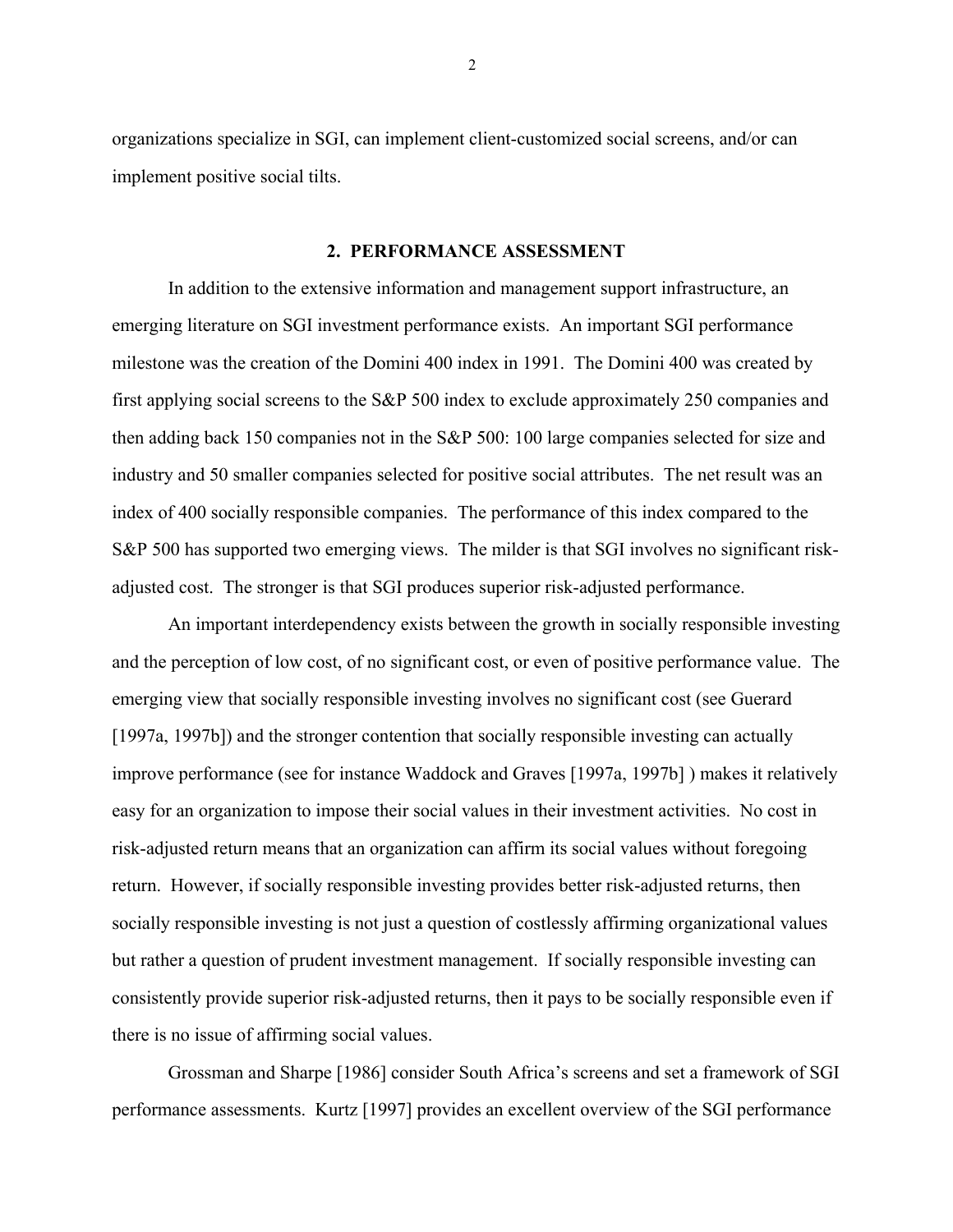organizations specialize in SGI, can implement client-customized social screens, and/or can implement positive social tilts.

## 2. PERFORMANCE ASSESSMENT

In addition to the extensive information and management support infrastructure, an emerging literature on SGI investment performance exists. An important SGI performance milestone was the creation of the Domini 400 index in 1991. The Domini 400 was created by first applying social screens to the S&P 500 index to exclude approximately 250 companies and then adding back 150 companies not in the S&P 500: 100 large companies selected for size and industry and 50 smaller companies selected for positive social attributes. The net result was an index of 400 socially responsible companies. The performance of this index compared to the S&P 500 has supported two emerging views. The milder is that SGI involves no significant risk-adjusted cost. The stronger is that SGI produces superior risk-adjusted performance.

An important interdependency exists between the growth in socially responsible investing and the perception of low cost, of no significant cost, or even of positive performance value. The emerging view that socially responsible investing involves no significant cost (see Guerard [1997a, 1997b]) and the stronger contention that socially responsible investing can actually improve performance (see for instance Waddock and Graves [1997a, 1997b] ) makes it relatively easy for an organization to impose their social values in their investment activities. No cost in risk-adjusted return means that an organization can affirm its social values without foregoing return. However, if socially responsible investing provides better risk-adjusted returns, then socially responsible investing is not just a question of costlessly affirming organizational values but rather a question of prudent investment management. If socially responsible investing can consistently provide superior risk-adjusted returns, then it pays to be socially responsible even if there is no issue of affirming social values.

Grossman and Sharpe [1986] consider South Africa's screens and set a framework of SGI performance assessments. Kurtz [1997] provides an excellent overview of the SGI performance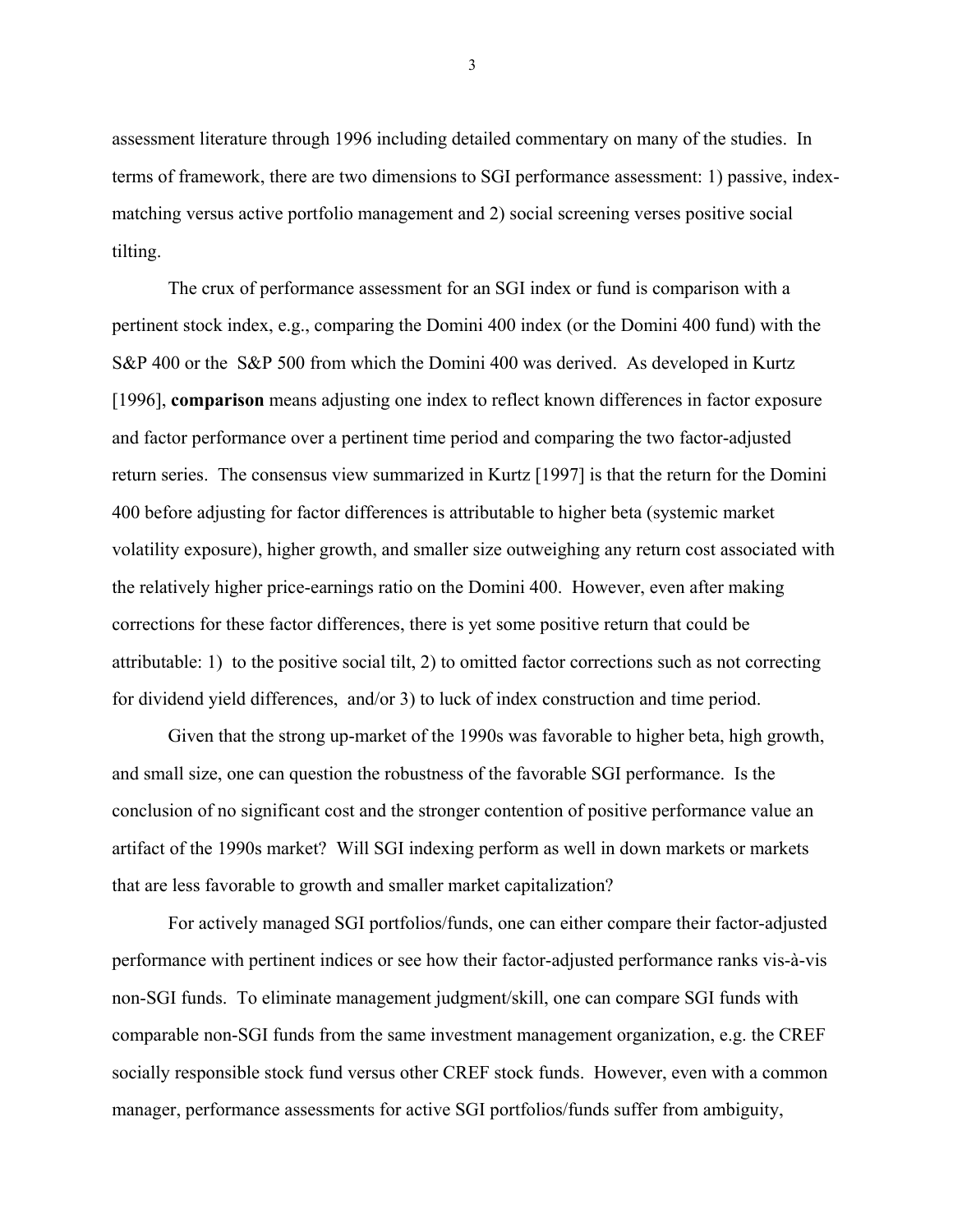assessment literature through 1996 including detailed commentary on many of the studies. In terms of framework, there are two dimensions to SGI performance assessment: 1) passive, index-matching versus active portfolio management and 2) social screening verses positive social tilting.

The crux of performance assessment for an SGI index or fund is comparison with a pertinent stock index, e.g., comparing the Domini 400 index (or the Domini 400 fund) with the S&P 400 or the S&P 500 from which the Domini 400 was derived. As developed in Kurtz [1996], **comparison** means adjusting one index to reflect known differences in factor exposure and factor performance over a pertinent time period and comparing the two factor-adjusted return series. The consensus view summarized in Kurtz [1997] is that the return for the Domini 400 before adjusting for factor differences is attributable to higher beta (systemic market volatility exposure), higher growth, and smaller size outweighing any return cost associated with the relatively higher price-earnings ratio on the Domini 400. However, even after making corrections for these factor differences, there is yet some positive return that could be attributable: 1) to the positive social tilt, 2) to omitted factor corrections such as not correcting for dividend yield differences, and/or 3) to luck of index construction and time period.

Given that the strong up-market of the 1990s was favorable to higher beta, high growth, and small size, one can question the robustness of the favorable SGI performance. Is the conclusion of no significant cost and the stronger contention of positive performance value an artifact of the 1990s market? Will SGI indexing perform as well in down markets or markets that are less favorable to growth and smaller market capitalization?

For actively managed SGI portfolios/funds, one can either compare their factor-adjusted performance with pertinent indices or see how their factor-adjusted performance ranks vis-à-vis non-SGI funds. To eliminate management judgment/skill, one can compare SGI funds with comparable non-SGI funds from the same investment management organization, e.g. the CREF socially responsible stock fund versus other CREF stock funds. However, even with a common manager, performance assessments for active SGI portfolios/funds suffer from ambiguity,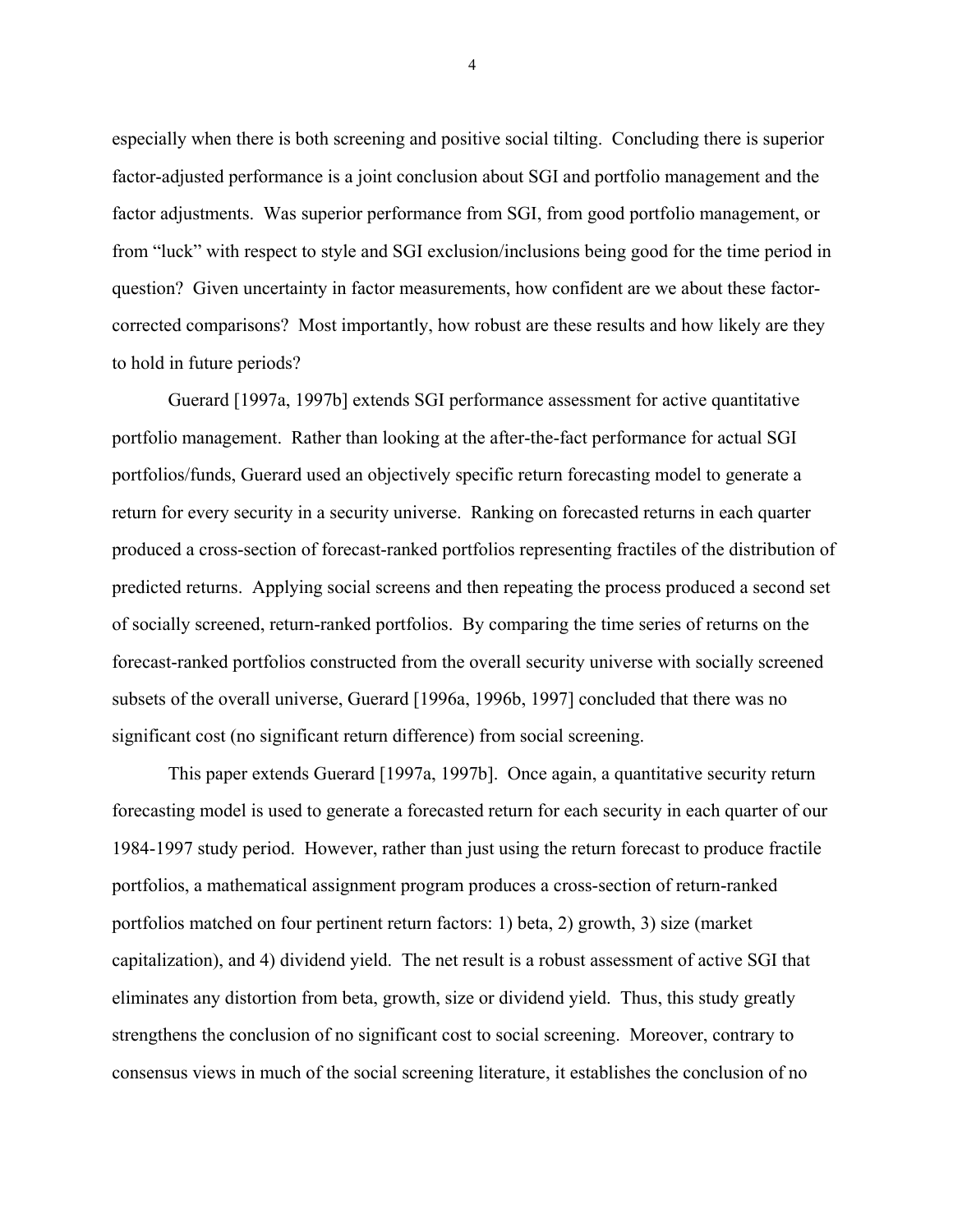especially when there is both screening and positive social tilting. Concluding there is superior factor-adjusted performance is a joint conclusion about SGI and portfolio management and the factor adjustments. Was superior performance from SGI, from good portfolio management, or from "luck" with respect to style and SGI exclusion/inclusions being good for the time period in question? Given uncertainty in factor measurements, how confident are we about these factor-corrected comparisons? Most importantly, how robust are these results and how likely are they to hold in future periods?

Guerard [1997a, 1997b] extends SGI performance assessment for active quantitative portfolio management. Rather than looking at the after-the-fact performance for actual SGI portfolios/funds, Guerard used an objectively specific return forecasting model to generate a return for every security in a security universe. Ranking on forecasted returns in each quarter produced a cross-section of forecast-ranked portfolios representing fractiles of the distribution of predicted returns. Applying social screens and then repeating the process produced a second set of socially screened, return-ranked portfolios. By comparing the time series of returns on the forecast-ranked portfolios constructed from the overall security universe with socially screened subsets of the overall universe, Guerard [1996a, 1996b, 1997] concluded that there was no significant cost (no significant return difference) from social screening.

This paper extends Guerard [1997a, 1997b]. Once again, a quantitative security return forecasting model is used to generate a forecasted return for each security in each quarter of our 1984-1997 study period. However, rather than just using the return forecast to produce fractile portfolios, a mathematical assignment program produces a cross-section of return-ranked portfolios matched on four pertinent return factors: 1) beta, 2) growth, 3) size (market capitalization), and 4) dividend yield. The net result is a robust assessment of active SGI that eliminates any distortion from beta, growth, size or dividend yield. Thus, this study greatly strengthens the conclusion of no significant cost to social screening. Moreover, contrary to consensus views in much of the social screening literature, it establishes the conclusion of no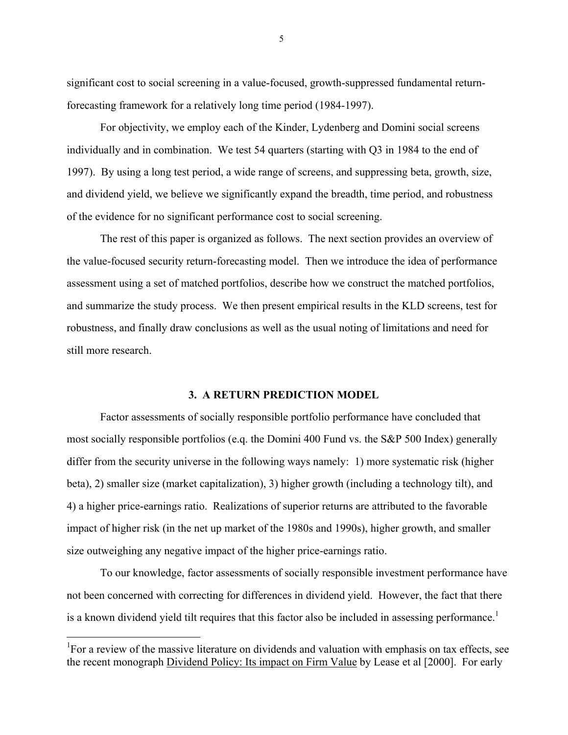significant cost to social screening in a value-focused, growth-suppressed fundamental return-forecasting framework for a relatively long time period (1984-1997).

For objectivity, we employ each of the Kinder, Lydenberg and Domini social screens individually and in combination. We test 54 quarters (starting with Q3 in 1984 to the end of 1997). By using a long test period, a wide range of screens, and suppressing beta, growth, size, and dividend yield, we believe we significantly expand the breadth, time period, and robustness of the evidence for no significant performance cost to social screening.

The rest of this paper is organized as follows. The next section provides an overview of the value-focused security return-forecasting model. Then we introduce the idea of performance assessment using a set of matched portfolios, describe how we construct the matched portfolios, and summarize the study process. We then present empirical results in the KLD screens, test for robustness, and finally draw conclusions as well as the usual noting of limitations and need for still more research.

## 3. A RETURN PREDICTION MODEL

Factor assessments of socially responsible portfolio performance have concluded that most socially responsible portfolios (e.q. the Domini 400 Fund vs. the S&P 500 Index) generally differ from the security universe in the following ways namely: 1) more systematic risk (higher beta), 2) smaller size (market capitalization), 3) higher growth (including a technology tilt), and 4) a higher price-earnings ratio. Realizations of superior returns are attributed to the favorable impact of higher risk (in the net up market of the 1980s and 1990s), higher growth, and smaller size outweighing any negative impact of the higher price-earnings ratio.

To our knowledge, factor assessments of socially responsible investment performance have not been concerned with correcting for differences in dividend yield. However, the fact that there is a known dividend yield tilt requires that this factor also be included in assessing performance.[1]

---

[1]For a review of the massive literature on dividends and valuation with emphasis on tax effects, see the recent monograph Dividend Policy: Its impact on Firm Value by Lease et al [2000]. For early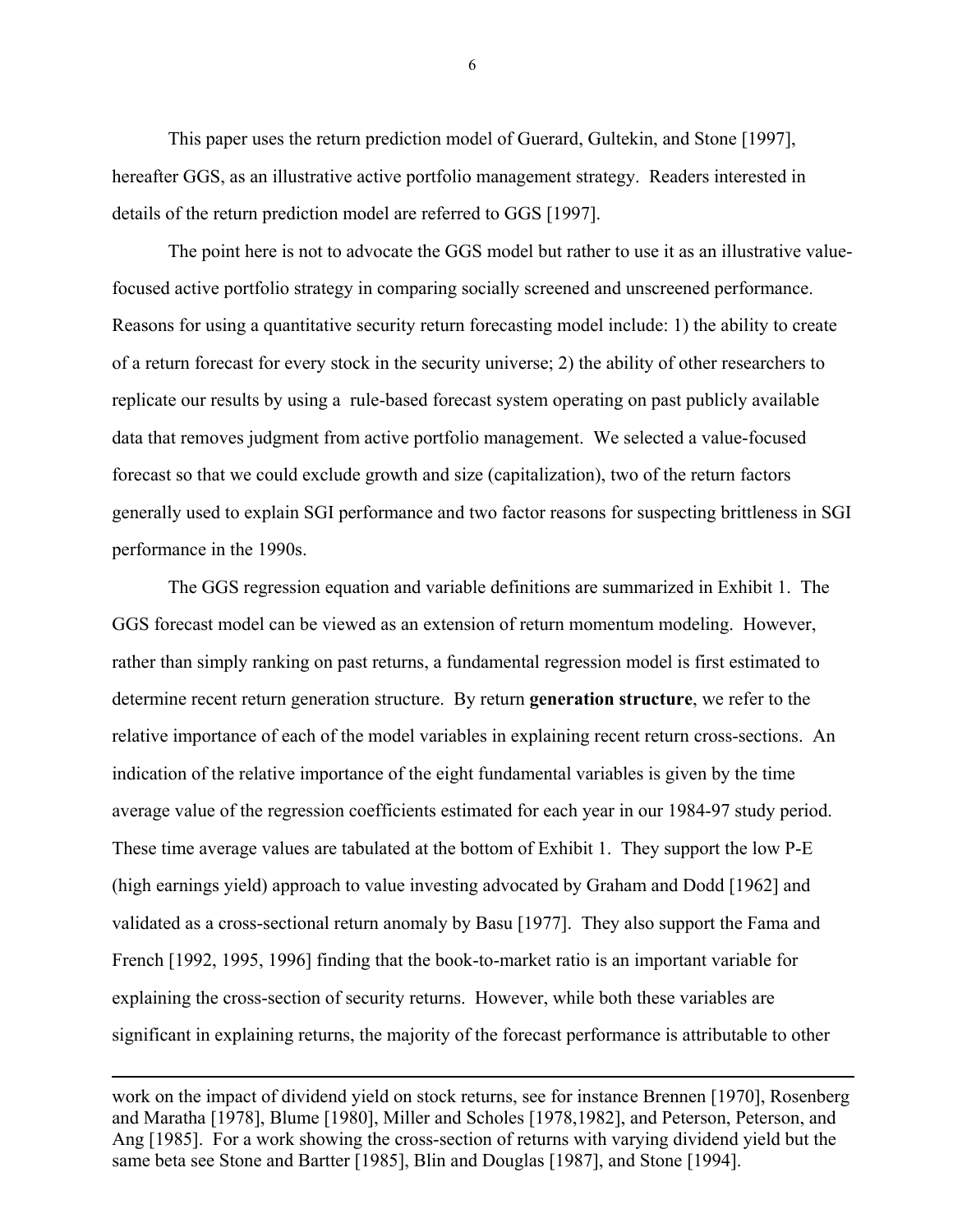This paper uses the return prediction model of Guerard, Gultekin, and Stone [1997], hereafter GGS, as an illustrative active portfolio management strategy. Readers interested in details of the return prediction model are referred to GGS [1997].

The point here is not to advocate the GGS model but rather to use it as an illustrative value-focused active portfolio strategy in comparing socially screened and unscreened performance. Reasons for using a quantitative security return forecasting model include: 1) the ability to create of a return forecast for every stock in the security universe; 2) the ability of other researchers to replicate our results by using a rule-based forecast system operating on past publicly available data that removes judgment from active portfolio management. We selected a value-focused forecast so that we could exclude growth and size (capitalization), two of the return factors generally used to explain SGI performance and two factor reasons for suspecting brittleness in SGI performance in the 1990s.

The GGS regression equation and variable definitions are summarized in Exhibit 1. The GGS forecast model can be viewed as an extension of return momentum modeling. However, rather than simply ranking on past returns, a fundamental regression model is first estimated to determine recent return generation structure. By return **generation structure**, we refer to the relative importance of each of the model variables in explaining recent return cross-sections. An indication of the relative importance of the eight fundamental variables is given by the time average value of the regression coefficients estimated for each year in our 1984-97 study period. These time average values are tabulated at the bottom of Exhibit 1. They support the low P-E (high earnings yield) approach to value investing advocated by Graham and Dodd [1962] and validated as a cross-sectional return anomaly by Basu [1977]. They also support the Fama and French [1992, 1995, 1996] finding that the book-to-market ratio is an important variable for explaining the cross-section of security returns. However, while both these variables are significant in explaining returns, the majority of the forecast performance is attributable to other

---

work on the impact of dividend yield on stock returns, see for instance Brennen [1970], Rosenberg and Maratha [1978], Blume [1980], Miller and Scholes [1978,1982], and Peterson, Peterson, and Ang [1985]. For a work showing the cross-section of returns with varying dividend yield but the same beta see Stone and Bartter [1985], Blin and Douglas [1987], and Stone [1994].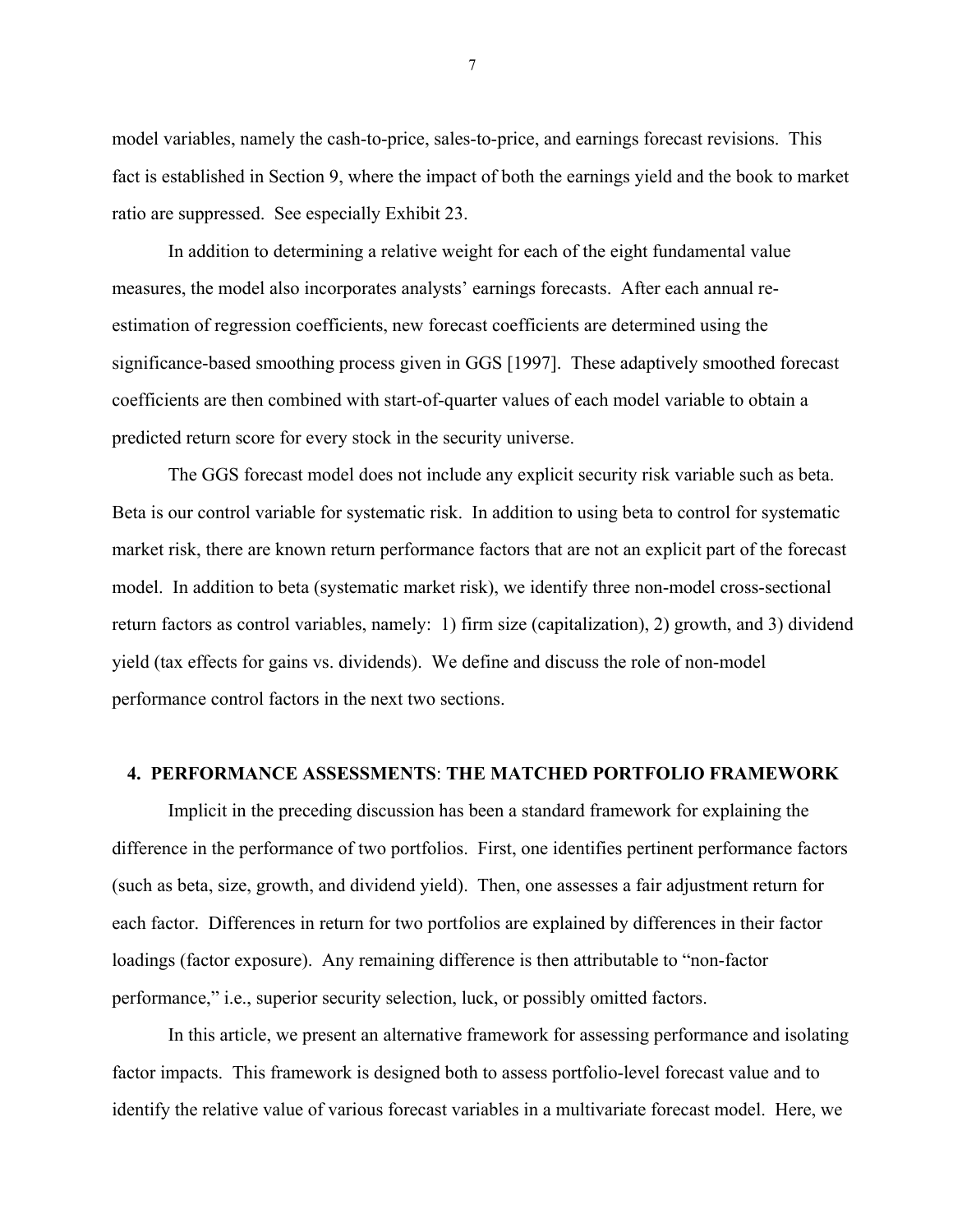model variables, namely the cash-to-price, sales-to-price, and earnings forecast revisions. This fact is established in Section 9, where the impact of both the earnings yield and the book to market ratio are suppressed. See especially Exhibit 23.

In addition to determining a relative weight for each of the eight fundamental value measures, the model also incorporates analysts' earnings forecasts. After each annual re-estimation of regression coefficients, new forecast coefficients are determined using the significance-based smoothing process given in GGS [1997]. These adaptively smoothed forecast coefficients are then combined with start-of-quarter values of each model variable to obtain a predicted return score for every stock in the security universe.

The GGS forecast model does not include any explicit security risk variable such as beta. Beta is our control variable for systematic risk. In addition to using beta to control for systematic market risk, there are known return performance factors that are not an explicit part of the forecast model. In addition to beta (systematic market risk), we identify three non-model cross-sectional return factors as control variables, namely: 1) firm size (capitalization), 2) growth, and 3) dividend yield (tax effects for gains vs. dividends). We define and discuss the role of non-model performance control factors in the next two sections.

## 4. PERFORMANCE ASSESSMENTS: THE MATCHED PORTFOLIO FRAMEWORK

Implicit in the preceding discussion has been a standard framework for explaining the difference in the performance of two portfolios. First, one identifies pertinent performance factors (such as beta, size, growth, and dividend yield). Then, one assesses a fair adjustment return for each factor. Differences in return for two portfolios are explained by differences in their factor loadings (factor exposure). Any remaining difference is then attributable to "non-factor performance," i.e., superior security selection, luck, or possibly omitted factors.

In this article, we present an alternative framework for assessing performance and isolating factor impacts. This framework is designed both to assess portfolio-level forecast value and to identify the relative value of various forecast variables in a multivariate forecast model. Here, we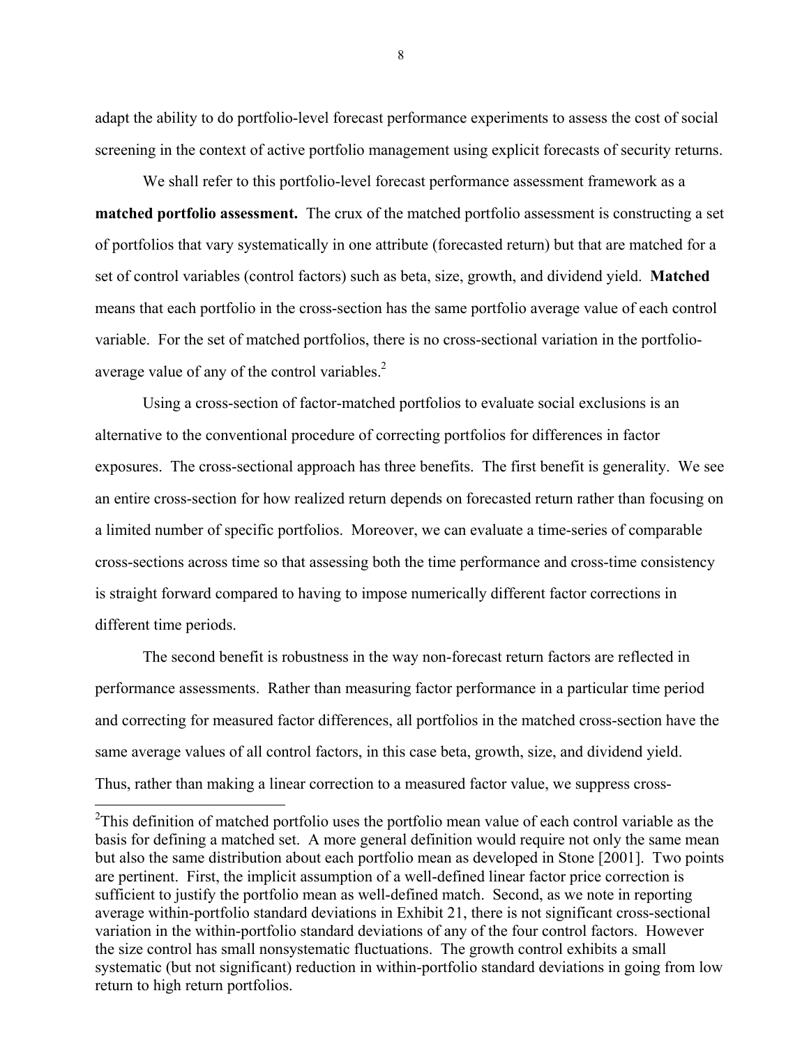adapt the ability to do portfolio-level forecast performance experiments to assess the cost of social screening in the context of active portfolio management using explicit forecasts of security returns.

We shall refer to this portfolio-level forecast performance assessment framework as a **matched portfolio assessment.** The crux of the matched portfolio assessment is constructing a set of portfolios that vary systematically in one attribute (forecasted return) but that are matched for a set of control variables (control factors) such as beta, size, growth, and dividend yield. **Matched** means that each portfolio in the cross-section has the same portfolio average value of each control variable. For the set of matched portfolios, there is no cross-sectional variation in the portfolio-average value of any of the control variables.[2]

Using a cross-section of factor-matched portfolios to evaluate social exclusions is an alternative to the conventional procedure of correcting portfolios for differences in factor exposures. The cross-sectional approach has three benefits. The first benefit is generality. We see an entire cross-section for how realized return depends on forecasted return rather than focusing on a limited number of specific portfolios. Moreover, we can evaluate a time-series of comparable cross-sections across time so that assessing both the time performance and cross-time consistency is straight forward compared to having to impose numerically different factor corrections in different time periods.

The second benefit is robustness in the way non-forecast return factors are reflected in performance assessments. Rather than measuring factor performance in a particular time period and correcting for measured factor differences, all portfolios in the matched cross-section have the same average values of all control factors, in this case beta, growth, size, and dividend yield. Thus, rather than making a linear correction to a measured factor value, we suppress cross-

---

[2]This definition of matched portfolio uses the portfolio mean value of each control variable as the basis for defining a matched set. A more general definition would require not only the same mean but also the same distribution about each portfolio mean as developed in Stone [2001]. Two points are pertinent. First, the implicit assumption of a well-defined linear factor price correction is sufficient to justify the portfolio mean as well-defined match. Second, as we note in reporting average within-portfolio standard deviations in Exhibit 21, there is not significant cross-sectional variation in the within-portfolio standard deviations of any of the four control factors. However the size control has small nonsystematic fluctuations. The growth control exhibits a small systematic (but not significant) reduction in within-portfolio standard deviations in going from low return to high return portfolios.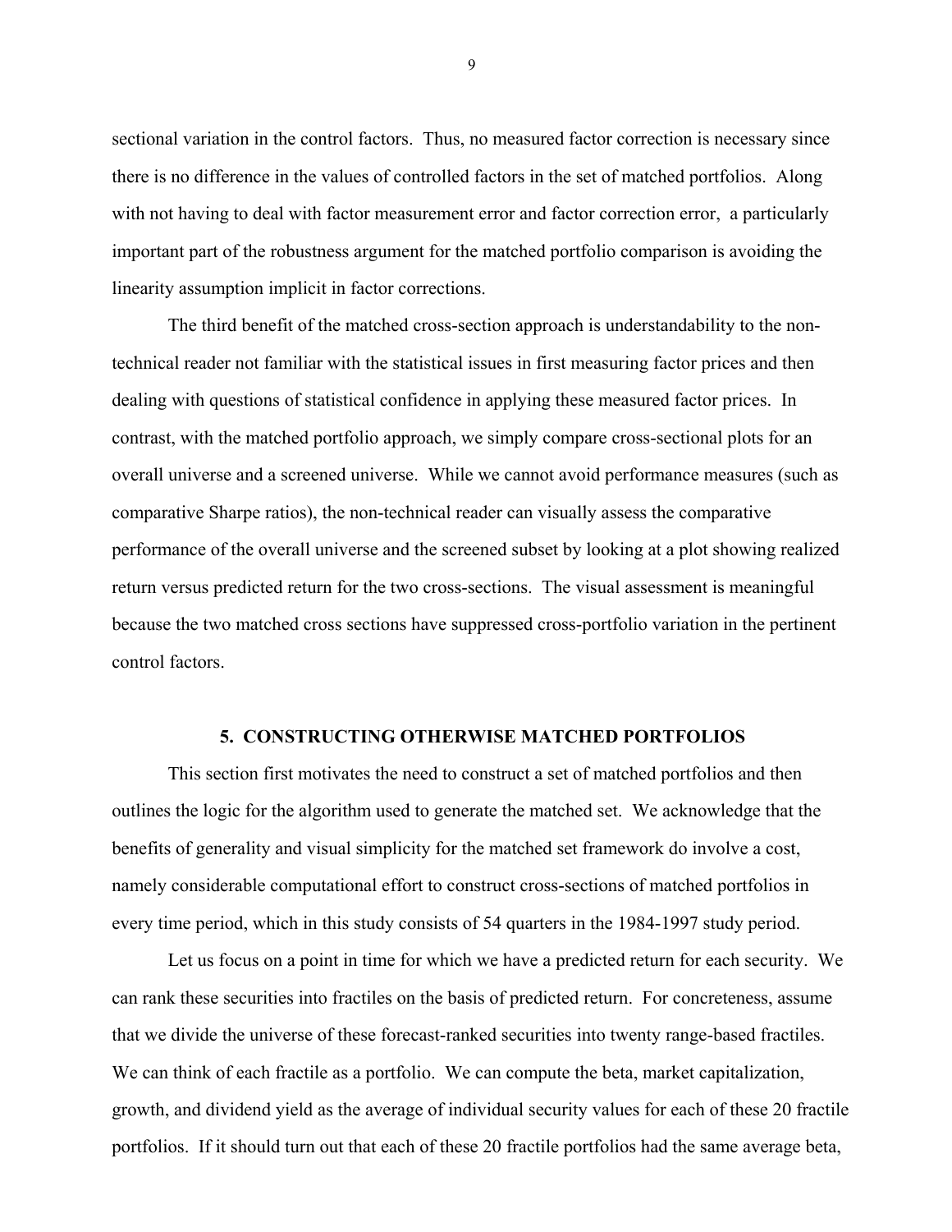sectional variation in the control factors. Thus, no measured factor correction is necessary since there is no difference in the values of controlled factors in the set of matched portfolios. Along with not having to deal with factor measurement error and factor correction error, a particularly important part of the robustness argument for the matched portfolio comparison is avoiding the linearity assumption implicit in factor corrections.

The third benefit of the matched cross-section approach is understandability to the non-technical reader not familiar with the statistical issues in first measuring factor prices and then dealing with questions of statistical confidence in applying these measured factor prices. In contrast, with the matched portfolio approach, we simply compare cross-sectional plots for an overall universe and a screened universe. While we cannot avoid performance measures (such as comparative Sharpe ratios), the non-technical reader can visually assess the comparative performance of the overall universe and the screened subset by looking at a plot showing realized return versus predicted return for the two cross-sections. The visual assessment is meaningful because the two matched cross sections have suppressed cross-portfolio variation in the pertinent control factors.

## 5. CONSTRUCTING OTHERWISE MATCHED PORTFOLIOS

This section first motivates the need to construct a set of matched portfolios and then outlines the logic for the algorithm used to generate the matched set. We acknowledge that the benefits of generality and visual simplicity for the matched set framework do involve a cost, namely considerable computational effort to construct cross-sections of matched portfolios in every time period, which in this study consists of 54 quarters in the 1984-1997 study period.

Let us focus on a point in time for which we have a predicted return for each security. We can rank these securities into fractiles on the basis of predicted return. For concreteness, assume that we divide the universe of these forecast-ranked securities into twenty range-based fractiles. We can think of each fractile as a portfolio. We can compute the beta, market capitalization, growth, and dividend yield as the average of individual security values for each of these 20 fractile portfolios. If it should turn out that each of these 20 fractile portfolios had the same average beta,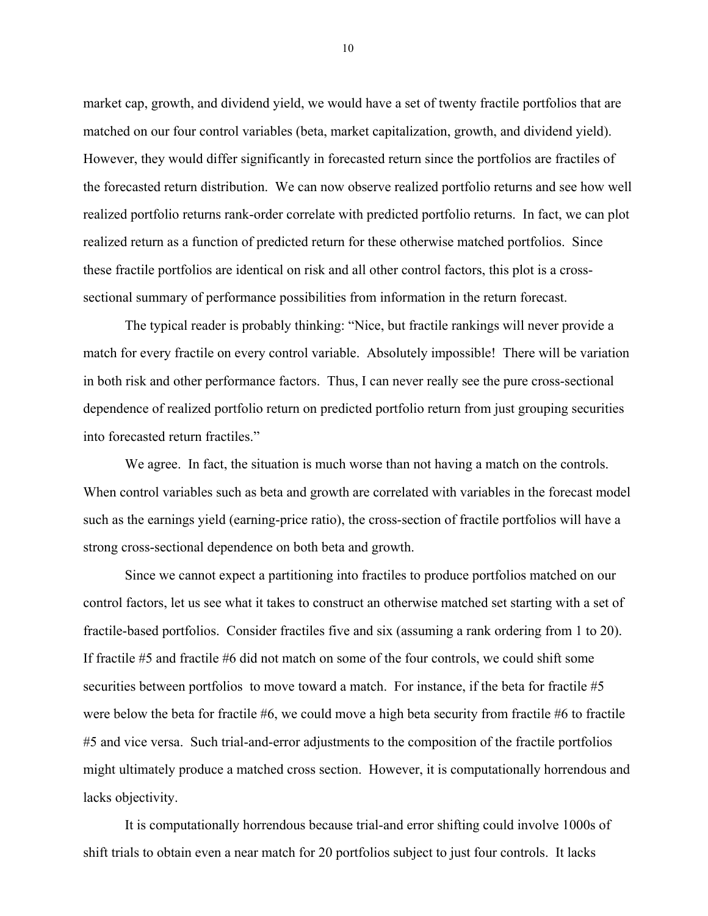market cap, growth, and dividend yield, we would have a set of twenty fractile portfolios that are matched on our four control variables (beta, market capitalization, growth, and dividend yield). However, they would differ significantly in forecasted return since the portfolios are fractiles of the forecasted return distribution. We can now observe realized portfolio returns and see how well realized portfolio returns rank-order correlate with predicted portfolio returns. In fact, we can plot realized return as a function of predicted return for these otherwise matched portfolios. Since these fractile portfolios are identical on risk and all other control factors, this plot is a cross-sectional summary of performance possibilities from information in the return forecast.

The typical reader is probably thinking: "Nice, but fractile rankings will never provide a match for every fractile on every control variable. Absolutely impossible! There will be variation in both risk and other performance factors. Thus, I can never really see the pure cross-sectional dependence of realized portfolio return on predicted portfolio return from just grouping securities into forecasted return fractiles."

We agree. In fact, the situation is much worse than not having a match on the controls. When control variables such as beta and growth are correlated with variables in the forecast model such as the earnings yield (earning-price ratio), the cross-section of fractile portfolios will have a strong cross-sectional dependence on both beta and growth.

Since we cannot expect a partitioning into fractiles to produce portfolios matched on our control factors, let us see what it takes to construct an otherwise matched set starting with a set of fractile-based portfolios. Consider fractiles five and six (assuming a rank ordering from 1 to 20). If fractile #5 and fractile #6 did not match on some of the four controls, we could shift some securities between portfolios to move toward a match. For instance, if the beta for fractile #5 were below the beta for fractile #6, we could move a high beta security from fractile #6 to fractile #5 and vice versa. Such trial-and-error adjustments to the composition of the fractile portfolios might ultimately produce a matched cross section. However, it is computationally horrendous and lacks objectivity.

It is computationally horrendous because trial-and error shifting could involve 1000s of shift trials to obtain even a near match for 20 portfolios subject to just four controls. It lacks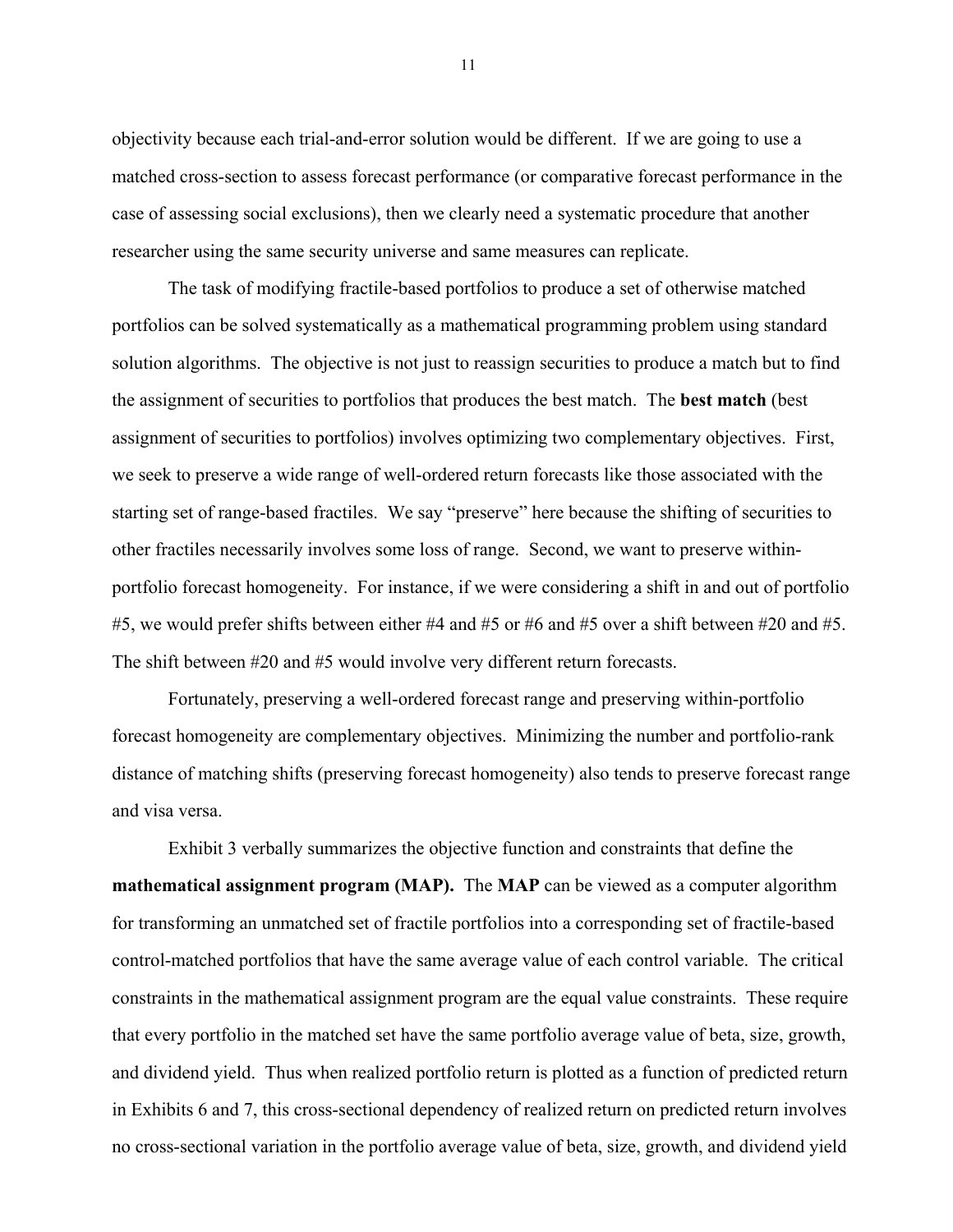objectivity because each trial-and-error solution would be different. If we are going to use a matched cross-section to assess forecast performance (or comparative forecast performance in the case of assessing social exclusions), then we clearly need a systematic procedure that another researcher using the same security universe and same measures can replicate.

The task of modifying fractile-based portfolios to produce a set of otherwise matched portfolios can be solved systematically as a mathematical programming problem using standard solution algorithms. The objective is not just to reassign securities to produce a match but to find the assignment of securities to portfolios that produces the best match. The **best match** (best assignment of securities to portfolios) involves optimizing two complementary objectives. First, we seek to preserve a wide range of well-ordered return forecasts like those associated with the starting set of range-based fractiles. We say "preserve" here because the shifting of securities to other fractiles necessarily involves some loss of range. Second, we want to preserve within-portfolio forecast homogeneity. For instance, if we were considering a shift in and out of portfolio #5, we would prefer shifts between either #4 and #5 or #6 and #5 over a shift between #20 and #5. The shift between #20 and #5 would involve very different return forecasts.

Fortunately, preserving a well-ordered forecast range and preserving within-portfolio forecast homogeneity are complementary objectives. Minimizing the number and portfolio-rank distance of matching shifts (preserving forecast homogeneity) also tends to preserve forecast range and visa versa.

Exhibit 3 verbally summarizes the objective function and constraints that define the **mathematical assignment program (MAP).** The **MAP** can be viewed as a computer algorithm for transforming an unmatched set of fractile portfolios into a corresponding set of fractile-based control-matched portfolios that have the same average value of each control variable. The critical constraints in the mathematical assignment program are the equal value constraints. These require that every portfolio in the matched set have the same portfolio average value of beta, size, growth, and dividend yield. Thus when realized portfolio return is plotted as a function of predicted return in Exhibits 6 and 7, this cross-sectional dependency of realized return on predicted return involves no cross-sectional variation in the portfolio average value of beta, size, growth, and dividend yield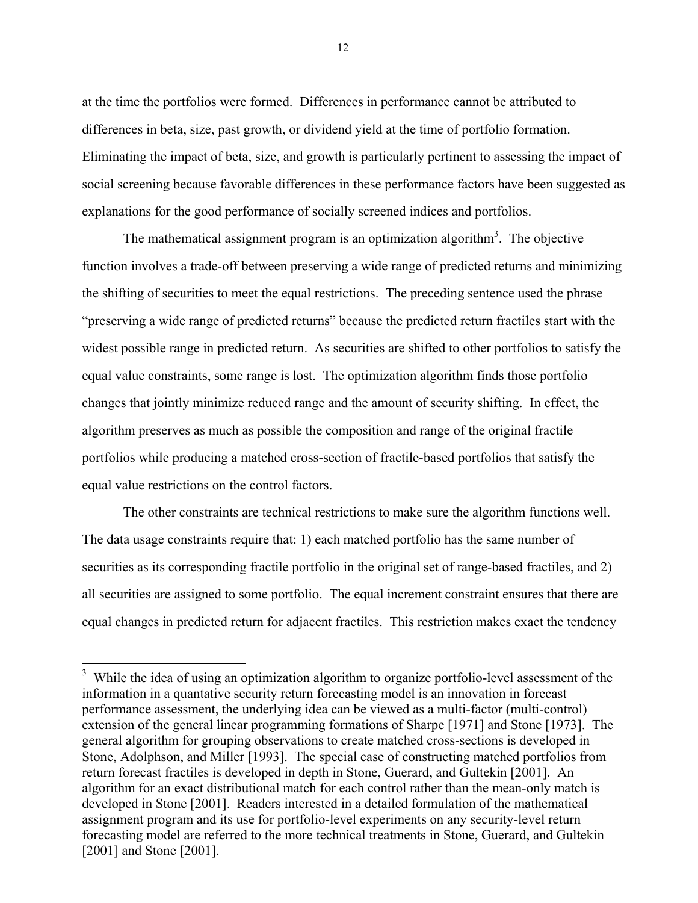at the time the portfolios were formed. Differences in performance cannot be attributed to differences in beta, size, past growth, or dividend yield at the time of portfolio formation. Eliminating the impact of beta, size, and growth is particularly pertinent to assessing the impact of social screening because favorable differences in these performance factors have been suggested as explanations for the good performance of socially screened indices and portfolios.

The mathematical assignment program is an optimization algorithm[3]. The objective function involves a trade-off between preserving a wide range of predicted returns and minimizing the shifting of securities to meet the equal restrictions. The preceding sentence used the phrase "preserving a wide range of predicted returns" because the predicted return fractiles start with the widest possible range in predicted return. As securities are shifted to other portfolios to satisfy the equal value constraints, some range is lost. The optimization algorithm finds those portfolio changes that jointly minimize reduced range and the amount of security shifting. In effect, the algorithm preserves as much as possible the composition and range of the original fractile portfolios while producing a matched cross-section of fractile-based portfolios that satisfy the equal value restrictions on the control factors.

The other constraints are technical restrictions to make sure the algorithm functions well. The data usage constraints require that: 1) each matched portfolio has the same number of securities as its corresponding fractile portfolio in the original set of range-based fractiles, and 2) all securities are assigned to some portfolio. The equal increment constraint ensures that there are equal changes in predicted return for adjacent fractiles. This restriction makes exact the tendency

---

[3] While the idea of using an optimization algorithm to organize portfolio-level assessment of the information in a quantative security return forecasting model is an innovation in forecast performance assessment, the underlying idea can be viewed as a multi-factor (multi-control) extension of the general linear programming formations of Sharpe [1971] and Stone [1973]. The general algorithm for grouping observations to create matched cross-sections is developed in Stone, Adolphson, and Miller [1993]. The special case of constructing matched portfolios from return forecast fractiles is developed in depth in Stone, Guerard, and Gultekin [2001]. An algorithm for an exact distributional match for each control rather than the mean-only match is developed in Stone [2001]. Readers interested in a detailed formulation of the mathematical assignment program and its use for portfolio-level experiments on any security-level return forecasting model are referred to the more technical treatments in Stone, Guerard, and Gultekin [2001] and Stone [2001].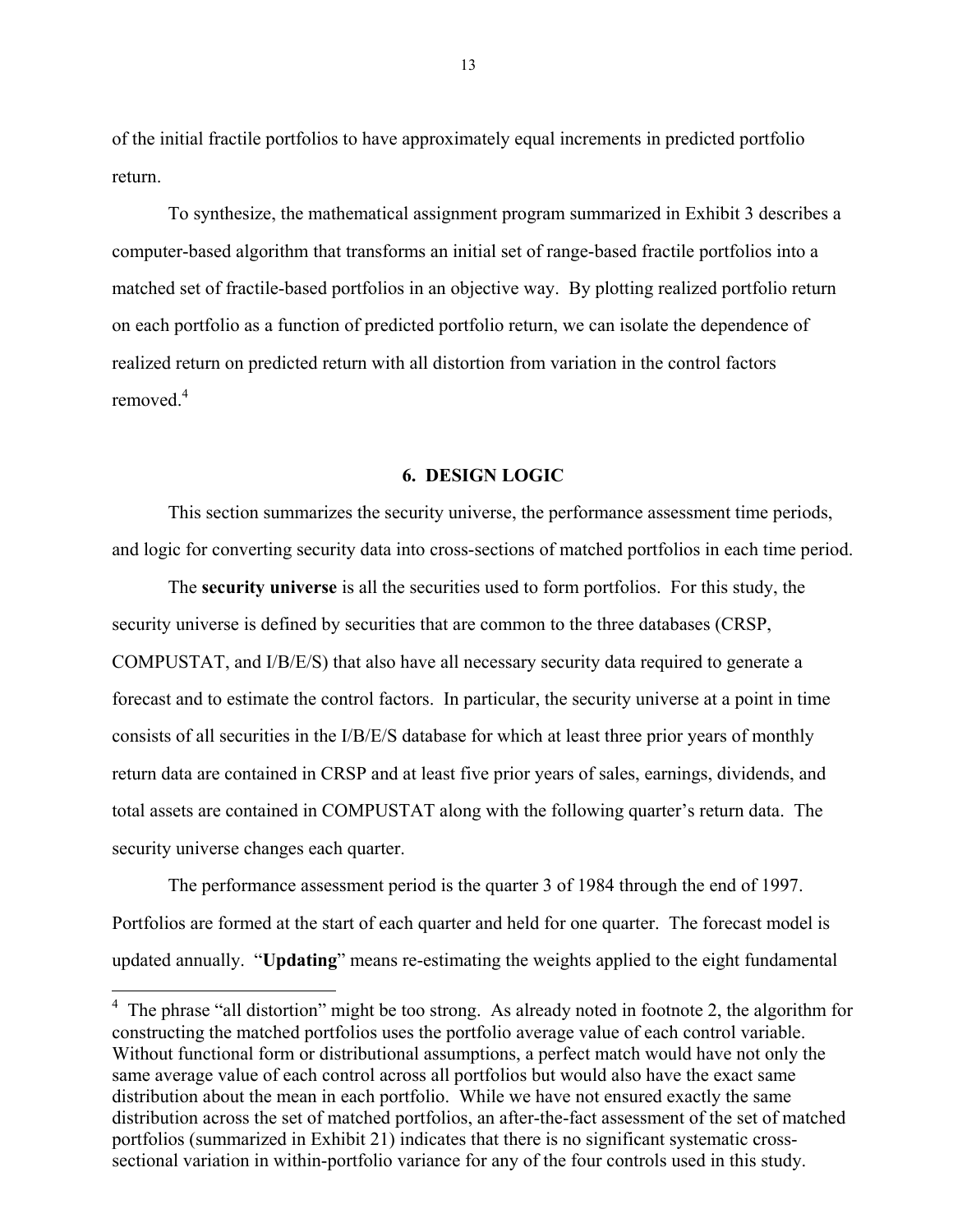of the initial fractile portfolios to have approximately equal increments in predicted portfolio return.

To synthesize, the mathematical assignment program summarized in Exhibit 3 describes a computer-based algorithm that transforms an initial set of range-based fractile portfolios into a matched set of fractile-based portfolios in an objective way. By plotting realized portfolio return on each portfolio as a function of predicted portfolio return, we can isolate the dependence of realized return on predicted return with all distortion from variation in the control factors removed.[4]

## 6. DESIGN LOGIC

This section summarizes the security universe, the performance assessment time periods, and logic for converting security data into cross-sections of matched portfolios in each time period.

The **security universe** is all the securities used to form portfolios. For this study, the security universe is defined by securities that are common to the three databases (CRSP, COMPUSTAT, and I/B/E/S) that also have all necessary security data required to generate a forecast and to estimate the control factors. In particular, the security universe at a point in time consists of all securities in the I/B/E/S database for which at least three prior years of monthly return data are contained in CRSP and at least five prior years of sales, earnings, dividends, and total assets are contained in COMPUSTAT along with the following quarter's return data. The security universe changes each quarter.

The performance assessment period is the quarter 3 of 1984 through the end of 1997. Portfolios are formed at the start of each quarter and held for one quarter. The forecast model is updated annually. "**Updating**" means re-estimating the weights applied to the eight fundamental

[4] The phrase "all distortion" might be too strong. As already noted in footnote 2, the algorithm for constructing the matched portfolios uses the portfolio average value of each control variable. Without functional form or distributional assumptions, a perfect match would have not only the same average value of each control across all portfolios but would also have the exact same distribution about the mean in each portfolio. While we have not ensured exactly the same distribution across the set of matched portfolios, an after-the-fact assessment of the set of matched portfolios (summarized in Exhibit 21) indicates that there is no significant systematic cross-sectional variation in within-portfolio variance for any of the four controls used in this study.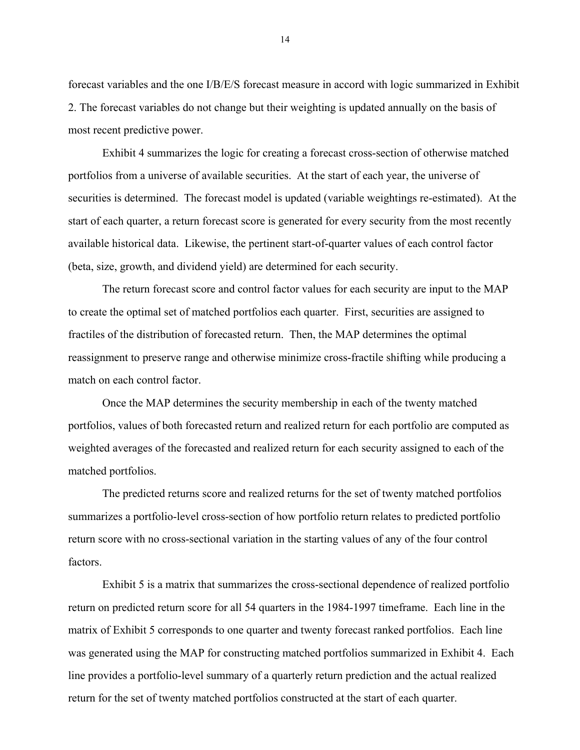forecast variables and the one I/B/E/S forecast measure in accord with logic summarized in Exhibit 2. The forecast variables do not change but their weighting is updated annually on the basis of most recent predictive power.

Exhibit 4 summarizes the logic for creating a forecast cross-section of otherwise matched portfolios from a universe of available securities. At the start of each year, the universe of securities is determined. The forecast model is updated (variable weightings re-estimated). At the start of each quarter, a return forecast score is generated for every security from the most recently available historical data. Likewise, the pertinent start-of-quarter values of each control factor (beta, size, growth, and dividend yield) are determined for each security.

The return forecast score and control factor values for each security are input to the MAP to create the optimal set of matched portfolios each quarter. First, securities are assigned to fractiles of the distribution of forecasted return. Then, the MAP determines the optimal reassignment to preserve range and otherwise minimize cross-fractile shifting while producing a match on each control factor.

Once the MAP determines the security membership in each of the twenty matched portfolios, values of both forecasted return and realized return for each portfolio are computed as weighted averages of the forecasted and realized return for each security assigned to each of the matched portfolios.

The predicted returns score and realized returns for the set of twenty matched portfolios summarizes a portfolio-level cross-section of how portfolio return relates to predicted portfolio return score with no cross-sectional variation in the starting values of any of the four control factors.

Exhibit 5 is a matrix that summarizes the cross-sectional dependence of realized portfolio return on predicted return score for all 54 quarters in the 1984-1997 timeframe. Each line in the matrix of Exhibit 5 corresponds to one quarter and twenty forecast ranked portfolios. Each line was generated using the MAP for constructing matched portfolios summarized in Exhibit 4. Each line provides a portfolio-level summary of a quarterly return prediction and the actual realized return for the set of twenty matched portfolios constructed at the start of each quarter.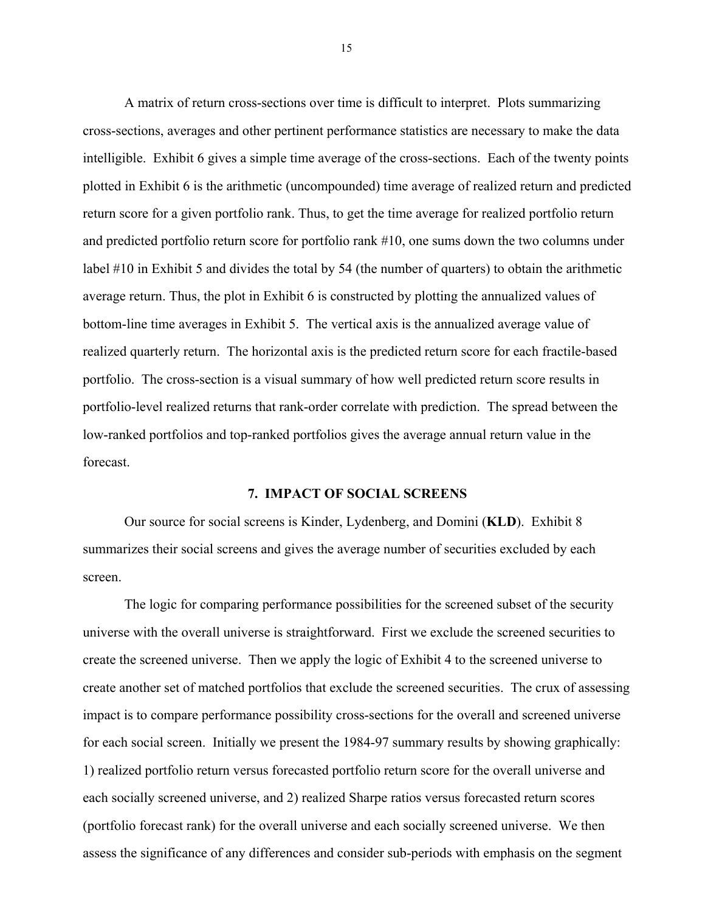A matrix of return cross-sections over time is difficult to interpret. Plots summarizing cross-sections, averages and other pertinent performance statistics are necessary to make the data intelligible. Exhibit 6 gives a simple time average of the cross-sections. Each of the twenty points plotted in Exhibit 6 is the arithmetic (uncompounded) time average of realized return and predicted return score for a given portfolio rank. Thus, to get the time average for realized portfolio return and predicted portfolio return score for portfolio rank #10, one sums down the two columns under label #10 in Exhibit 5 and divides the total by 54 (the number of quarters) to obtain the arithmetic average return. Thus, the plot in Exhibit 6 is constructed by plotting the annualized values of bottom-line time averages in Exhibit 5. The vertical axis is the annualized average value of realized quarterly return. The horizontal axis is the predicted return score for each fractile-based portfolio. The cross-section is a visual summary of how well predicted return score results in portfolio-level realized returns that rank-order correlate with prediction. The spread between the low-ranked portfolios and top-ranked portfolios gives the average annual return value in the forecast.

## 7. IMPACT OF SOCIAL SCREENS

Our source for social screens is Kinder, Lydenberg, and Domini (**KLD**). Exhibit 8 summarizes their social screens and gives the average number of securities excluded by each screen.

The logic for comparing performance possibilities for the screened subset of the security universe with the overall universe is straightforward. First we exclude the screened securities to create the screened universe. Then we apply the logic of Exhibit 4 to the screened universe to create another set of matched portfolios that exclude the screened securities. The crux of assessing impact is to compare performance possibility cross-sections for the overall and screened universe for each social screen. Initially we present the 1984-97 summary results by showing graphically: 1) realized portfolio return versus forecasted portfolio return score for the overall universe and each socially screened universe, and 2) realized Sharpe ratios versus forecasted return scores (portfolio forecast rank) for the overall universe and each socially screened universe. We then assess the significance of any differences and consider sub-periods with emphasis on the segment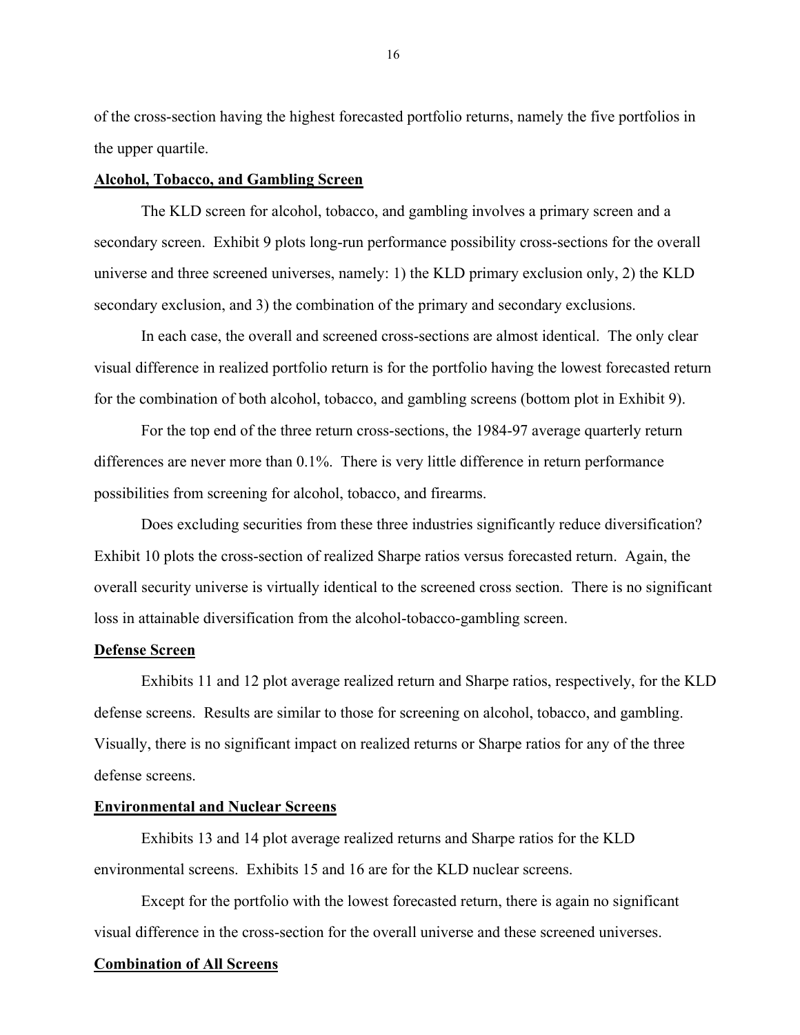of the cross-section having the highest forecasted portfolio returns, namely the five portfolios in the upper quartile.

**Alcohol, Tobacco, and Gambling Screen**

The KLD screen for alcohol, tobacco, and gambling involves a primary screen and a secondary screen. Exhibit 9 plots long-run performance possibility cross-sections for the overall universe and three screened universes, namely: 1) the KLD primary exclusion only, 2) the KLD secondary exclusion, and 3) the combination of the primary and secondary exclusions.

In each case, the overall and screened cross-sections are almost identical. The only clear visual difference in realized portfolio return is for the portfolio having the lowest forecasted return for the combination of both alcohol, tobacco, and gambling screens (bottom plot in Exhibit 9).

For the top end of the three return cross-sections, the 1984-97 average quarterly return differences are never more than 0.1%. There is very little difference in return performance possibilities from screening for alcohol, tobacco, and firearms.

Does excluding securities from these three industries significantly reduce diversification? Exhibit 10 plots the cross-section of realized Sharpe ratios versus forecasted return. Again, the overall security universe is virtually identical to the screened cross section. There is no significant loss in attainable diversification from the alcohol-tobacco-gambling screen.

**Defense Screen**

Exhibits 11 and 12 plot average realized return and Sharpe ratios, respectively, for the KLD defense screens. Results are similar to those for screening on alcohol, tobacco, and gambling. Visually, there is no significant impact on realized returns or Sharpe ratios for any of the three defense screens.

**Environmental and Nuclear Screens**

Exhibits 13 and 14 plot average realized returns and Sharpe ratios for the KLD environmental screens. Exhibits 15 and 16 are for the KLD nuclear screens.

Except for the portfolio with the lowest forecasted return, there is again no significant visual difference in the cross-section for the overall universe and these screened universes.

**Combination of All Screens**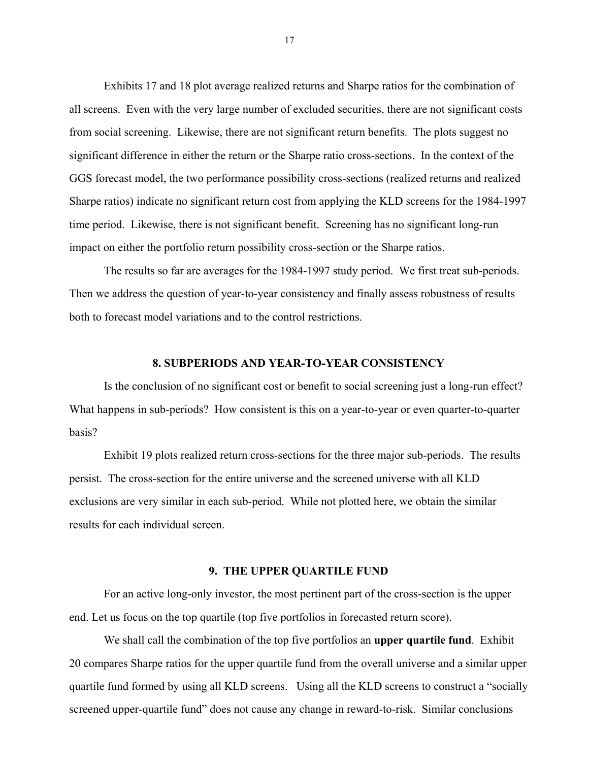Exhibits 17 and 18 plot average realized returns and Sharpe ratios for the combination of all screens. Even with the very large number of excluded securities, there are not significant costs from social screening. Likewise, there are not significant return benefits. The plots suggest no significant difference in either the return or the Sharpe ratio cross-sections. In the context of the GGS forecast model, the two performance possibility cross-sections (realized returns and realized Sharpe ratios) indicate no significant return cost from applying the KLD screens for the 1984-1997 time period. Likewise, there is not significant benefit. Screening has no significant long-run impact on either the portfolio return possibility cross-section or the Sharpe ratios.

The results so far are averages for the 1984-1997 study period. We first treat sub-periods. Then we address the question of year-to-year consistency and finally assess robustness of results both to forecast model variations and to the control restrictions.

## 8. SUBPERIODS AND YEAR-TO-YEAR CONSISTENCY

Is the conclusion of no significant cost or benefit to social screening just a long-run effect? What happens in sub-periods? How consistent is this on a year-to-year or even quarter-to-quarter basis?

Exhibit 19 plots realized return cross-sections for the three major sub-periods. The results persist. The cross-section for the entire universe and the screened universe with all KLD exclusions are very similar in each sub-period. While not plotted here, we obtain the similar results for each individual screen.

## 9. THE UPPER QUARTILE FUND

For an active long-only investor, the most pertinent part of the cross-section is the upper end. Let us focus on the top quartile (top five portfolios in forecasted return score).

We shall call the combination of the top five portfolios an **upper quartile fund**. Exhibit 20 compares Sharpe ratios for the upper quartile fund from the overall universe and a similar upper quartile fund formed by using all KLD screens. Using all the KLD screens to construct a "socially screened upper-quartile fund" does not cause any change in reward-to-risk. Similar conclusions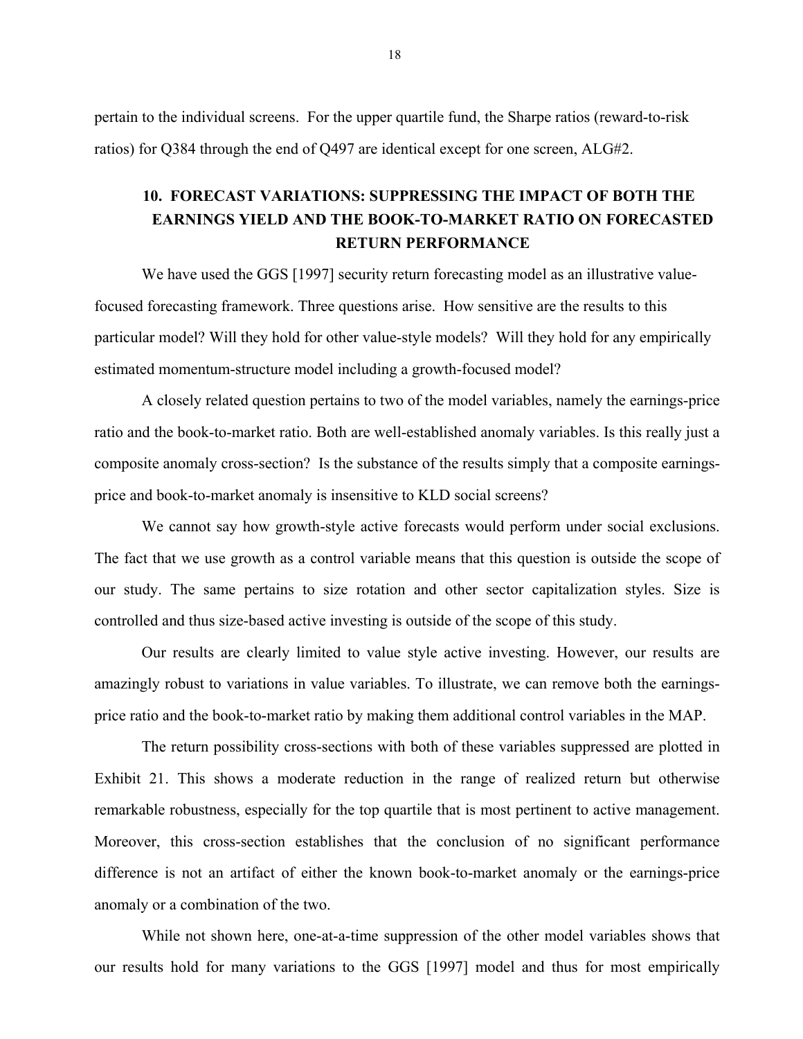pertain to the individual screens. For the upper quartile fund, the Sharpe ratios (reward-to-risk ratios) for Q384 through the end of Q497 are identical except for one screen, ALG#2.

## 10. FORECAST VARIATIONS: SUPPRESSING THE IMPACT OF BOTH THE EARNINGS YIELD AND THE BOOK-TO-MARKET RATIO ON FORECASTED RETURN PERFORMANCE

We have used the GGS [1997] security return forecasting model as an illustrative value-focused forecasting framework. Three questions arise. How sensitive are the results to this particular model? Will they hold for other value-style models? Will they hold for any empirically estimated momentum-structure model including a growth-focused model?

A closely related question pertains to two of the model variables, namely the earnings-price ratio and the book-to-market ratio. Both are well-established anomaly variables. Is this really just a composite anomaly cross-section? Is the substance of the results simply that a composite earnings-price and book-to-market anomaly is insensitive to KLD social screens?

We cannot say how growth-style active forecasts would perform under social exclusions. The fact that we use growth as a control variable means that this question is outside the scope of our study. The same pertains to size rotation and other sector capitalization styles. Size is controlled and thus size-based active investing is outside of the scope of this study.

Our results are clearly limited to value style active investing. However, our results are amazingly robust to variations in value variables. To illustrate, we can remove both the earnings-price ratio and the book-to-market ratio by making them additional control variables in the MAP.

The return possibility cross-sections with both of these variables suppressed are plotted in Exhibit 21. This shows a moderate reduction in the range of realized return but otherwise remarkable robustness, especially for the top quartile that is most pertinent to active management. Moreover, this cross-section establishes that the conclusion of no significant performance difference is not an artifact of either the known book-to-market anomaly or the earnings-price anomaly or a combination of the two.

While not shown here, one-at-a-time suppression of the other model variables shows that our results hold for many variations to the GGS [1997] model and thus for most empirically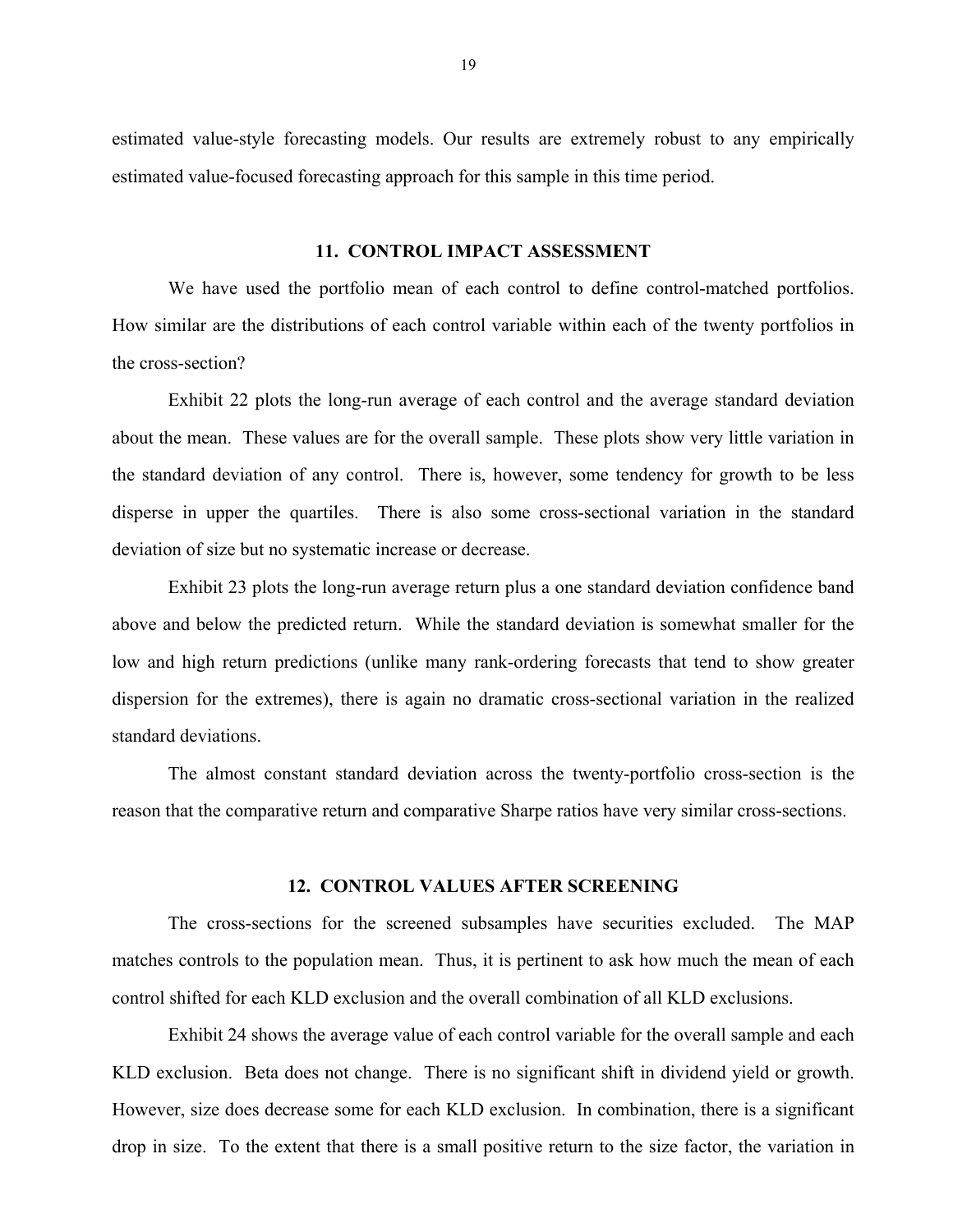estimated value-style forecasting models. Our results are extremely robust to any empirically estimated value-focused forecasting approach for this sample in this time period.

## 11. CONTROL IMPACT ASSESSMENT

We have used the portfolio mean of each control to define control-matched portfolios. How similar are the distributions of each control variable within each of the twenty portfolios in the cross-section?

Exhibit 22 plots the long-run average of each control and the average standard deviation about the mean. These values are for the overall sample. These plots show very little variation in the standard deviation of any control. There is, however, some tendency for growth to be less disperse in upper the quartiles. There is also some cross-sectional variation in the standard deviation of size but no systematic increase or decrease.

Exhibit 23 plots the long-run average return plus a one standard deviation confidence band above and below the predicted return. While the standard deviation is somewhat smaller for the low and high return predictions (unlike many rank-ordering forecasts that tend to show greater dispersion for the extremes), there is again no dramatic cross-sectional variation in the realized standard deviations.

The almost constant standard deviation across the twenty-portfolio cross-section is the reason that the comparative return and comparative Sharpe ratios have very similar cross-sections.

## 12. CONTROL VALUES AFTER SCREENING

The cross-sections for the screened subsamples have securities excluded. The MAP matches controls to the population mean. Thus, it is pertinent to ask how much the mean of each control shifted for each KLD exclusion and the overall combination of all KLD exclusions.

Exhibit 24 shows the average value of each control variable for the overall sample and each KLD exclusion. Beta does not change. There is no significant shift in dividend yield or growth. However, size does decrease some for each KLD exclusion. In combination, there is a significant drop in size. To the extent that there is a small positive return to the size factor, the variation in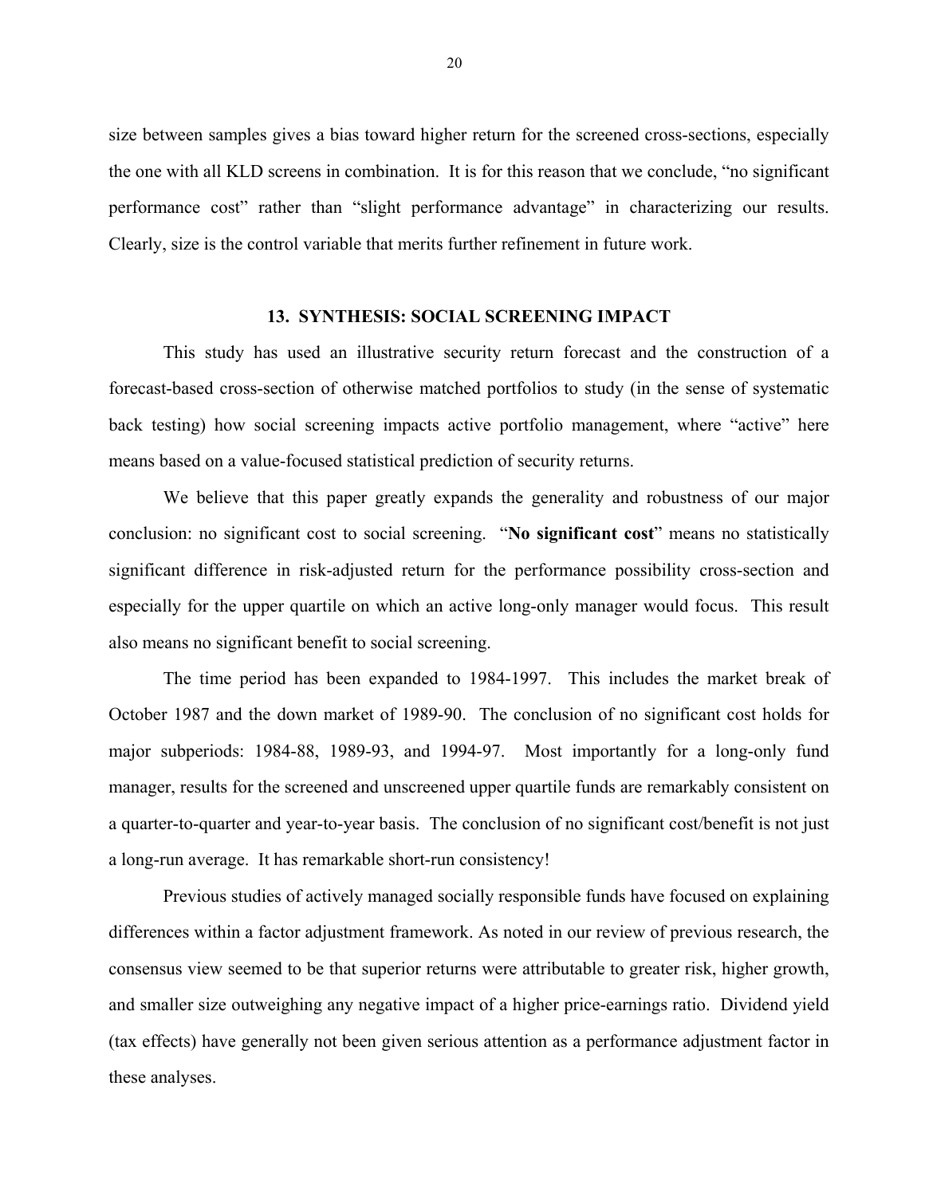size between samples gives a bias toward higher return for the screened cross-sections, especially the one with all KLD screens in combination. It is for this reason that we conclude, "no significant performance cost" rather than "slight performance advantage" in characterizing our results. Clearly, size is the control variable that merits further refinement in future work.

## 13. SYNTHESIS: SOCIAL SCREENING IMPACT

This study has used an illustrative security return forecast and the construction of a forecast-based cross-section of otherwise matched portfolios to study (in the sense of systematic back testing) how social screening impacts active portfolio management, where "active" here means based on a value-focused statistical prediction of security returns.

We believe that this paper greatly expands the generality and robustness of our major conclusion: no significant cost to social screening. "**No significant cost**" means no statistically significant difference in risk-adjusted return for the performance possibility cross-section and especially for the upper quartile on which an active long-only manager would focus. This result also means no significant benefit to social screening.

The time period has been expanded to 1984-1997. This includes the market break of October 1987 and the down market of 1989-90. The conclusion of no significant cost holds for major subperiods: 1984-88, 1989-93, and 1994-97. Most importantly for a long-only fund manager, results for the screened and unscreened upper quartile funds are remarkably consistent on a quarter-to-quarter and year-to-year basis. The conclusion of no significant cost/benefit is not just a long-run average. It has remarkable short-run consistency!

Previous studies of actively managed socially responsible funds have focused on explaining differences within a factor adjustment framework. As noted in our review of previous research, the consensus view seemed to be that superior returns were attributable to greater risk, higher growth, and smaller size outweighing any negative impact of a higher price-earnings ratio. Dividend yield (tax effects) have generally not been given serious attention as a performance adjustment factor in these analyses.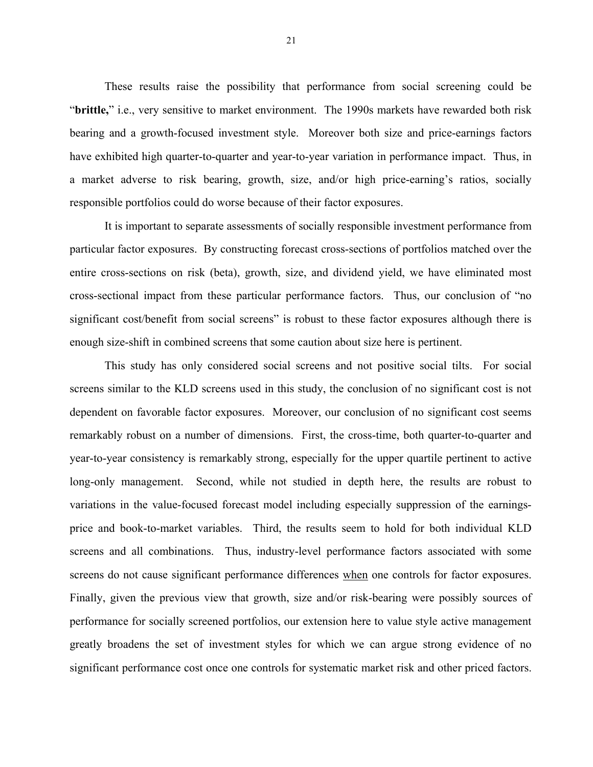These results raise the possibility that performance from social screening could be "**brittle,**" i.e., very sensitive to market environment. The 1990s markets have rewarded both risk bearing and a growth-focused investment style. Moreover both size and price-earnings factors have exhibited high quarter-to-quarter and year-to-year variation in performance impact. Thus, in a market adverse to risk bearing, growth, size, and/or high price-earning's ratios, socially responsible portfolios could do worse because of their factor exposures.

It is important to separate assessments of socially responsible investment performance from particular factor exposures. By constructing forecast cross-sections of portfolios matched over the entire cross-sections on risk (beta), growth, size, and dividend yield, we have eliminated most cross-sectional impact from these particular performance factors. Thus, our conclusion of "no significant cost/benefit from social screens" is robust to these factor exposures although there is enough size-shift in combined screens that some caution about size here is pertinent.

This study has only considered social screens and not positive social tilts. For social screens similar to the KLD screens used in this study, the conclusion of no significant cost is not dependent on favorable factor exposures. Moreover, our conclusion of no significant cost seems remarkably robust on a number of dimensions. First, the cross-time, both quarter-to-quarter and year-to-year consistency is remarkably strong, especially for the upper quartile pertinent to active long-only management. Second, while not studied in depth here, the results are robust to variations in the value-focused forecast model including especially suppression of the earnings-price and book-to-market variables. Third, the results seem to hold for both individual KLD screens and all combinations. Thus, industry-level performance factors associated with some screens do not cause significant performance differences <u>when</u> one controls for factor exposures. Finally, given the previous view that growth, size and/or risk-bearing were possibly sources of performance for socially screened portfolios, our extension here to value style active management greatly broadens the set of investment styles for which we can argue strong evidence of no significant performance cost once one controls for systematic market risk and other priced factors.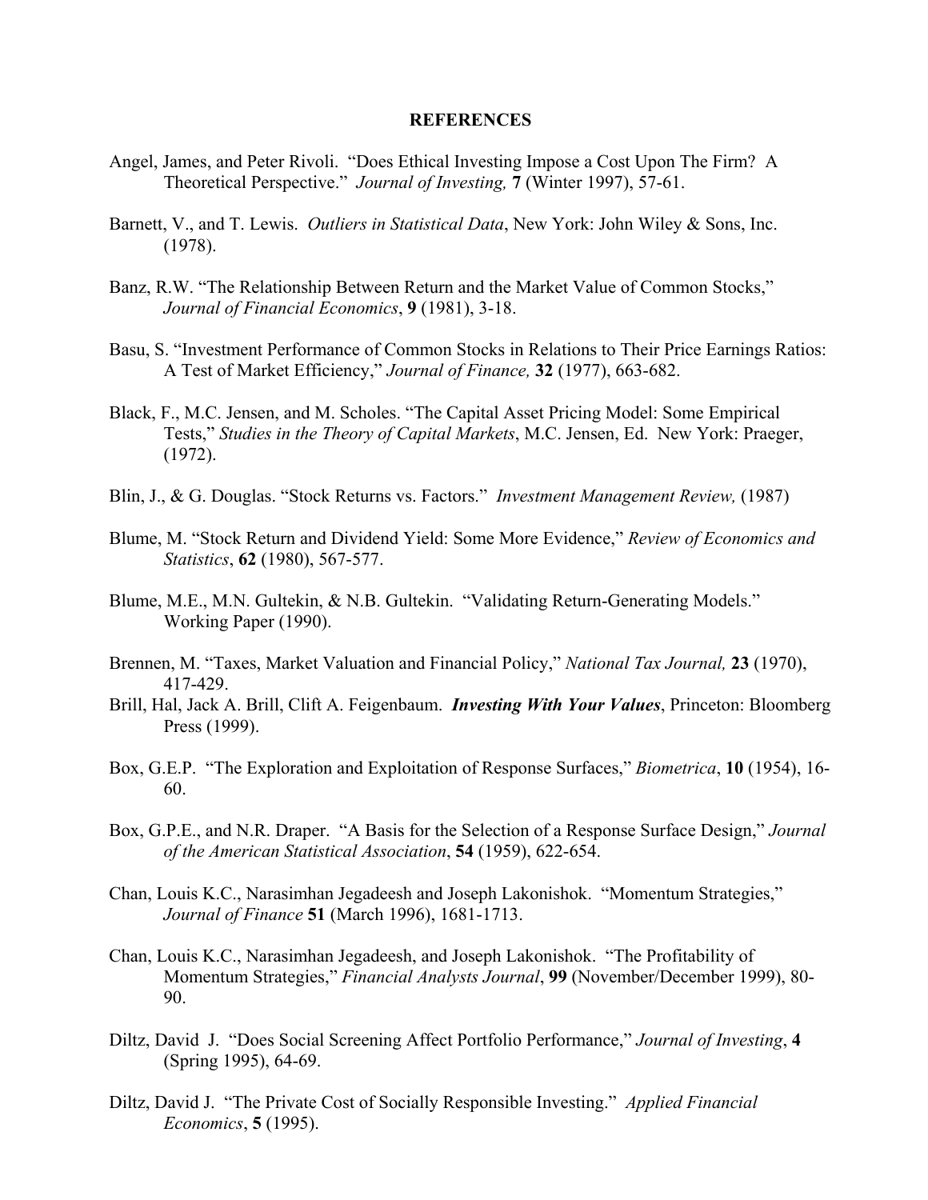## REFERENCES

Angel, James, and Peter Rivoli. "Does Ethical Investing Impose a Cost Upon The Firm? A Theoretical Perspective." *Journal of Investing,* **7** (Winter 1997), 57-61.

Barnett, V., and T. Lewis. *Outliers in Statistical Data*, New York: John Wiley & Sons, Inc. (1978).

Banz, R.W. "The Relationship Between Return and the Market Value of Common Stocks," *Journal of Financial Economics*, **9** (1981), 3-18.

Basu, S. "Investment Performance of Common Stocks in Relations to Their Price Earnings Ratios: A Test of Market Efficiency," *Journal of Finance,* **32** (1977), 663-682.

Black, F., M.C. Jensen, and M. Scholes. "The Capital Asset Pricing Model: Some Empirical Tests," *Studies in the Theory of Capital Markets*, M.C. Jensen, Ed. New York: Praeger, (1972).

Blin, J., & G. Douglas. "Stock Returns vs. Factors." *Investment Management Review,* (1987)

Blume, M. "Stock Return and Dividend Yield: Some More Evidence," *Review of Economics and Statistics*, **62** (1980), 567-577.

Blume, M.E., M.N. Gultekin, & N.B. Gultekin. "Validating Return-Generating Models." Working Paper (1990).

Brennen, M. "Taxes, Market Valuation and Financial Policy," *National Tax Journal,* **23** (1970), 417-429.

Brill, Hal, Jack A. Brill, Clift A. Feigenbaum. ***Investing With Your Values***, Princeton: Bloomberg Press (1999).

Box, G.E.P. "The Exploration and Exploitation of Response Surfaces," *Biometrica*, **10** (1954), 16-60.

Box, G.P.E., and N.R. Draper. "A Basis for the Selection of a Response Surface Design," *Journal of the American Statistical Association*, **54** (1959), 622-654.

Chan, Louis K.C., Narasimhan Jegadeesh and Joseph Lakonishok. "Momentum Strategies," *Journal of Finance* **51** (March 1996), 1681-1713.

Chan, Louis K.C., Narasimhan Jegadeesh, and Joseph Lakonishok. "The Profitability of Momentum Strategies," *Financial Analysts Journal*, **99** (November/December 1999), 80-90.

Diltz, David J. "Does Social Screening Affect Portfolio Performance," *Journal of Investing*, **4** (Spring 1995), 64-69.

Diltz, David J. "The Private Cost of Socially Responsible Investing." *Applied Financial Economics*, **5** (1995).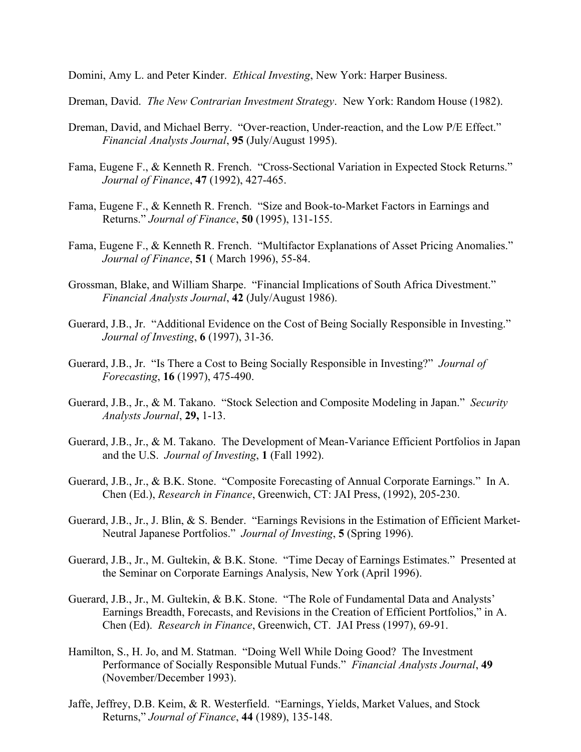Domini, Amy L. and Peter Kinder. *Ethical Investing*, New York: Harper Business.

Dreman, David. *The New Contrarian Investment Strategy*. New York: Random House (1982).

Dreman, David, and Michael Berry. "Over-reaction, Under-reaction, and the Low P/E Effect." *Financial Analysts Journal*, **95** (July/August 1995).

Fama, Eugene F., & Kenneth R. French. "Cross-Sectional Variation in Expected Stock Returns." *Journal of Finance*, **47** (1992), 427-465.

Fama, Eugene F., & Kenneth R. French. "Size and Book-to-Market Factors in Earnings and Returns." *Journal of Finance*, **50** (1995), 131-155.

Fama, Eugene F., & Kenneth R. French. "Multifactor Explanations of Asset Pricing Anomalies." *Journal of Finance*, **51** ( March 1996), 55-84.

Grossman, Blake, and William Sharpe. "Financial Implications of South Africa Divestment." *Financial Analysts Journal*, **42** (July/August 1986).

Guerard, J.B., Jr. "Additional Evidence on the Cost of Being Socially Responsible in Investing." *Journal of Investing*, **6** (1997), 31-36.

Guerard, J.B., Jr. "Is There a Cost to Being Socially Responsible in Investing?" *Journal of Forecasting*, **16** (1997), 475-490.

Guerard, J.B., Jr., & M. Takano. "Stock Selection and Composite Modeling in Japan." *Security Analysts Journal*, **29,** 1-13.

Guerard, J.B., Jr., & M. Takano. The Development of Mean-Variance Efficient Portfolios in Japan and the U.S. *Journal of Investing*, **1** (Fall 1992).

Guerard, J.B., Jr., & B.K. Stone. "Composite Forecasting of Annual Corporate Earnings." In A. Chen (Ed.), *Research in Finance*, Greenwich, CT: JAI Press, (1992), 205-230.

Guerard, J.B., Jr., J. Blin, & S. Bender. "Earnings Revisions in the Estimation of Efficient Market-Neutral Japanese Portfolios." *Journal of Investing*, **5** (Spring 1996).

Guerard, J.B., Jr., M. Gultekin, & B.K. Stone. "Time Decay of Earnings Estimates." Presented at the Seminar on Corporate Earnings Analysis, New York (April 1996).

Guerard, J.B., Jr., M. Gultekin, & B.K. Stone. "The Role of Fundamental Data and Analysts' Earnings Breadth, Forecasts, and Revisions in the Creation of Efficient Portfolios," in A. Chen (Ed). *Research in Finance*, Greenwich, CT. JAI Press (1997), 69-91.

Hamilton, S., H. Jo, and M. Statman. "Doing Well While Doing Good? The Investment Performance of Socially Responsible Mutual Funds." *Financial Analysts Journal*, **49** (November/December 1993).

Jaffe, Jeffrey, D.B. Keim, & R. Westerfield. "Earnings, Yields, Market Values, and Stock Returns," *Journal of Finance*, **44** (1989), 135-148.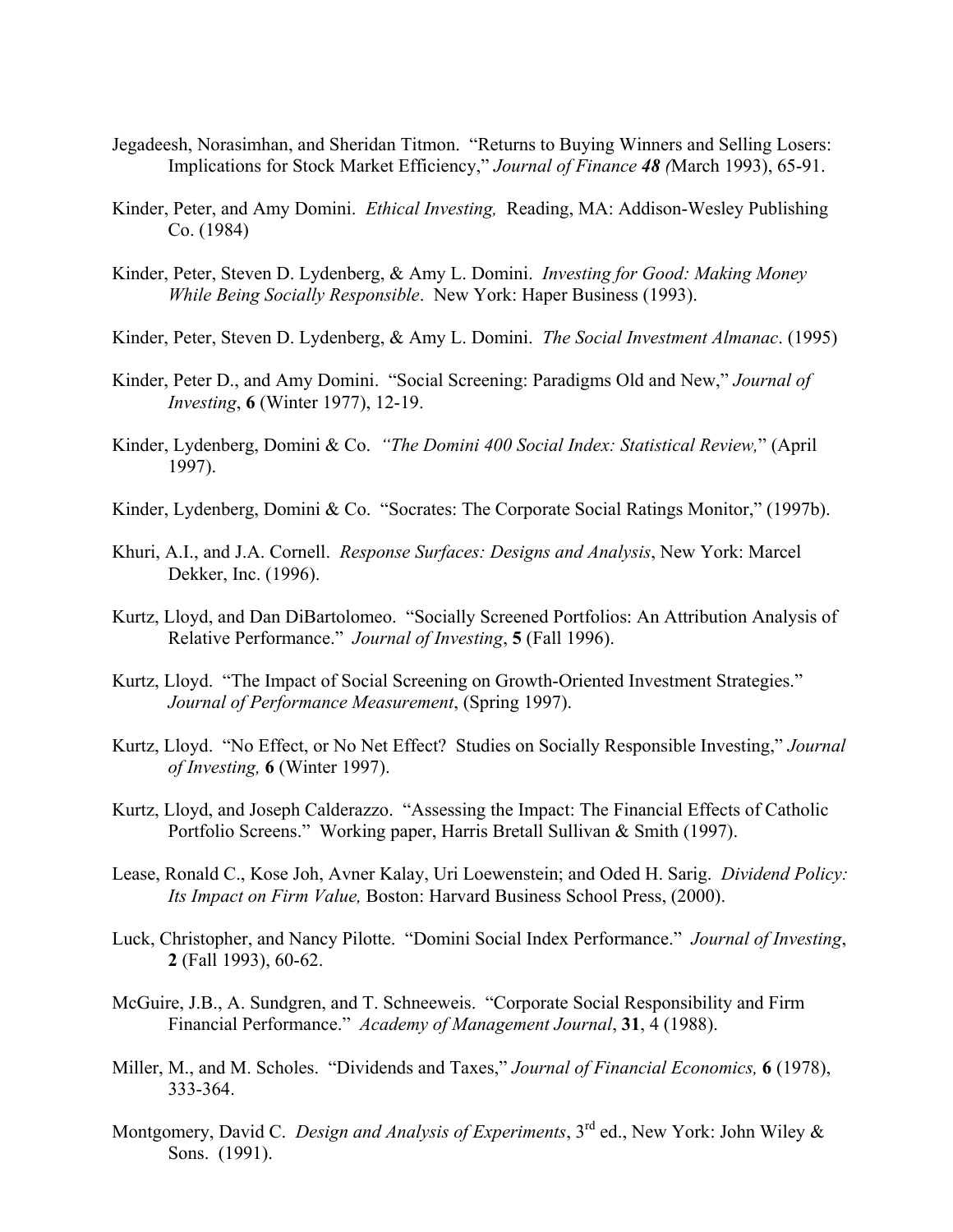Jegadeesh, Norasimhan, and Sheridan Titmon. "Returns to Buying Winners and Selling Losers: Implications for Stock Market Efficiency," *Journal of Finance* ***48*** *(*March 1993), 65-91.

Kinder, Peter, and Amy Domini. *Ethical Investing,* Reading, MA: Addison-Wesley Publishing Co. (1984)

Kinder, Peter, Steven D. Lydenberg, & Amy L. Domini. *Investing for Good: Making Money While Being Socially Responsible*. New York: Haper Business (1993).

Kinder, Peter, Steven D. Lydenberg, & Amy L. Domini. *The Social Investment Almanac*. (1995)

Kinder, Peter D., and Amy Domini. "Social Screening: Paradigms Old and New," *Journal of Investing*, **6** (Winter 1977), 12-19.

Kinder, Lydenberg, Domini & Co. *"The Domini 400 Social Index: Statistical Review,*" (April 1997).

Kinder, Lydenberg, Domini & Co. "Socrates: The Corporate Social Ratings Monitor," (1997b).

Khuri, A.I., and J.A. Cornell. *Response Surfaces: Designs and Analysis*, New York: Marcel Dekker, Inc. (1996).

Kurtz, Lloyd, and Dan DiBartolomeo. "Socially Screened Portfolios: An Attribution Analysis of Relative Performance." *Journal of Investing*, **5** (Fall 1996).

Kurtz, Lloyd. "The Impact of Social Screening on Growth-Oriented Investment Strategies." *Journal of Performance Measurement*, (Spring 1997).

Kurtz, Lloyd. "No Effect, or No Net Effect? Studies on Socially Responsible Investing," *Journal of Investing,* **6** (Winter 1997).

Kurtz, Lloyd, and Joseph Calderazzo. "Assessing the Impact: The Financial Effects of Catholic Portfolio Screens." Working paper, Harris Bretall Sullivan & Smith (1997).

Lease, Ronald C., Kose Joh, Avner Kalay, Uri Loewenstein; and Oded H. Sarig. *Dividend Policy: Its Impact on Firm Value,* Boston: Harvard Business School Press, (2000).

Luck, Christopher, and Nancy Pilotte. "Domini Social Index Performance." *Journal of Investing*, **2** (Fall 1993), 60-62.

McGuire, J.B., A. Sundgren, and T. Schneeweis. "Corporate Social Responsibility and Firm Financial Performance." *Academy of Management Journal*, **31**, 4 (1988).

Miller, M., and M. Scholes. "Dividends and Taxes," *Journal of Financial Economics,* **6** (1978), 333-364.

Montgomery, David C. *Design and Analysis of Experiments*, 3rd ed., New York: John Wiley & Sons. (1991).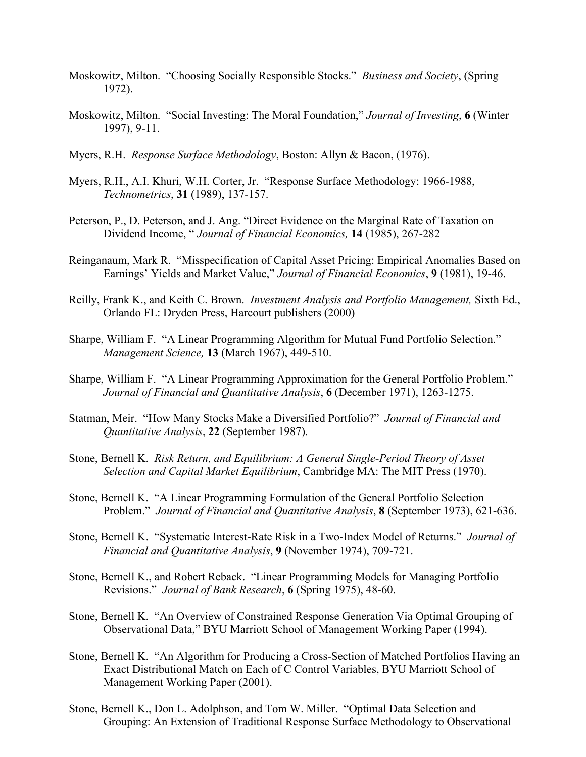Moskowitz, Milton. "Choosing Socially Responsible Stocks." *Business and Society*, (Spring 1972).

Moskowitz, Milton. "Social Investing: The Moral Foundation," *Journal of Investing*, **6** (Winter 1997), 9-11.

Myers, R.H. *Response Surface Methodology*, Boston: Allyn & Bacon, (1976).

Myers, R.H., A.I. Khuri, W.H. Corter, Jr. "Response Surface Methodology: 1966-1988, *Technometrics*, **31** (1989), 137-157.

Peterson, P., D. Peterson, and J. Ang. "Direct Evidence on the Marginal Rate of Taxation on Dividend Income, " *Journal of Financial Economics,* **14** (1985), 267-282

Reinganaum, Mark R. "Misspecification of Capital Asset Pricing: Empirical Anomalies Based on Earnings' Yields and Market Value," *Journal of Financial Economics*, **9** (1981), 19-46.

Reilly, Frank K., and Keith C. Brown. *Investment Analysis and Portfolio Management,* Sixth Ed., Orlando FL: Dryden Press, Harcourt publishers (2000)

Sharpe, William F. "A Linear Programming Algorithm for Mutual Fund Portfolio Selection." *Management Science,* **13** (March 1967), 449-510.

Sharpe, William F. "A Linear Programming Approximation for the General Portfolio Problem." *Journal of Financial and Quantitative Analysis*, **6** (December 1971), 1263-1275.

Statman, Meir. "How Many Stocks Make a Diversified Portfolio?" *Journal of Financial and Quantitative Analysis*, **22** (September 1987).

Stone, Bernell K. *Risk Return, and Equilibrium: A General Single-Period Theory of Asset Selection and Capital Market Equilibrium*, Cambridge MA: The MIT Press (1970).

Stone, Bernell K. "A Linear Programming Formulation of the General Portfolio Selection Problem." *Journal of Financial and Quantitative Analysis*, **8** (September 1973), 621-636.

Stone, Bernell K. "Systematic Interest-Rate Risk in a Two-Index Model of Returns." *Journal of Financial and Quantitative Analysis*, **9** (November 1974), 709-721.

Stone, Bernell K., and Robert Reback. "Linear Programming Models for Managing Portfolio Revisions." *Journal of Bank Research*, **6** (Spring 1975), 48-60.

Stone, Bernell K. "An Overview of Constrained Response Generation Via Optimal Grouping of Observational Data," BYU Marriott School of Management Working Paper (1994).

Stone, Bernell K. "An Algorithm for Producing a Cross-Section of Matched Portfolios Having an Exact Distributional Match on Each of C Control Variables, BYU Marriott School of Management Working Paper (2001).

Stone, Bernell K., Don L. Adolphson, and Tom W. Miller. "Optimal Data Selection and Grouping: An Extension of Traditional Response Surface Methodology to Observational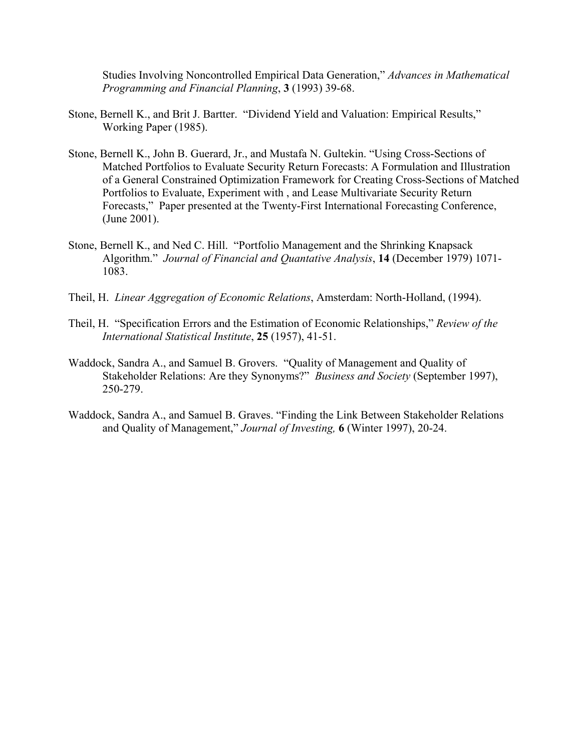Studies Involving Noncontrolled Empirical Data Generation," *Advances in Mathematical Programming and Financial Planning*, **3** (1993) 39-68.

Stone, Bernell K., and Brit J. Bartter. "Dividend Yield and Valuation: Empirical Results," Working Paper (1985).

Stone, Bernell K., John B. Guerard, Jr., and Mustafa N. Gultekin. "Using Cross-Sections of Matched Portfolios to Evaluate Security Return Forecasts: A Formulation and Illustration of a General Constrained Optimization Framework for Creating Cross-Sections of Matched Portfolios to Evaluate, Experiment with , and Lease Multivariate Security Return Forecasts," Paper presented at the Twenty-First International Forecasting Conference, (June 2001).

Stone, Bernell K., and Ned C. Hill. "Portfolio Management and the Shrinking Knapsack Algorithm." *Journal of Financial and Quantative Analysis*, **14** (December 1979) 1071-1083.

Theil, H. *Linear Aggregation of Economic Relations*, Amsterdam: North-Holland, (1994).

Theil, H. "Specification Errors and the Estimation of Economic Relationships," *Review of the International Statistical Institute*, **25** (1957), 41-51.

Waddock, Sandra A., and Samuel B. Grovers. "Quality of Management and Quality of Stakeholder Relations: Are they Synonyms?" *Business and Society* (September 1997), 250-279.

Waddock, Sandra A., and Samuel B. Graves. "Finding the Link Between Stakeholder Relations and Quality of Management," *Journal of Investing,* **6** (Winter 1997), 20-24.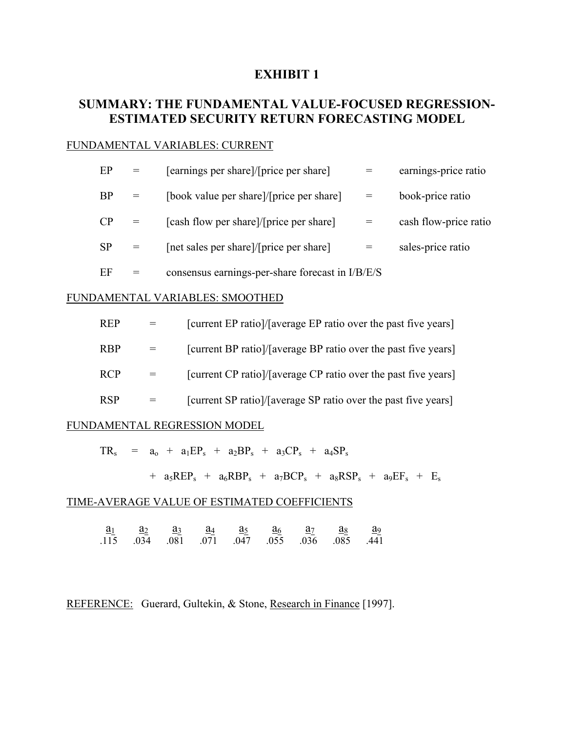# EXHIBIT 1

## SUMMARY: THE FUNDAMENTAL VALUE-FOCUSED REGRESSION-ESTIMATED SECURITY RETURN FORECASTING MODEL

FUNDAMENTAL VARIABLES: CURRENT

| | | | | |
|---|---|---|---|---|
| EP | = | [earnings per share]/[price per share] | = | earnings-price ratio |
| BP | = | [book value per share]/[price per share] | = | book-price ratio |
| CP | = | [cash flow per share]/[price per share] | = | cash flow-price ratio |
| SP | = | [net sales per share]/[price per share] | = | sales-price ratio |
| EF | = | consensus earnings-per-share forecast in I/B/E/S | | |

FUNDAMENTAL VARIABLES: SMOOTHED

| | | |
|---|---|---|
| REP | = | [current EP ratio]/[average EP ratio over the past five years] |
| RBP | = | [current BP ratio]/[average BP ratio over the past five years] |
| RCP | = | [current CP ratio]/[average CP ratio over the past five years] |
| RSP | = | [current SP ratio]/[average SP ratio over the past five years] |

FUNDAMENTAL REGRESSION MODEL

$$TR_s = a_o + a_1 EP_s + a_2 BP_s + a_3 CP_s + a_4 SP_s$$

$$+ a_5 REP_s + a_6 RBP_s + a_7 BCP_s + a_8 RSP_s + a_9 EF_s + E_s$$

TIME-AVERAGE VALUE OF ESTIMATED COEFFICIENTS

| $a_1$ | $a_2$ | $a_3$ | $a_4$ | $a_5$ | $a_6$ | $a_7$ | $a_8$ | $a_9$ |
|---|---|---|---|---|---|---|---|---|
| .115 | .034 | .081 | .071 | .047 | .055 | .036 | .085 | .441 |

REFERENCE: Guerard, Gultekin, & Stone, Research in Finance [1997].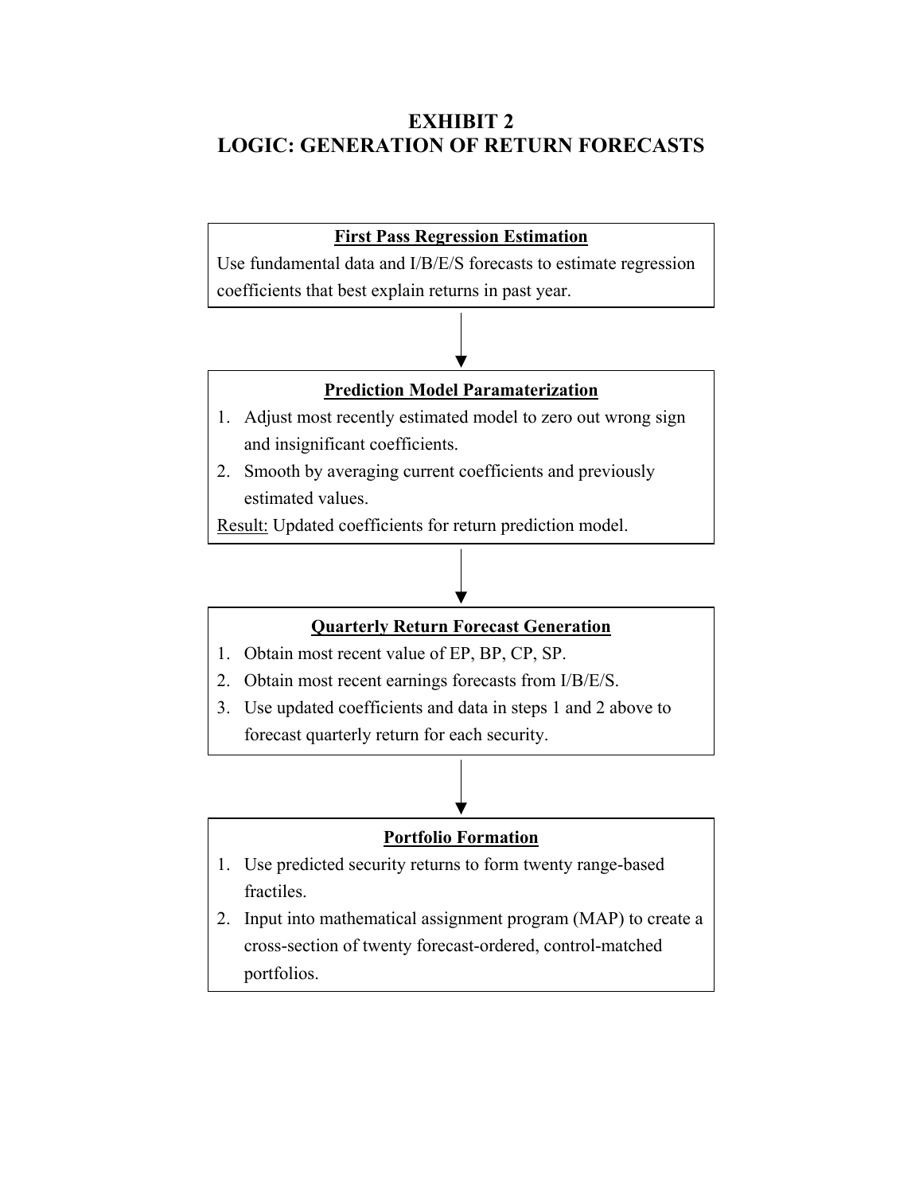# EXHIBIT 2
# LOGIC: GENERATION OF RETURN FORECASTS

**First Pass Regression Estimation**

Use fundamental data and I/B/E/S forecasts to estimate regression coefficients that best explain returns in past year.

↓

**Prediction Model Paramaterization**

1. Adjust most recently estimated model to zero out wrong sign and insignificant coefficients.
2. Smooth by averaging current coefficients and previously estimated values.

Result: Updated coefficients for return prediction model.

↓

**Quarterly Return Forecast Generation**

1. Obtain most recent value of EP, BP, CP, SP.
2. Obtain most recent earnings forecasts from I/B/E/S.
3. Use updated coefficients and data in steps 1 and 2 above to forecast quarterly return for each security.

↓

**Portfolio Formation**

1. Use predicted security returns to form twenty range-based fractiles.
2. Input into mathematical assignment program (MAP) to create a cross-section of twenty forecast-ordered, control-matched portfolios.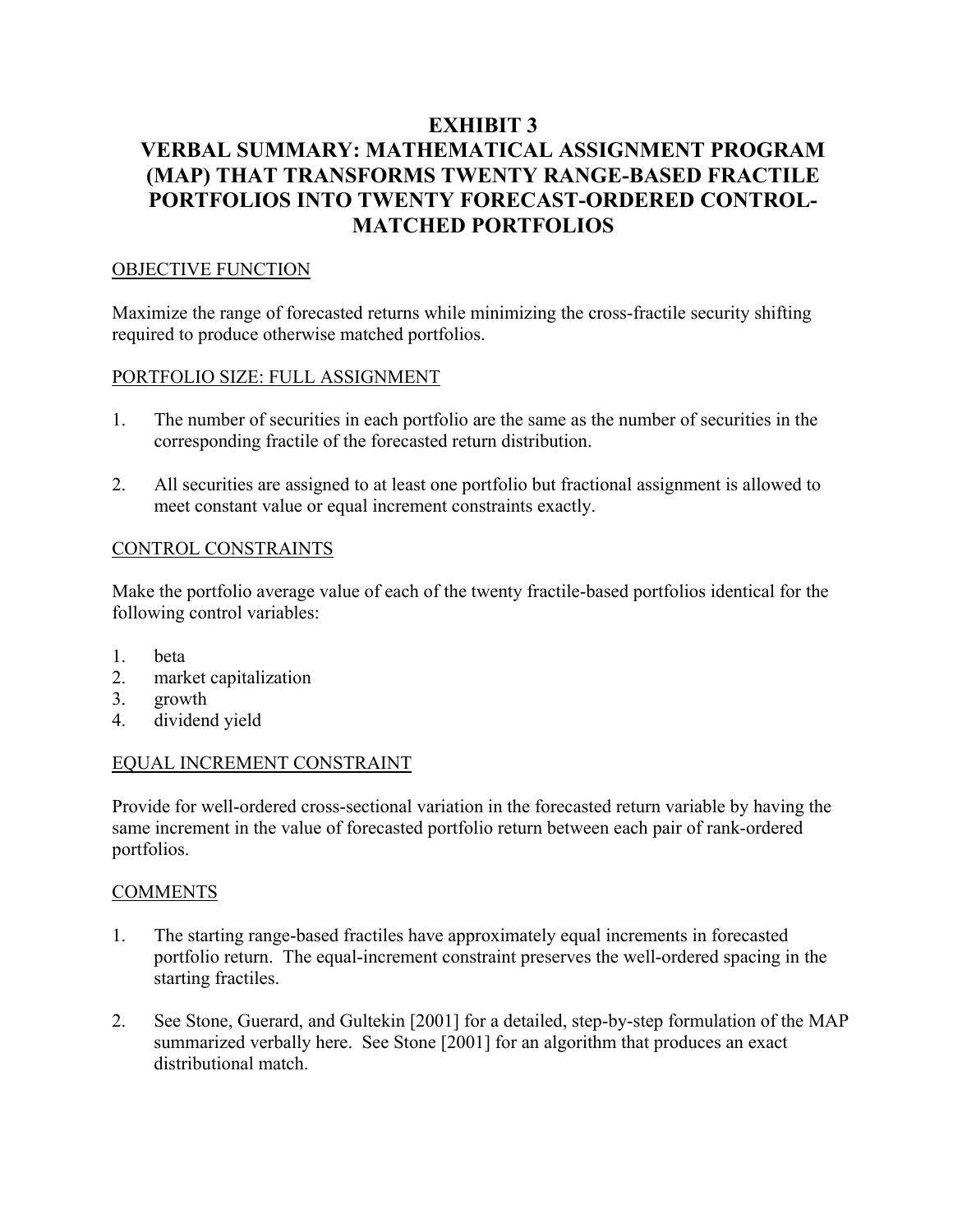# EXHIBIT 3

# VERBAL SUMMARY: MATHEMATICAL ASSIGNMENT PROGRAM (MAP) THAT TRANSFORMS TWENTY RANGE-BASED FRACTILE PORTFOLIOS INTO TWENTY FORECAST-ORDERED CONTROL-MATCHED PORTFOLIOS

## OBJECTIVE FUNCTION

Maximize the range of forecasted returns while minimizing the cross-fractile security shifting required to produce otherwise matched portfolios.

## PORTFOLIO SIZE: FULL ASSIGNMENT

1. The number of securities in each portfolio are the same as the number of securities in the corresponding fractile of the forecasted return distribution.

2. All securities are assigned to at least one portfolio but fractional assignment is allowed to meet constant value or equal increment constraints exactly.

## CONTROL CONSTRAINTS

Make the portfolio average value of each of the twenty fractile-based portfolios identical for the following control variables:

1. beta
2. market capitalization
3. growth
4. dividend yield

## EQUAL INCREMENT CONSTRAINT

Provide for well-ordered cross-sectional variation in the forecasted return variable by having the same increment in the value of forecasted portfolio return between each pair of rank-ordered portfolios.

## COMMENTS

1. The starting range-based fractiles have approximately equal increments in forecasted portfolio return. The equal-increment constraint preserves the well-ordered spacing in the starting fractiles.

2. See Stone, Guerard, and Gultekin [2001] for a detailed, step-by-step formulation of the MAP summarized verbally here. See Stone [2001] for an algorithm that produces an exact distributional match.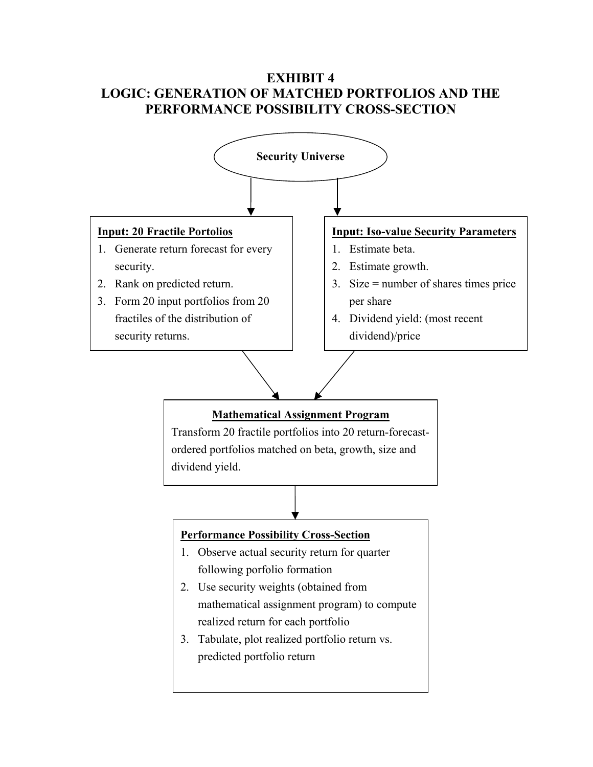# EXHIBIT 4
# LOGIC: GENERATION OF MATCHED PORTFOLIOS AND THE PERFORMANCE POSSIBILITY CROSS-SECTION

**Security Universe**

**Input: 20 Fractile Portolios**

1. Generate return forecast for every security.
2. Rank on predicted return.
3. Form 20 input portfolios from 20 fractiles of the distribution of security returns.

**Input: Iso-value Security Parameters**

1. Estimate beta.
2. Estimate growth.
3. Size = number of shares times price per share
4. Dividend yield: (most recent dividend)/price

**Mathematical Assignment Program**

Transform 20 fractile portfolios into 20 return-forecast-ordered portfolios matched on beta, growth, size and dividend yield.

**Performance Possibility Cross-Section**

1. Observe actual security return for quarter following porfolio formation
2. Use security weights (obtained from mathematical assignment program) to compute realized return for each portfolio
3. Tabulate, plot realized portfolio return vs. predicted portfolio return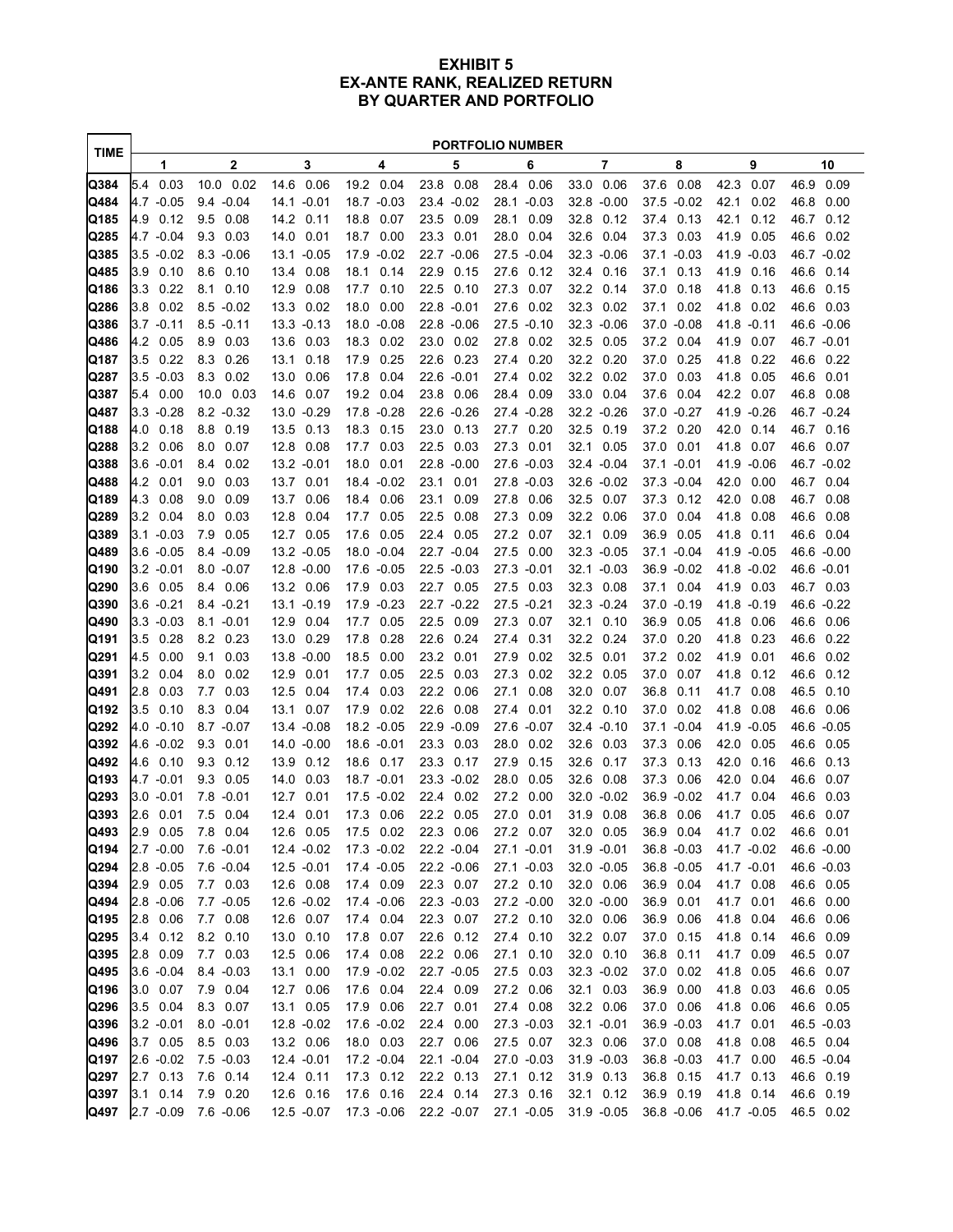# EXHIBIT 5
## EX-ANTE RANK, REALIZED RETURN
## BY QUARTER AND PORTFOLIO

| TIME | PORTFOLIO NUMBER | | | | | | | | | | | | | | | | | | | |
|---|---|---|---|---|---|---|---|---|---|---|---|---|---|---|---|---|---|---|---|---|
| | 1 | | 2 | | 3 | | 4 | | 5 | | 6 | | 7 | | 8 | | 9 | | 10 | |
| Q384 | 5.4 | 0.03 | 10.0 | 0.02 | 14.6 | 0.06 | 19.2 | 0.04 | 23.8 | 0.08 | 28.4 | 0.06 | 33.0 | 0.06 | 37.6 | 0.08 | 42.3 | 0.07 | 46.9 | 0.09 |
| Q484 | 4.7 | -0.05 | 9.4 | -0.04 | 14.1 | -0.01 | 18.7 | -0.03 | 23.4 | -0.02 | 28.1 | -0.03 | 32.8 | -0.00 | 37.5 | -0.02 | 42.1 | 0.02 | 46.8 | 0.00 |
| Q185 | 4.9 | 0.12 | 9.5 | 0.08 | 14.2 | 0.11 | 18.8 | 0.07 | 23.5 | 0.09 | 28.1 | 0.09 | 32.8 | 0.12 | 37.4 | 0.13 | 42.1 | 0.12 | 46.7 | 0.12 |
| Q285 | 4.7 | -0.04 | 9.3 | 0.03 | 14.0 | 0.01 | 18.7 | 0.00 | 23.3 | 0.01 | 28.0 | 0.04 | 32.6 | 0.04 | 37.3 | 0.03 | 41.9 | 0.05 | 46.6 | 0.02 |
| Q385 | 3.5 | -0.02 | 8.3 | -0.06 | 13.1 | -0.05 | 17.9 | -0.02 | 22.7 | -0.06 | 27.5 | -0.04 | 32.3 | -0.06 | 37.1 | -0.03 | 41.9 | -0.03 | 46.7 | -0.02 |
| Q485 | 3.9 | 0.10 | 8.6 | 0.10 | 13.4 | 0.08 | 18.1 | 0.14 | 22.9 | 0.15 | 27.6 | 0.12 | 32.4 | 0.16 | 37.1 | 0.13 | 41.9 | 0.16 | 46.6 | 0.14 |
| Q186 | 3.3 | 0.22 | 8.1 | 0.10 | 12.9 | 0.08 | 17.7 | 0.10 | 22.5 | 0.10 | 27.3 | 0.07 | 32.2 | 0.14 | 37.0 | 0.18 | 41.8 | 0.13 | 46.6 | 0.15 |
| Q286 | 3.8 | 0.02 | 8.5 | -0.02 | 13.3 | 0.02 | 18.0 | 0.00 | 22.8 | -0.01 | 27.6 | 0.02 | 32.3 | 0.02 | 37.1 | 0.02 | 41.8 | 0.02 | 46.6 | 0.03 |
| Q386 | 3.7 | -0.11 | 8.5 | -0.11 | 13.3 | -0.13 | 18.0 | -0.08 | 22.8 | -0.06 | 27.5 | -0.10 | 32.3 | -0.06 | 37.0 | -0.08 | 41.8 | -0.11 | 46.6 | -0.06 |
| Q486 | 4.2 | 0.05 | 8.9 | 0.03 | 13.6 | 0.03 | 18.3 | 0.02 | 23.0 | 0.02 | 27.8 | 0.02 | 32.5 | 0.05 | 37.2 | 0.04 | 41.9 | 0.07 | 46.7 | -0.01 |
| Q187 | 3.5 | 0.22 | 8.3 | 0.26 | 13.1 | 0.18 | 17.9 | 0.25 | 22.6 | 0.23 | 27.4 | 0.20 | 32.2 | 0.20 | 37.0 | 0.25 | 41.8 | 0.22 | 46.6 | 0.22 |
| Q287 | 3.5 | -0.03 | 8.3 | 0.02 | 13.0 | 0.06 | 17.8 | 0.04 | 22.6 | -0.01 | 27.4 | 0.02 | 32.2 | 0.02 | 37.0 | 0.03 | 41.8 | 0.05 | 46.6 | 0.01 |
| Q387 | 5.4 | 0.00 | 10.0 | 0.03 | 14.6 | 0.07 | 19.2 | 0.04 | 23.8 | 0.06 | 28.4 | 0.09 | 33.0 | 0.04 | 37.6 | 0.04 | 42.2 | 0.07 | 46.8 | 0.08 |
| Q487 | 3.3 | -0.28 | 8.2 | -0.32 | 13.0 | -0.29 | 17.8 | -0.28 | 22.6 | -0.26 | 27.4 | -0.28 | 32.2 | -0.26 | 37.0 | -0.27 | 41.9 | -0.26 | 46.7 | -0.24 |
| Q188 | 4.0 | 0.18 | 8.8 | 0.19 | 13.5 | 0.13 | 18.3 | 0.15 | 23.0 | 0.13 | 27.7 | 0.20 | 32.5 | 0.19 | 37.2 | 0.20 | 42.0 | 0.14 | 46.7 | 0.16 |
| Q288 | 3.2 | 0.06 | 8.0 | 0.07 | 12.8 | 0.08 | 17.7 | 0.03 | 22.5 | 0.03 | 27.3 | 0.01 | 32.1 | 0.05 | 37.0 | 0.01 | 41.8 | 0.07 | 46.6 | 0.07 |
| Q388 | 3.6 | -0.01 | 8.4 | 0.02 | 13.2 | -0.01 | 18.0 | 0.01 | 22.8 | -0.00 | 27.6 | -0.03 | 32.4 | -0.04 | 37.1 | -0.01 | 41.9 | -0.06 | 46.7 | -0.02 |
| Q488 | 4.2 | 0.01 | 9.0 | 0.03 | 13.7 | 0.01 | 18.4 | -0.02 | 23.1 | 0.01 | 27.8 | -0.03 | 32.6 | -0.02 | 37.3 | -0.04 | 42.0 | 0.00 | 46.7 | 0.04 |
| Q189 | 4.3 | 0.08 | 9.0 | 0.09 | 13.7 | 0.06 | 18.4 | 0.06 | 23.1 | 0.09 | 27.8 | 0.06 | 32.5 | 0.07 | 37.3 | 0.12 | 42.0 | 0.08 | 46.7 | 0.08 |
| Q289 | 3.2 | 0.04 | 8.0 | 0.03 | 12.8 | 0.04 | 17.7 | 0.05 | 22.5 | 0.08 | 27.3 | 0.09 | 32.2 | 0.06 | 37.0 | 0.04 | 41.8 | 0.08 | 46.6 | 0.08 |
| Q389 | 3.1 | -0.03 | 7.9 | 0.05 | 12.7 | 0.05 | 17.6 | 0.05 | 22.4 | 0.05 | 27.2 | 0.07 | 32.1 | 0.09 | 36.9 | 0.05 | 41.8 | 0.11 | 46.6 | 0.04 |
| Q489 | 3.6 | -0.05 | 8.4 | -0.09 | 13.2 | -0.05 | 18.0 | -0.04 | 22.7 | -0.04 | 27.5 | 0.00 | 32.3 | -0.05 | 37.1 | -0.04 | 41.9 | -0.05 | 46.6 | -0.00 |
| Q190 | 3.2 | -0.01 | 8.0 | -0.07 | 12.8 | -0.00 | 17.6 | -0.05 | 22.5 | -0.03 | 27.3 | -0.01 | 32.1 | -0.03 | 36.9 | -0.02 | 41.8 | -0.02 | 46.6 | -0.01 |
| Q290 | 3.6 | 0.05 | 8.4 | 0.06 | 13.2 | 0.06 | 17.9 | 0.03 | 22.7 | 0.05 | 27.5 | 0.03 | 32.3 | 0.08 | 37.1 | 0.04 | 41.9 | 0.03 | 46.7 | 0.03 |
| Q390 | 3.6 | -0.21 | 8.4 | -0.21 | 13.1 | -0.19 | 17.9 | -0.23 | 22.7 | -0.22 | 27.5 | -0.21 | 32.3 | -0.24 | 37.0 | -0.19 | 41.8 | -0.19 | 46.6 | -0.22 |
| Q490 | 3.3 | -0.03 | 8.1 | -0.01 | 12.9 | 0.04 | 17.7 | 0.05 | 22.5 | 0.09 | 27.3 | 0.07 | 32.1 | 0.10 | 36.9 | 0.05 | 41.8 | 0.06 | 46.6 | 0.06 |
| Q191 | 3.5 | 0.28 | 8.2 | 0.23 | 13.0 | 0.29 | 17.8 | 0.28 | 22.6 | 0.24 | 27.4 | 0.31 | 32.2 | 0.24 | 37.0 | 0.20 | 41.8 | 0.23 | 46.6 | 0.22 |
| Q291 | 4.5 | 0.00 | 9.1 | 0.03 | 13.8 | -0.00 | 18.5 | 0.00 | 23.2 | 0.01 | 27.9 | 0.02 | 32.5 | 0.01 | 37.2 | 0.02 | 41.9 | 0.01 | 46.6 | 0.02 |
| Q391 | 3.2 | 0.04 | 8.0 | 0.02 | 12.9 | 0.01 | 17.7 | 0.05 | 22.5 | 0.03 | 27.3 | 0.02 | 32.2 | 0.05 | 37.0 | 0.07 | 41.8 | 0.12 | 46.6 | 0.12 |
| Q491 | 2.8 | 0.03 | 7.7 | 0.03 | 12.5 | 0.04 | 17.4 | 0.03 | 22.2 | 0.06 | 27.1 | 0.08 | 32.0 | 0.07 | 36.8 | 0.11 | 41.7 | 0.08 | 46.5 | 0.10 |
| Q192 | 3.5 | 0.10 | 8.3 | 0.04 | 13.1 | 0.07 | 17.9 | 0.02 | 22.6 | 0.08 | 27.4 | 0.01 | 32.2 | 0.10 | 37.0 | 0.02 | 41.8 | 0.08 | 46.6 | 0.06 |
| Q292 | 4.0 | -0.10 | 8.7 | -0.07 | 13.4 | -0.08 | 18.2 | -0.05 | 22.9 | -0.09 | 27.6 | -0.07 | 32.4 | -0.10 | 37.1 | -0.04 | 41.9 | -0.05 | 46.6 | -0.05 |
| Q392 | 4.6 | -0.02 | 9.3 | 0.01 | 14.0 | -0.00 | 18.6 | -0.01 | 23.3 | 0.03 | 28.0 | 0.02 | 32.6 | 0.03 | 37.3 | 0.06 | 42.0 | 0.05 | 46.6 | 0.05 |
| Q492 | 4.6 | 0.10 | 9.3 | 0.12 | 13.9 | 0.12 | 18.6 | 0.17 | 23.3 | 0.17 | 27.9 | 0.15 | 32.6 | 0.17 | 37.3 | 0.13 | 42.0 | 0.16 | 46.6 | 0.13 |
| Q193 | 4.7 | -0.01 | 9.3 | 0.05 | 14.0 | 0.03 | 18.7 | -0.01 | 23.3 | -0.02 | 28.0 | 0.05 | 32.6 | 0.08 | 37.3 | 0.06 | 42.0 | 0.04 | 46.6 | 0.07 |
| Q293 | 3.0 | -0.01 | 7.8 | -0.01 | 12.7 | 0.01 | 17.5 | -0.02 | 22.4 | 0.02 | 27.2 | 0.00 | 32.0 | -0.02 | 36.9 | -0.02 | 41.7 | 0.04 | 46.6 | 0.03 |
| Q393 | 2.6 | 0.01 | 7.5 | 0.04 | 12.4 | 0.01 | 17.3 | 0.06 | 22.2 | 0.05 | 27.0 | 0.01 | 31.9 | 0.08 | 36.8 | 0.06 | 41.7 | 0.05 | 46.6 | 0.07 |
| Q493 | 2.9 | 0.05 | 7.8 | 0.04 | 12.6 | 0.05 | 17.5 | 0.02 | 22.3 | 0.06 | 27.2 | 0.07 | 32.0 | 0.05 | 36.9 | 0.04 | 41.7 | 0.02 | 46.6 | 0.01 |
| Q194 | 2.7 | -0.00 | 7.6 | -0.01 | 12.4 | -0.02 | 17.3 | -0.02 | 22.2 | -0.04 | 27.1 | -0.01 | 31.9 | -0.01 | 36.8 | -0.03 | 41.7 | -0.02 | 46.6 | -0.00 |
| Q294 | 2.8 | -0.05 | 7.6 | -0.04 | 12.5 | -0.01 | 17.4 | -0.05 | 22.2 | -0.06 | 27.1 | -0.03 | 32.0 | -0.05 | 36.8 | -0.05 | 41.7 | -0.01 | 46.6 | -0.03 |
| Q394 | 2.9 | 0.05 | 7.7 | 0.03 | 12.6 | 0.08 | 17.4 | 0.09 | 22.3 | 0.07 | 27.2 | 0.10 | 32.0 | 0.06 | 36.9 | 0.04 | 41.7 | 0.08 | 46.6 | 0.05 |
| Q494 | 2.8 | -0.06 | 7.7 | -0.05 | 12.6 | -0.02 | 17.4 | -0.06 | 22.3 | -0.03 | 27.2 | -0.00 | 32.0 | -0.00 | 36.9 | 0.01 | 41.7 | 0.01 | 46.6 | 0.00 |
| Q195 | 2.8 | 0.06 | 7.7 | 0.08 | 12.6 | 0.07 | 17.4 | 0.04 | 22.3 | 0.07 | 27.2 | 0.10 | 32.0 | 0.06 | 36.9 | 0.06 | 41.8 | 0.04 | 46.6 | 0.06 |
| Q295 | 3.4 | 0.12 | 8.2 | 0.10 | 13.0 | 0.10 | 17.8 | 0.07 | 22.6 | 0.12 | 27.4 | 0.10 | 32.2 | 0.07 | 37.0 | 0.15 | 41.8 | 0.14 | 46.6 | 0.09 |
| Q395 | 2.8 | 0.09 | 7.7 | 0.03 | 12.5 | 0.06 | 17.4 | 0.08 | 22.2 | 0.06 | 27.1 | 0.10 | 32.0 | 0.10 | 36.8 | 0.11 | 41.7 | 0.09 | 46.5 | 0.07 |
| Q495 | 3.6 | -0.04 | 8.4 | -0.03 | 13.1 | 0.00 | 17.9 | -0.02 | 22.7 | -0.05 | 27.5 | 0.03 | 32.3 | -0.02 | 37.0 | 0.02 | 41.8 | 0.05 | 46.6 | 0.07 |
| Q196 | 3.0 | 0.07 | 7.9 | 0.04 | 12.7 | 0.06 | 17.6 | 0.04 | 22.4 | 0.09 | 27.2 | 0.06 | 32.1 | 0.03 | 36.9 | 0.00 | 41.8 | 0.03 | 46.6 | 0.05 |
| Q296 | 3.5 | 0.04 | 8.3 | 0.07 | 13.1 | 0.05 | 17.9 | 0.06 | 22.7 | 0.01 | 27.4 | 0.08 | 32.2 | 0.06 | 37.0 | 0.06 | 41.8 | 0.06 | 46.6 | 0.05 |
| Q396 | 3.2 | -0.01 | 8.0 | -0.01 | 12.8 | -0.02 | 17.6 | -0.02 | 22.4 | 0.00 | 27.3 | -0.03 | 32.1 | -0.01 | 36.9 | -0.03 | 41.7 | 0.01 | 46.5 | -0.03 |
| Q496 | 3.7 | 0.05 | 8.5 | 0.03 | 13.2 | 0.06 | 18.0 | 0.03 | 22.7 | 0.06 | 27.5 | 0.07 | 32.3 | 0.06 | 37.0 | 0.08 | 41.8 | 0.08 | 46.5 | 0.04 |
| Q197 | 2.6 | -0.02 | 7.5 | -0.03 | 12.4 | -0.01 | 17.2 | -0.04 | 22.1 | -0.04 | 27.0 | -0.03 | 31.9 | -0.03 | 36.8 | -0.03 | 41.7 | 0.00 | 46.5 | -0.04 |
| Q297 | 2.7 | 0.13 | 7.6 | 0.14 | 12.4 | 0.11 | 17.3 | 0.12 | 22.2 | 0.13 | 27.1 | 0.12 | 31.9 | 0.13 | 36.8 | 0.15 | 41.7 | 0.13 | 46.6 | 0.19 |
| Q397 | 3.1 | 0.14 | 7.9 | 0.20 | 12.6 | 0.16 | 17.6 | 0.16 | 22.4 | 0.14 | 27.3 | 0.16 | 32.1 | 0.12 | 36.9 | 0.19 | 41.8 | 0.14 | 46.6 | 0.19 |
| Q497 | 2.7 | -0.09 | 7.6 | -0.06 | 12.5 | -0.07 | 17.3 | -0.06 | 22.2 | -0.07 | 27.1 | -0.05 | 31.9 | -0.05 | 36.8 | -0.06 | 41.7 | -0.05 | 46.5 | 0.02 |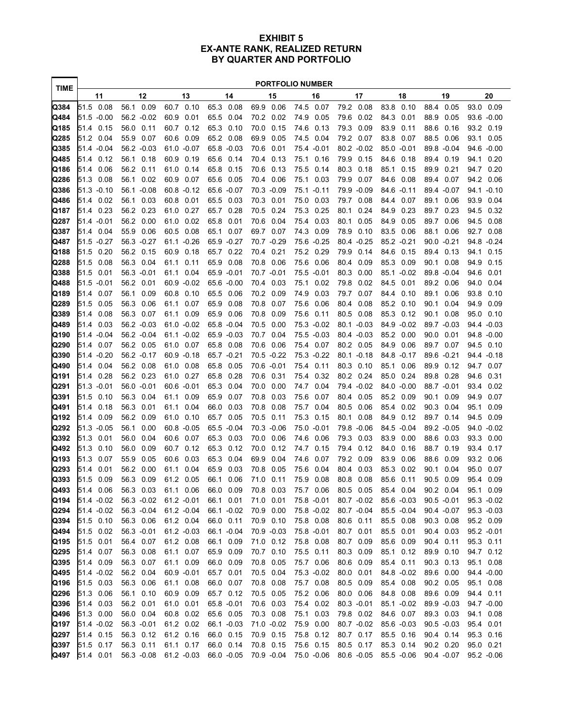# EXHIBIT 5
## EX-ANTE RANK, REALIZED RETURN
## BY QUARTER AND PORTFOLIO

| TIME | PORTFOLIO NUMBER | | | | | | | | | | | | | | | | | | | |
|---|---|---|---|---|---|---|---|---|---|---|---|---|---|---|---|---|---|---|---|---|
| | 11 | | 12 | | 13 | | 14 | | 15 | | 16 | | 17 | | 18 | | 19 | | 20 | |
| Q384 | 51.5 | 0.08 | 56.1 | 0.09 | 60.7 | 0.10 | 65.3 | 0.08 | 69.9 | 0.06 | 74.5 | 0.07 | 79.2 | 0.08 | 83.8 | 0.10 | 88.4 | 0.05 | 93.0 | 0.09 |
| Q484 | 51.5 | -0.00 | 56.2 | -0.02 | 60.9 | 0.01 | 65.5 | 0.04 | 70.2 | 0.02 | 74.9 | 0.05 | 79.6 | 0.02 | 84.3 | 0.01 | 88.9 | 0.05 | 93.6 | -0.00 |
| Q185 | 51.4 | 0.15 | 56.0 | 0.11 | 60.7 | 0.12 | 65.3 | 0.10 | 70.0 | 0.15 | 74.6 | 0.13 | 79.3 | 0.09 | 83.9 | 0.11 | 88.6 | 0.16 | 93.2 | 0.19 |
| Q285 | 51.2 | 0.04 | 55.9 | 0.07 | 60.6 | 0.09 | 65.2 | 0.08 | 69.9 | 0.05 | 74.5 | 0.04 | 79.2 | 0.07 | 83.8 | 0.07 | 88.5 | 0.06 | 93.1 | 0.05 |
| Q385 | 51.4 | -0.04 | 56.2 | -0.03 | 61.0 | -0.07 | 65.8 | -0.03 | 70.6 | 0.01 | 75.4 | -0.01 | 80.2 | -0.02 | 85.0 | -0.01 | 89.8 | -0.04 | 94.6 | -0.00 |
| Q485 | 51.4 | 0.12 | 56.1 | 0.18 | 60.9 | 0.19 | 65.6 | 0.14 | 70.4 | 0.13 | 75.1 | 0.16 | 79.9 | 0.15 | 84.6 | 0.18 | 89.4 | 0.19 | 94.1 | 0.20 |
| Q186 | 51.4 | 0.06 | 56.2 | 0.11 | 61.0 | 0.14 | 65.8 | 0.15 | 70.6 | 0.13 | 75.5 | 0.14 | 80.3 | 0.18 | 85.1 | 0.15 | 89.9 | 0.21 | 94.7 | 0.20 |
| Q286 | 51.3 | 0.08 | 56.1 | 0.02 | 60.9 | 0.07 | 65.6 | 0.05 | 70.4 | 0.06 | 75.1 | 0.03 | 79.9 | 0.07 | 84.6 | 0.08 | 89.4 | 0.07 | 94.2 | 0.06 |
| Q386 | 51.3 | -0.10 | 56.1 | -0.08 | 60.8 | -0.12 | 65.6 | -0.07 | 70.3 | -0.09 | 75.1 | -0.11 | 79.9 | -0.09 | 84.6 | -0.11 | 89.4 | -0.07 | 94.1 | -0.10 |
| Q486 | 51.4 | 0.02 | 56.1 | 0.03 | 60.8 | 0.01 | 65.5 | 0.03 | 70.3 | 0.01 | 75.0 | 0.03 | 79.7 | 0.08 | 84.4 | 0.07 | 89.1 | 0.06 | 93.9 | 0.04 |
| Q187 | 51.4 | 0.23 | 56.2 | 0.23 | 61.0 | 0.27 | 65.7 | 0.28 | 70.5 | 0.24 | 75.3 | 0.25 | 80.1 | 0.24 | 84.9 | 0.23 | 89.7 | 0.23 | 94.5 | 0.32 |
| Q287 | 51.4 | -0.01 | 56.2 | 0.00 | 61.0 | 0.02 | 65.8 | 0.01 | 70.6 | 0.04 | 75.4 | 0.03 | 80.1 | 0.05 | 84.9 | 0.05 | 89.7 | 0.06 | 94.5 | 0.08 |
| Q387 | 51.4 | 0.04 | 55.9 | 0.06 | 60.5 | 0.08 | 65.1 | 0.07 | 69.7 | 0.07 | 74.3 | 0.09 | 78.9 | 0.10 | 83.5 | 0.06 | 88.1 | 0.06 | 92.7 | 0.08 |
| Q487 | 51.5 | -0.27 | 56.3 | -0.27 | 61.1 | -0.26 | 65.9 | -0.27 | 70.7 | -0.29 | 75.6 | -0.25 | 80.4 | -0.25 | 85.2 | -0.21 | 90.0 | -0.21 | 94.8 | -0.24 |
| Q188 | 51.5 | 0.20 | 56.2 | 0.15 | 60.9 | 0.18 | 65.7 | 0.22 | 70.4 | 0.21 | 75.2 | 0.29 | 79.9 | 0.14 | 84.6 | 0.15 | 89.4 | 0.13 | 94.1 | 0.15 |
| Q288 | 51.5 | 0.08 | 56.3 | 0.04 | 61.1 | 0.11 | 65.9 | 0.08 | 70.8 | 0.06 | 75.6 | 0.06 | 80.4 | 0.09 | 85.3 | 0.09 | 90.1 | 0.08 | 94.9 | 0.15 |
| Q388 | 51.5 | 0.01 | 56.3 | -0.01 | 61.1 | 0.04 | 65.9 | -0.01 | 70.7 | -0.01 | 75.5 | -0.01 | 80.3 | 0.00 | 85.1 | -0.02 | 89.8 | -0.04 | 94.6 | 0.01 |
| Q488 | 51.5 | -0.01 | 56.2 | 0.01 | 60.9 | -0.02 | 65.6 | -0.00 | 70.4 | 0.03 | 75.1 | 0.02 | 79.8 | 0.02 | 84.5 | 0.01 | 89.2 | 0.06 | 94.0 | 0.04 |
| Q189 | 51.4 | 0.07 | 56.1 | 0.09 | 60.8 | 0.10 | 65.5 | 0.06 | 70.2 | 0.09 | 74.9 | 0.03 | 79.7 | 0.07 | 84.4 | 0.10 | 89.1 | 0.06 | 93.8 | 0.10 |
| Q289 | 51.5 | 0.05 | 56.3 | 0.06 | 61.1 | 0.07 | 65.9 | 0.08 | 70.8 | 0.07 | 75.6 | 0.06 | 80.4 | 0.08 | 85.2 | 0.10 | 90.1 | 0.04 | 94.9 | 0.09 |
| Q389 | 51.4 | 0.08 | 56.3 | 0.07 | 61.1 | 0.09 | 65.9 | 0.06 | 70.8 | 0.09 | 75.6 | 0.11 | 80.5 | 0.08 | 85.3 | 0.12 | 90.1 | 0.08 | 95.0 | 0.10 |
| Q489 | 51.4 | 0.03 | 56.2 | -0.03 | 61.0 | -0.02 | 65.8 | -0.04 | 70.5 | 0.00 | 75.3 | -0.02 | 80.1 | -0.03 | 84.9 | -0.02 | 89.7 | -0.03 | 94.4 | -0.03 |
| Q190 | 51.4 | -0.04 | 56.2 | -0.04 | 61.1 | -0.02 | 65.9 | -0.03 | 70.7 | 0.04 | 75.5 | -0.03 | 80.4 | -0.03 | 85.2 | 0.00 | 90.0 | 0.01 | 94.8 | -0.00 |
| Q290 | 51.4 | 0.07 | 56.2 | 0.05 | 61.0 | 0.07 | 65.8 | 0.08 | 70.6 | 0.06 | 75.4 | 0.07 | 80.2 | 0.05 | 84.9 | 0.06 | 89.7 | 0.07 | 94.5 | 0.10 |
| Q390 | 51.4 | -0.20 | 56.2 | -0.17 | 60.9 | -0.18 | 65.7 | -0.21 | 70.5 | -0.22 | 75.3 | -0.22 | 80.1 | -0.18 | 84.8 | -0.17 | 89.6 | -0.21 | 94.4 | -0.18 |
| Q490 | 51.4 | 0.04 | 56.2 | 0.08 | 61.0 | 0.08 | 65.8 | 0.05 | 70.6 | -0.01 | 75.4 | 0.11 | 80.3 | 0.10 | 85.1 | 0.06 | 89.9 | 0.12 | 94.7 | 0.07 |
| Q191 | 51.4 | 0.28 | 56.2 | 0.23 | 61.0 | 0.27 | 65.8 | 0.28 | 70.6 | 0.31 | 75.4 | 0.32 | 80.2 | 0.24 | 85.0 | 0.24 | 89.8 | 0.28 | 94.6 | 0.31 |
| Q291 | 51.3 | -0.01 | 56.0 | -0.01 | 60.6 | -0.01 | 65.3 | 0.04 | 70.0 | 0.00 | 74.7 | 0.04 | 79.4 | -0.02 | 84.0 | -0.00 | 88.7 | -0.01 | 93.4 | 0.02 |
| Q391 | 51.5 | 0.10 | 56.3 | 0.04 | 61.1 | 0.09 | 65.9 | 0.07 | 70.8 | 0.03 | 75.6 | 0.07 | 80.4 | 0.05 | 85.2 | 0.09 | 90.1 | 0.09 | 94.9 | 0.07 |
| Q491 | 51.4 | 0.18 | 56.3 | 0.01 | 61.1 | 0.04 | 66.0 | 0.03 | 70.8 | 0.08 | 75.7 | 0.04 | 80.5 | 0.06 | 85.4 | 0.02 | 90.3 | 0.04 | 95.1 | 0.09 |
| Q192 | 51.4 | 0.09 | 56.2 | 0.09 | 61.0 | 0.10 | 65.7 | 0.05 | 70.5 | 0.11 | 75.3 | 0.15 | 80.1 | 0.08 | 84.9 | 0.12 | 89.7 | 0.14 | 94.5 | 0.09 |
| Q292 | 51.3 | -0.05 | 56.1 | 0.00 | 60.8 | -0.05 | 65.5 | -0.04 | 70.3 | -0.06 | 75.0 | -0.01 | 79.8 | -0.06 | 84.5 | -0.04 | 89.2 | -0.05 | 94.0 | -0.02 |
| Q392 | 51.3 | 0.01 | 56.0 | 0.04 | 60.6 | 0.07 | 65.3 | 0.03 | 70.0 | 0.06 | 74.6 | 0.06 | 79.3 | 0.03 | 83.9 | 0.00 | 88.6 | 0.03 | 93.3 | 0.00 |
| Q492 | 51.3 | 0.10 | 56.0 | 0.09 | 60.7 | 0.12 | 65.3 | 0.12 | 70.0 | 0.12 | 74.7 | 0.15 | 79.4 | 0.12 | 84.0 | 0.16 | 88.7 | 0.19 | 93.4 | 0.17 |
| Q193 | 51.3 | 0.07 | 55.9 | 0.05 | 60.6 | 0.03 | 65.3 | 0.04 | 69.9 | 0.04 | 74.6 | 0.07 | 79.2 | 0.09 | 83.9 | 0.06 | 88.6 | 0.09 | 93.2 | 0.06 |
| Q293 | 51.4 | 0.01 | 56.2 | 0.00 | 61.1 | 0.04 | 65.9 | 0.03 | 70.8 | 0.05 | 75.6 | 0.04 | 80.4 | 0.03 | 85.3 | 0.02 | 90.1 | 0.04 | 95.0 | 0.07 |
| Q393 | 51.5 | 0.09 | 56.3 | 0.09 | 61.2 | 0.05 | 66.1 | 0.06 | 71.0 | 0.11 | 75.9 | 0.08 | 80.8 | 0.08 | 85.6 | 0.11 | 90.5 | 0.09 | 95.4 | 0.09 |
| Q493 | 51.4 | 0.06 | 56.3 | 0.03 | 61.1 | 0.06 | 66.0 | 0.09 | 70.8 | 0.03 | 75.7 | 0.06 | 80.5 | 0.05 | 85.4 | 0.04 | 90.2 | 0.04 | 95.1 | 0.09 |
| Q194 | 51.4 | -0.02 | 56.3 | -0.02 | 61.2 | -0.01 | 66.1 | 0.01 | 71.0 | 0.01 | 75.8 | -0.01 | 80.7 | -0.02 | 85.6 | -0.03 | 90.5 | -0.01 | 95.3 | -0.02 |
| Q294 | 51.4 | -0.02 | 56.3 | -0.04 | 61.2 | -0.04 | 66.1 | -0.02 | 70.9 | 0.00 | 75.8 | -0.02 | 80.7 | -0.04 | 85.5 | -0.04 | 90.4 | -0.07 | 95.3 | -0.03 |
| Q394 | 51.5 | 0.10 | 56.3 | 0.06 | 61.2 | 0.04 | 66.0 | 0.11 | 70.9 | 0.10 | 75.8 | 0.08 | 80.6 | 0.11 | 85.5 | 0.08 | 90.3 | 0.08 | 95.2 | 0.09 |
| Q494 | 51.5 | 0.02 | 56.3 | -0.01 | 61.2 | -0.03 | 66.1 | -0.04 | 70.9 | -0.03 | 75.8 | -0.01 | 80.7 | 0.01 | 85.5 | 0.01 | 90.4 | 0.03 | 95.2 | -0.01 |
| Q195 | 51.5 | 0.01 | 56.4 | 0.07 | 61.2 | 0.08 | 66.1 | 0.09 | 71.0 | 0.12 | 75.8 | 0.08 | 80.7 | 0.09 | 85.6 | 0.09 | 90.4 | 0.11 | 95.3 | 0.11 |
| Q295 | 51.4 | 0.07 | 56.3 | 0.08 | 61.1 | 0.07 | 65.9 | 0.09 | 70.7 | 0.10 | 75.5 | 0.11 | 80.3 | 0.09 | 85.1 | 0.12 | 89.9 | 0.10 | 94.7 | 0.12 |
| Q395 | 51.4 | 0.09 | 56.3 | 0.07 | 61.1 | 0.09 | 66.0 | 0.09 | 70.8 | 0.05 | 75.7 | 0.06 | 80.6 | 0.09 | 85.4 | 0.11 | 90.3 | 0.13 | 95.1 | 0.08 |
| Q495 | 51.4 | -0.02 | 56.2 | 0.04 | 60.9 | -0.01 | 65.7 | 0.01 | 70.5 | 0.04 | 75.3 | -0.02 | 80.0 | 0.01 | 84.8 | -0.02 | 89.6 | 0.00 | 94.4 | -0.00 |
| Q196 | 51.5 | 0.03 | 56.3 | 0.06 | 61.1 | 0.08 | 66.0 | 0.07 | 70.8 | 0.08 | 75.7 | 0.08 | 80.5 | 0.09 | 85.4 | 0.08 | 90.2 | 0.05 | 95.1 | 0.08 |
| Q296 | 51.3 | 0.06 | 56.1 | 0.10 | 60.9 | 0.09 | 65.7 | 0.12 | 70.5 | 0.05 | 75.2 | 0.06 | 80.0 | 0.06 | 84.8 | 0.08 | 89.6 | 0.09 | 94.4 | 0.11 |
| Q396 | 51.4 | 0.03 | 56.2 | 0.01 | 61.0 | 0.01 | 65.8 | -0.01 | 70.6 | 0.03 | 75.4 | 0.02 | 80.3 | -0.01 | 85.1 | -0.02 | 89.9 | -0.03 | 94.7 | -0.00 |
| Q496 | 51.3 | 0.00 | 56.0 | 0.04 | 60.8 | 0.02 | 65.6 | 0.05 | 70.3 | 0.08 | 75.1 | 0.03 | 79.8 | 0.02 | 84.6 | 0.07 | 89.3 | 0.03 | 94.1 | 0.08 |
| Q197 | 51.4 | -0.02 | 56.3 | -0.01 | 61.2 | 0.02 | 66.1 | -0.03 | 71.0 | -0.02 | 75.9 | 0.00 | 80.7 | -0.02 | 85.6 | -0.03 | 90.5 | -0.03 | 95.4 | 0.01 |
| Q297 | 51.4 | 0.15 | 56.3 | 0.12 | 61.2 | 0.16 | 66.0 | 0.15 | 70.9 | 0.15 | 75.8 | 0.12 | 80.7 | 0.17 | 85.5 | 0.16 | 90.4 | 0.14 | 95.3 | 0.16 |
| Q397 | 51.5 | 0.17 | 56.3 | 0.11 | 61.1 | 0.17 | 66.0 | 0.14 | 70.8 | 0.15 | 75.6 | 0.15 | 80.5 | 0.17 | 85.3 | 0.14 | 90.2 | 0.20 | 95.0 | 0.21 |
| Q497 | 51.4 | 0.01 | 56.3 | -0.08 | 61.2 | -0.03 | 66.0 | -0.05 | 70.9 | -0.04 | 75.0 | -0.06 | 80.6 | -0.05 | 85.5 | -0.06 | 90.4 | -0.07 | 95.2 | -0.06 |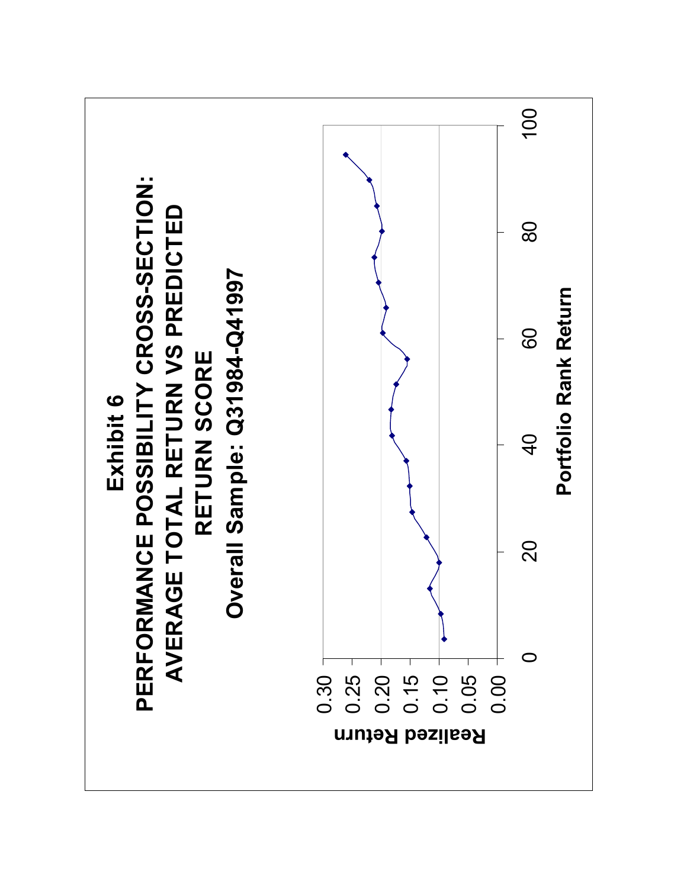# Exhibit 6

## PERFORMANCE POSSIBILITY CROSS-SECTION: AVERAGE TOTAL RETURN VS PREDICTED RETURN SCORE

### Overall Sample: Q31984-Q41997

Realized Return

0.30
0.25
0.20
0.15
0.10
0.05
0.00

0 20 40 60 80 100

Portfolio Rank Return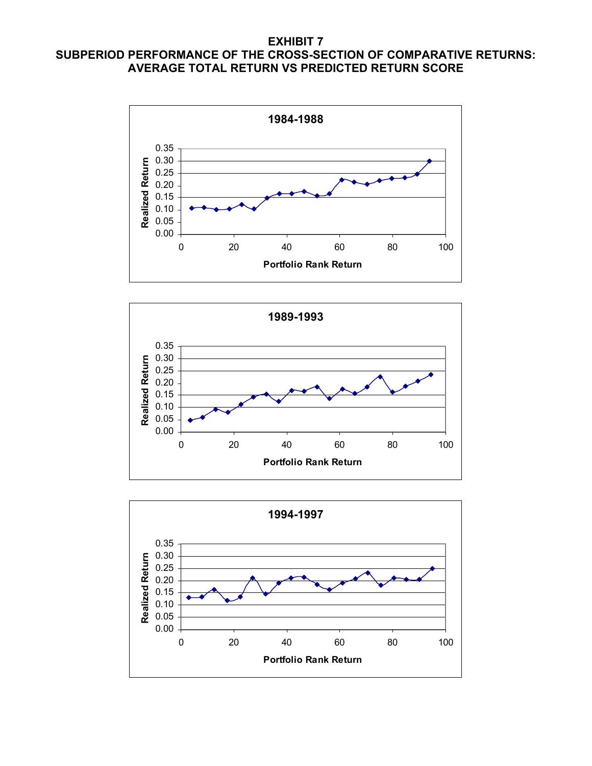**EXHIBIT 7**
**SUBPERIOD PERFORMANCE OF THE CROSS-SECTION OF COMPARATIVE RETURNS: AVERAGE TOTAL RETURN VS PREDICTED RETURN SCORE**

**1984-1988**

Realized Return

Portfolio Rank Return

**1989-1993**

Realized Return

Portfolio Rank Return

**1994-1997**

Realized Return

Portfolio Rank Return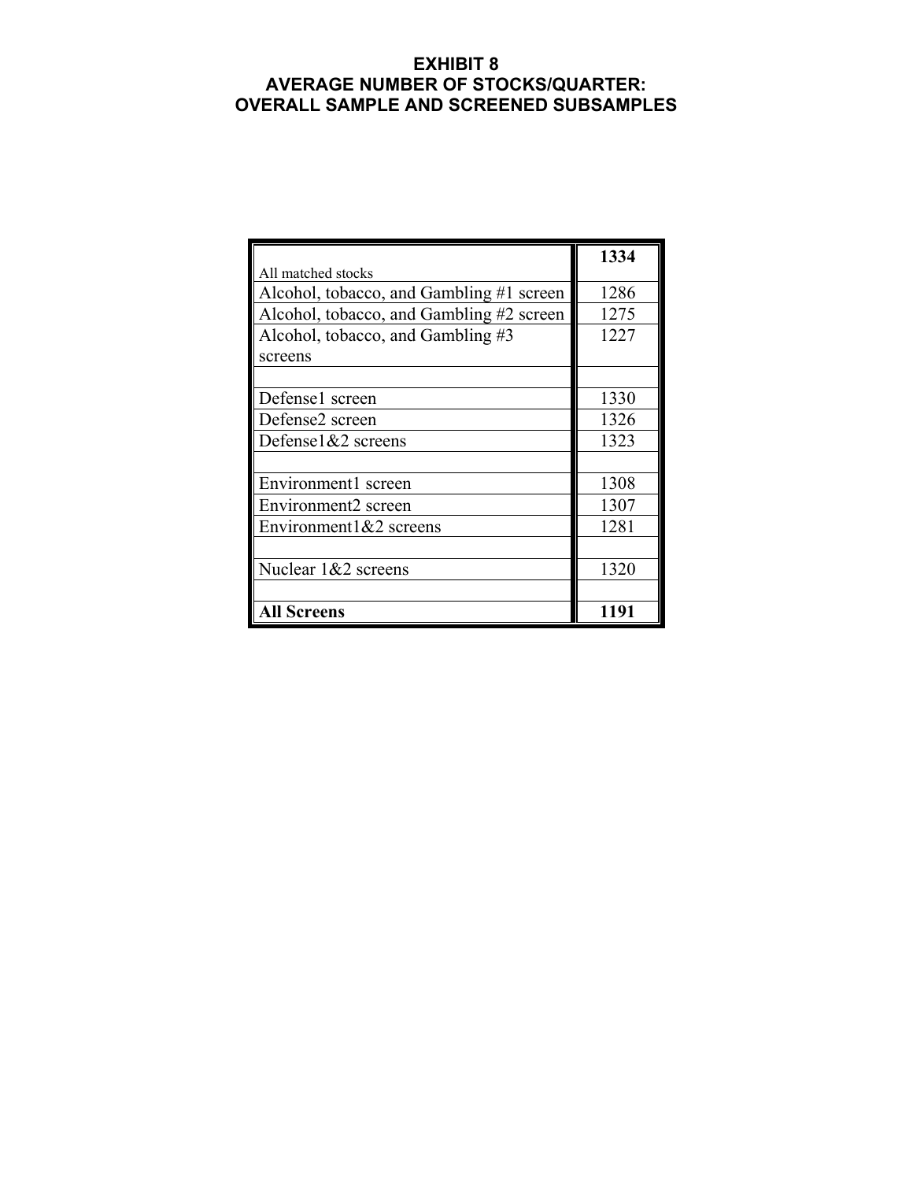# EXHIBIT 8
# AVERAGE NUMBER OF STOCKS/QUARTER: OVERALL SAMPLE AND SCREENED SUBSAMPLES

| All matched stocks | **1334** |
|---|---|
| Alcohol, tobacco, and Gambling #1 screen | 1286 |
| Alcohol, tobacco, and Gambling #2 screen | 1275 |
| Alcohol, tobacco, and Gambling #3 screens | 1227 |
| | |
| Defense1 screen | 1330 |
| Defense2 screen | 1326 |
| Defense1&2 screens | 1323 |
| | |
| Environment1 screen | 1308 |
| Environment2 screen | 1307 |
| Environment1&2 screens | 1281 |
| | |
| Nuclear 1&2 screens | 1320 |
| | |
| **All Screens** | **1191** |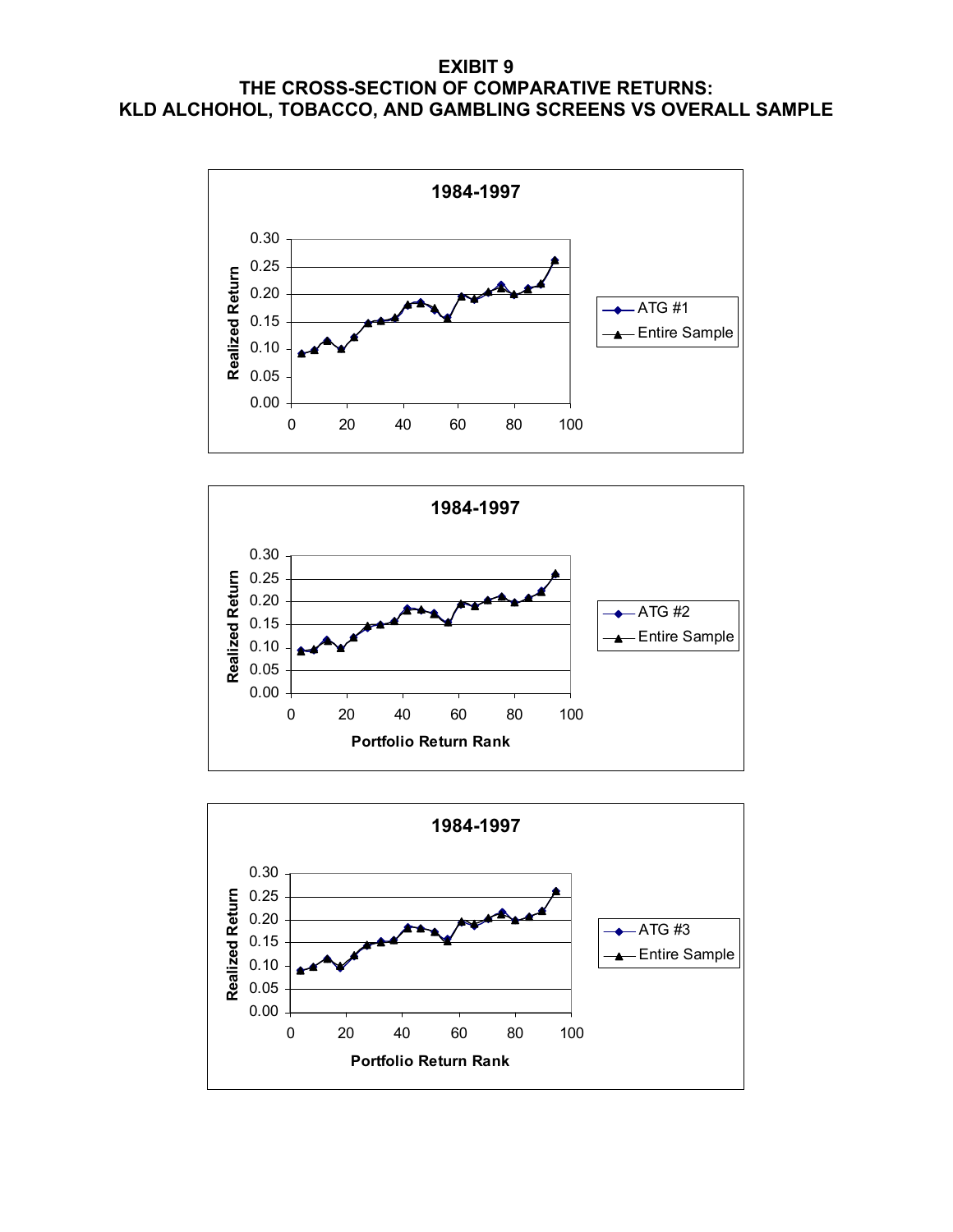# EXIBIT 9
## THE CROSS-SECTION OF COMPARATIVE RETURNS: KLD ALCHOHOL, TOBACCO, AND GAMBLING SCREENS VS OVERALL SAMPLE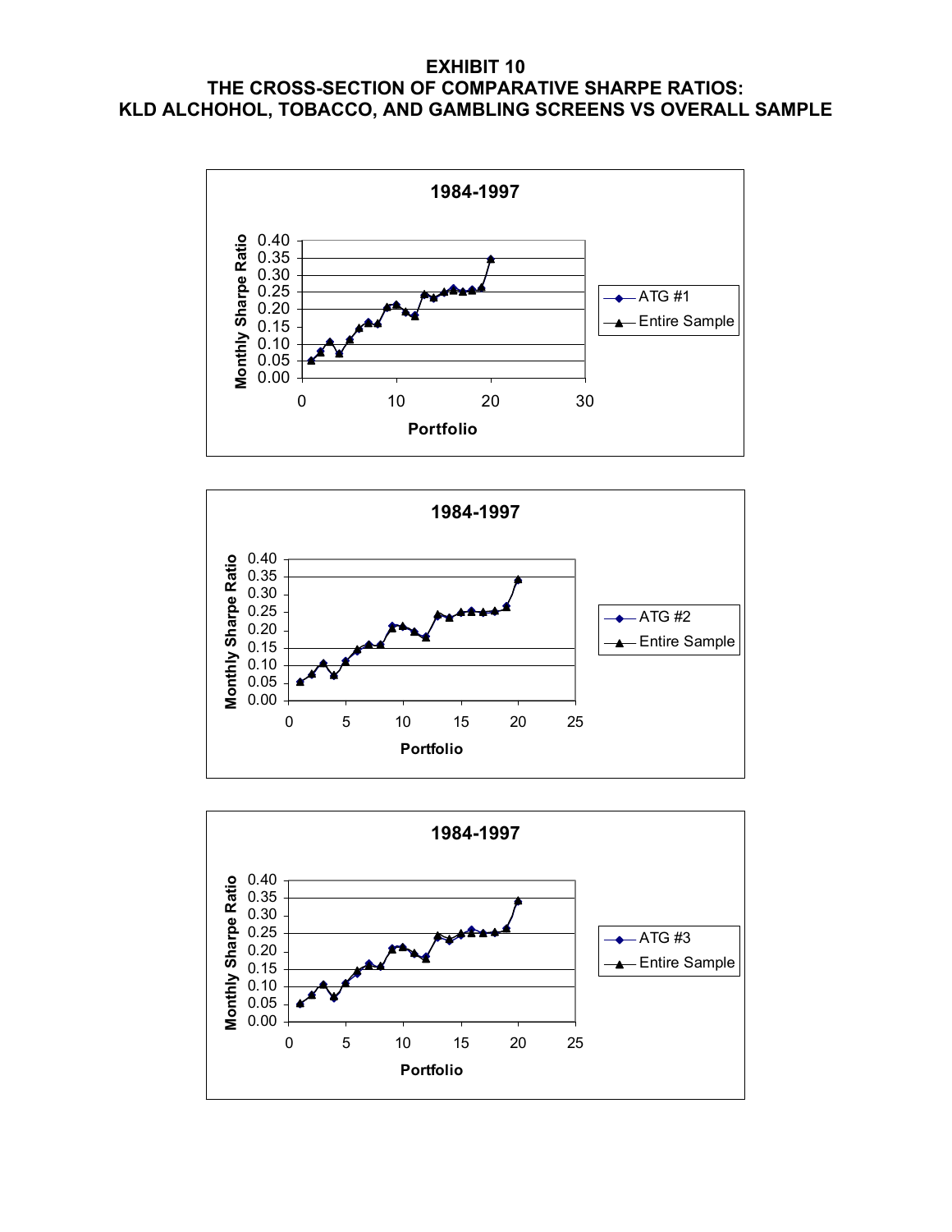**EXHIBIT 10**
**THE CROSS-SECTION OF COMPARATIVE SHARPE RATIOS:**
**KLD ALCHOHOL, TOBACCO, AND GAMBLING SCREENS VS OVERALL SAMPLE**

1984-1997

Monthly Sharpe Ratio

Portfolio

ATG #1

Entire Sample

1984-1997

Monthly Sharpe Ratio

Portfolio

ATG #2

Entire Sample

1984-1997

Monthly Sharpe Ratio

Portfolio

ATG #3

Entire Sample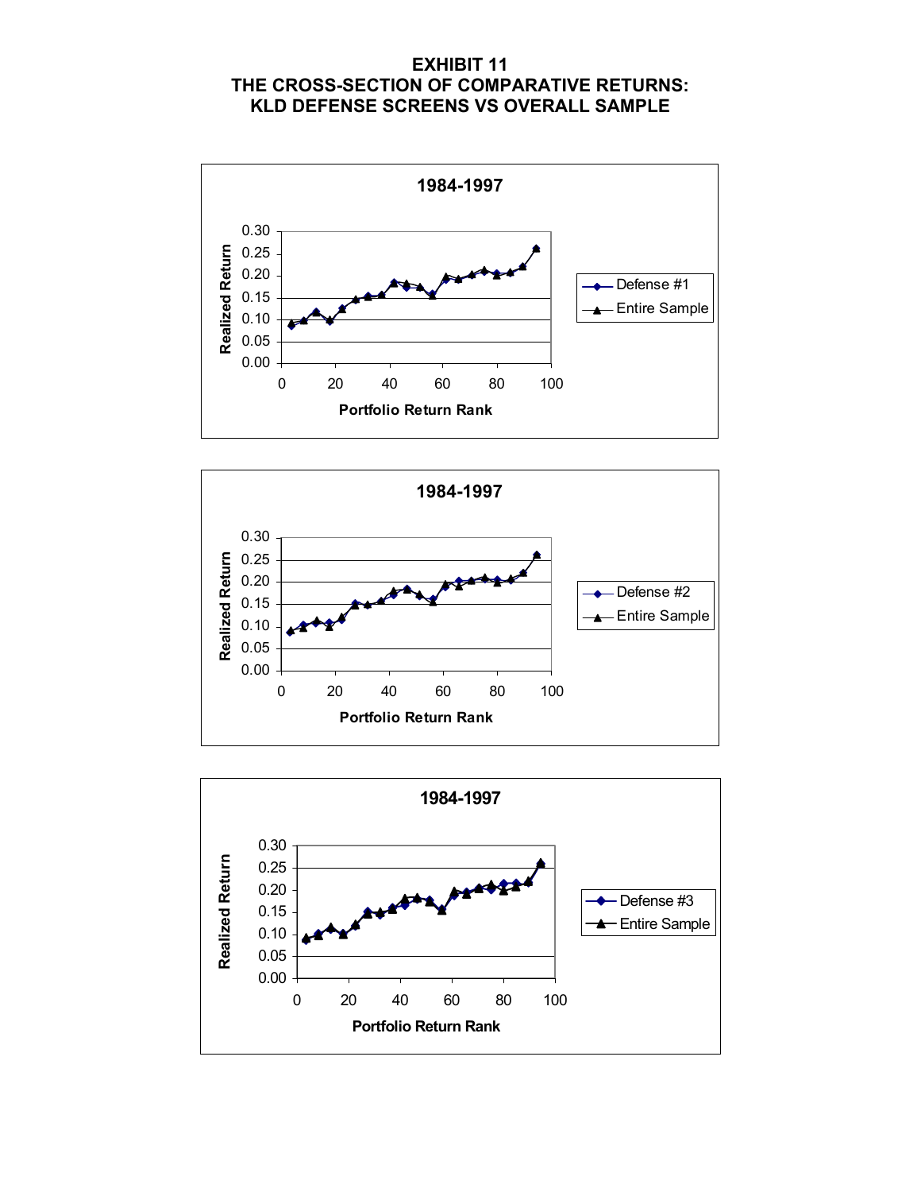**EXHIBIT 11**
**THE CROSS-SECTION OF COMPARATIVE RETURNS:**
**KLD DEFENSE SCREENS VS OVERALL SAMPLE**

**1984-1997**

Realized Return (0.00–0.30) vs Portfolio Return Rank (0–100)

Legend: Defense #1, Entire Sample

**1984-1997**

Realized Return (0.00–0.30) vs Portfolio Return Rank (0–100)

Legend: Defense #2, Entire Sample

**1984-1997**

Realized Return (0.00–0.30) vs Portfolio Return Rank (0–100)

Legend: Defense #3, Entire Sample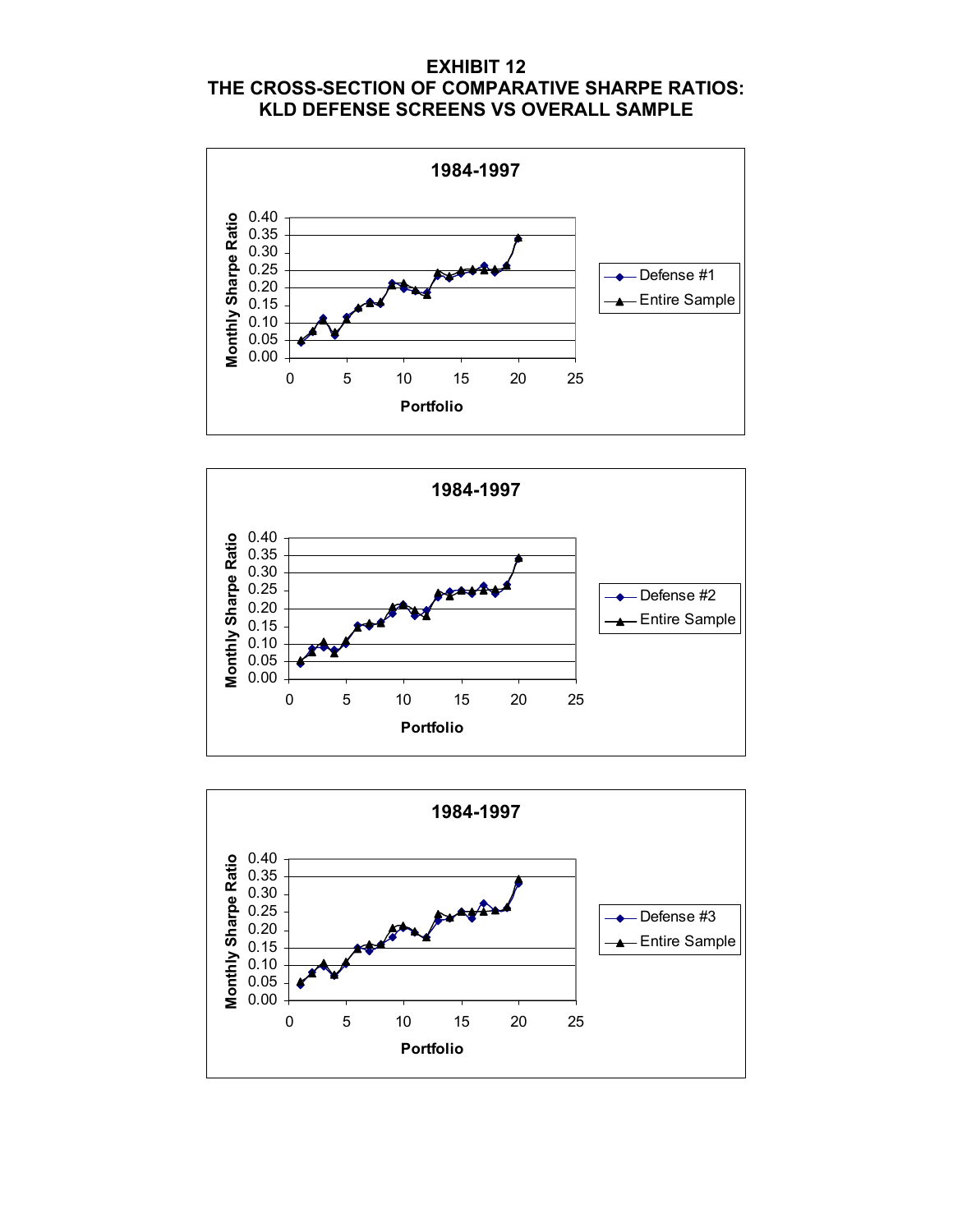# EXHIBIT 12
# THE CROSS-SECTION OF COMPARATIVE SHARPE RATIOS: KLD DEFENSE SCREENS VS OVERALL SAMPLE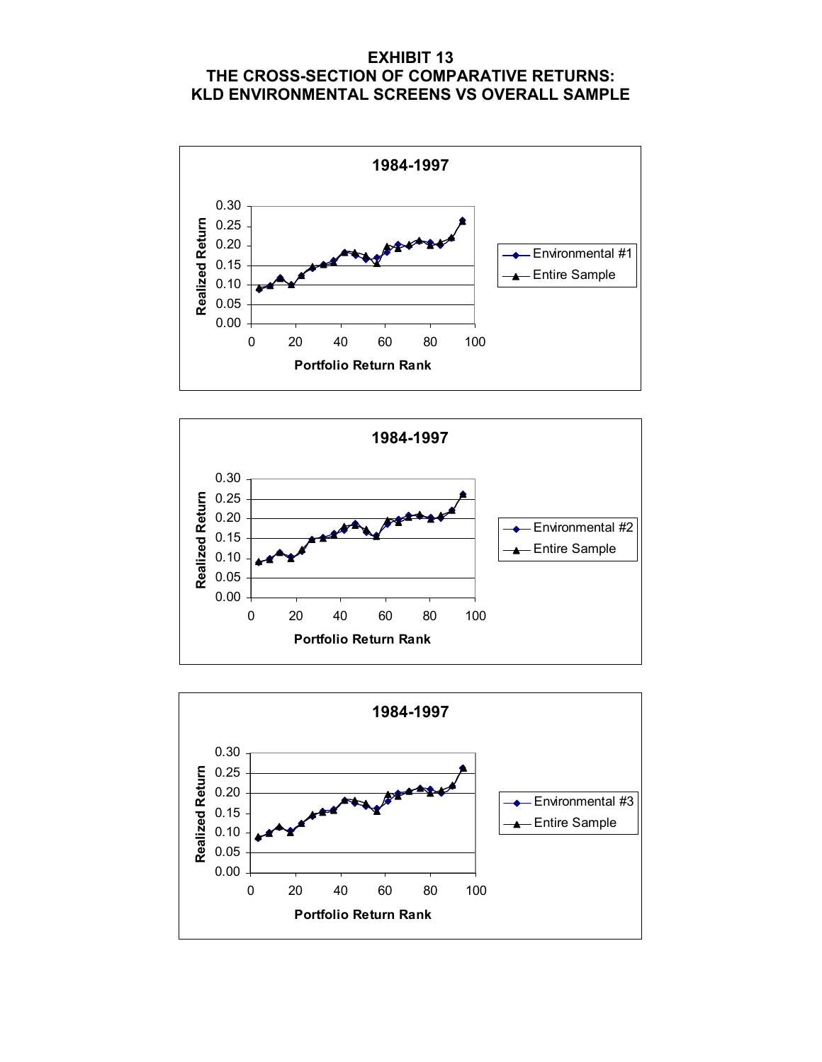# EXHIBIT 13
# THE CROSS-SECTION OF COMPARATIVE RETURNS: KLD ENVIRONMENTAL SCREENS VS OVERALL SAMPLE

**1984-1997**

Realized Return (0.00–0.30) vs Portfolio Return Rank (0–100)

Legend: Environmental #1; Entire Sample

**1984-1997**

Realized Return (0.00–0.30) vs Portfolio Return Rank (0–100)

Legend: Environmental #2; Entire Sample

**1984-1997**

Realized Return (0.00–0.30) vs Portfolio Return Rank (0–100)

Legend: Environmental #3; Entire Sample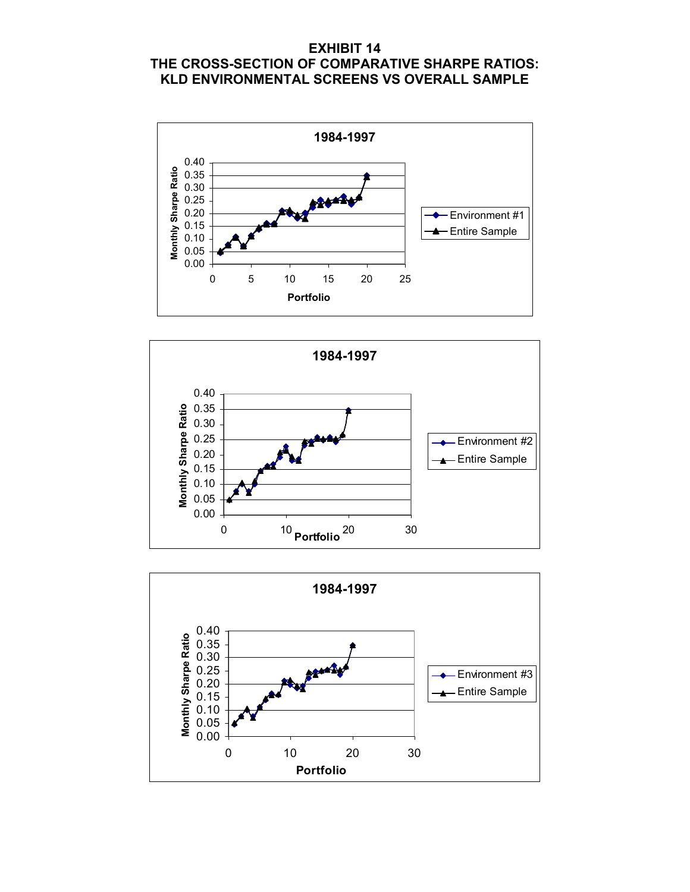# EXHIBIT 14
# THE CROSS-SECTION OF COMPARATIVE SHARPE RATIOS: KLD ENVIRONMENTAL SCREENS VS OVERALL SAMPLE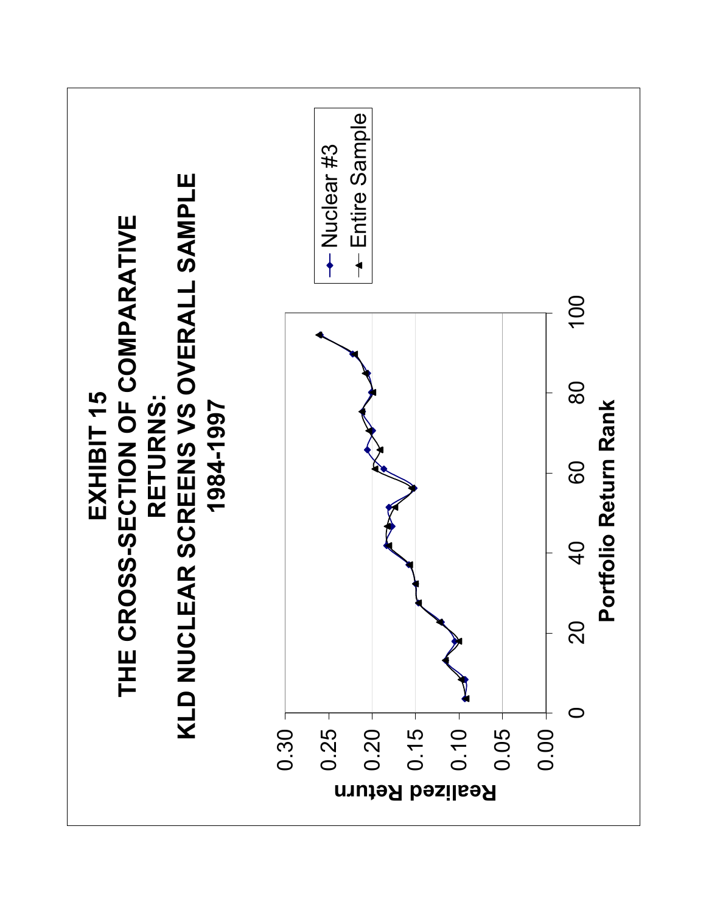# EXHIBIT 15
# THE CROSS-SECTION OF COMPARATIVE RETURNS:
# KLD NUCLEAR SCREENS VS OVERALL SAMPLE
# 1984-1997

Realized Return

0.30
0.25
0.20
0.15
0.10
0.05
0.00

0 20 40 60 80 100

Portfolio Return Rank

Nuclear #3
Entire Sample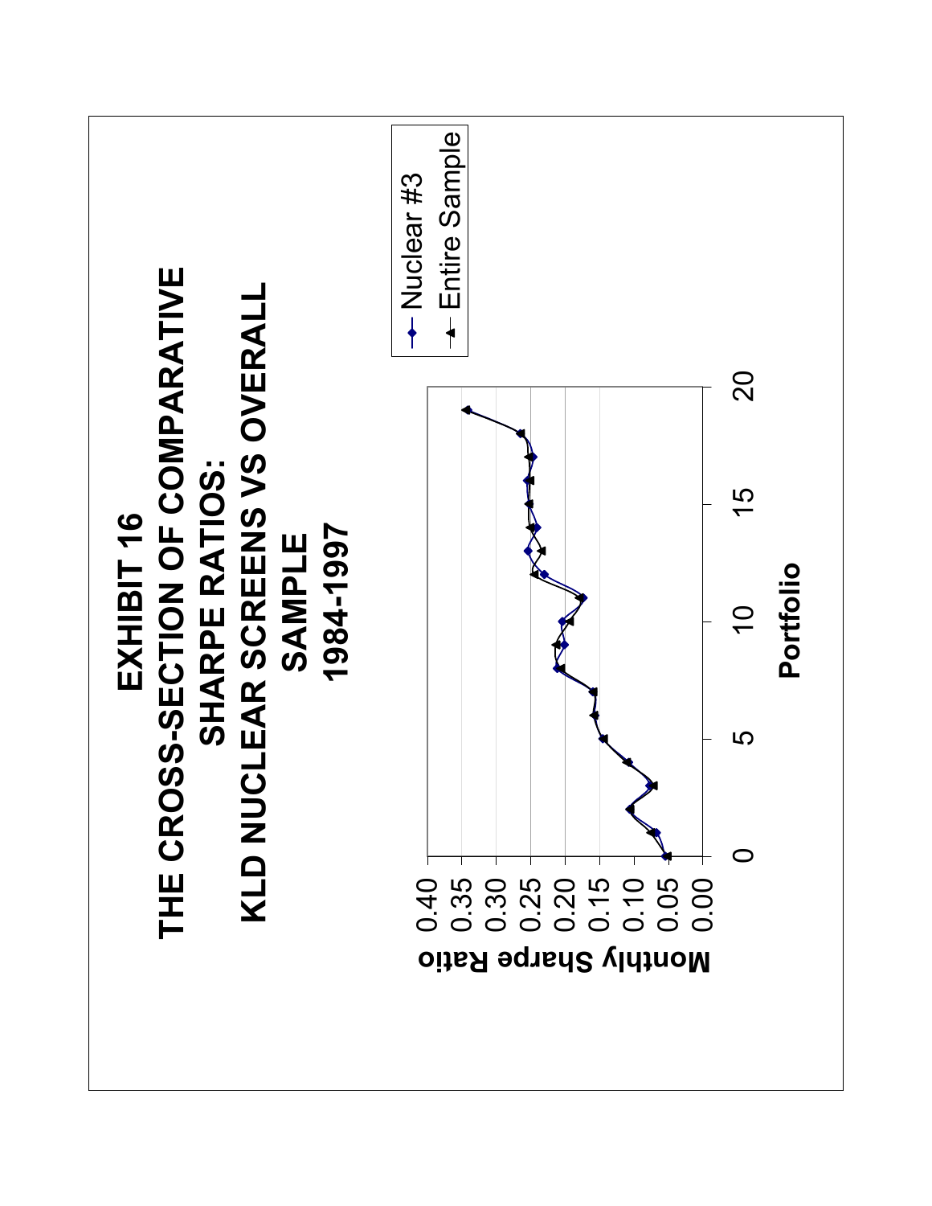# EXHIBIT 16

# THE CROSS-SECTION OF COMPARATIVE SHARPE RATIOS: KLD NUCLEAR SCREENS VS OVERALL SAMPLE

# 1984-1997

Monthly Sharpe Ratio

0.40
0.35
0.30
0.25
0.20
0.15
0.10
0.05
0.00

0 5 10 15 20

Portfolio

Nuclear #3

Entire Sample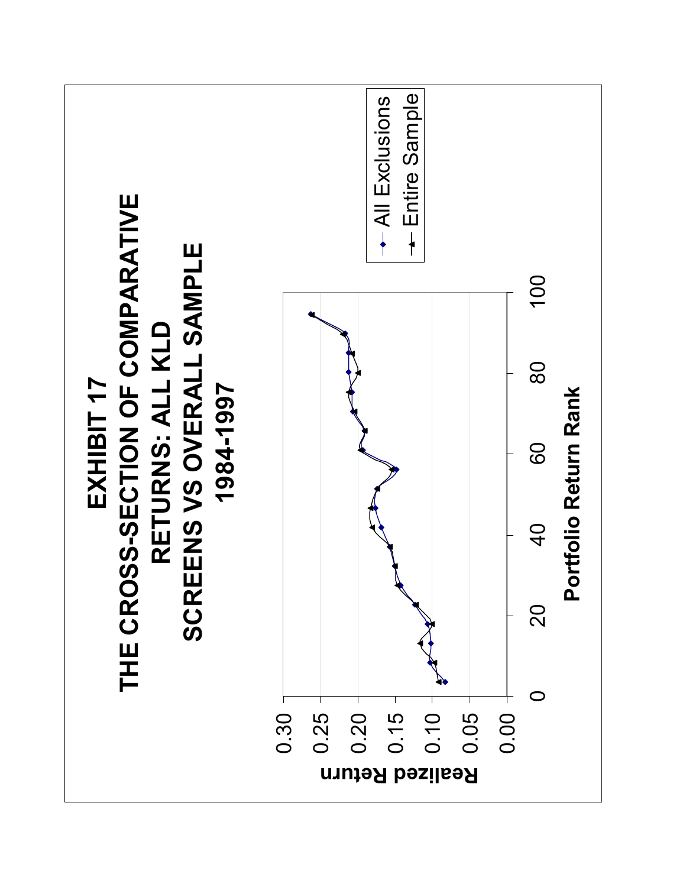# EXHIBIT 17

# THE CROSS-SECTION OF COMPARATIVE RETURNS: ALL KLD SCREENS VS OVERALL SAMPLE 1984-1997

Realized Return

0.30
0.25
0.20
0.15
0.10
0.05
0.00

0 20 40 60 80 100

Portfolio Return Rank

All Exclusions

Entire Sample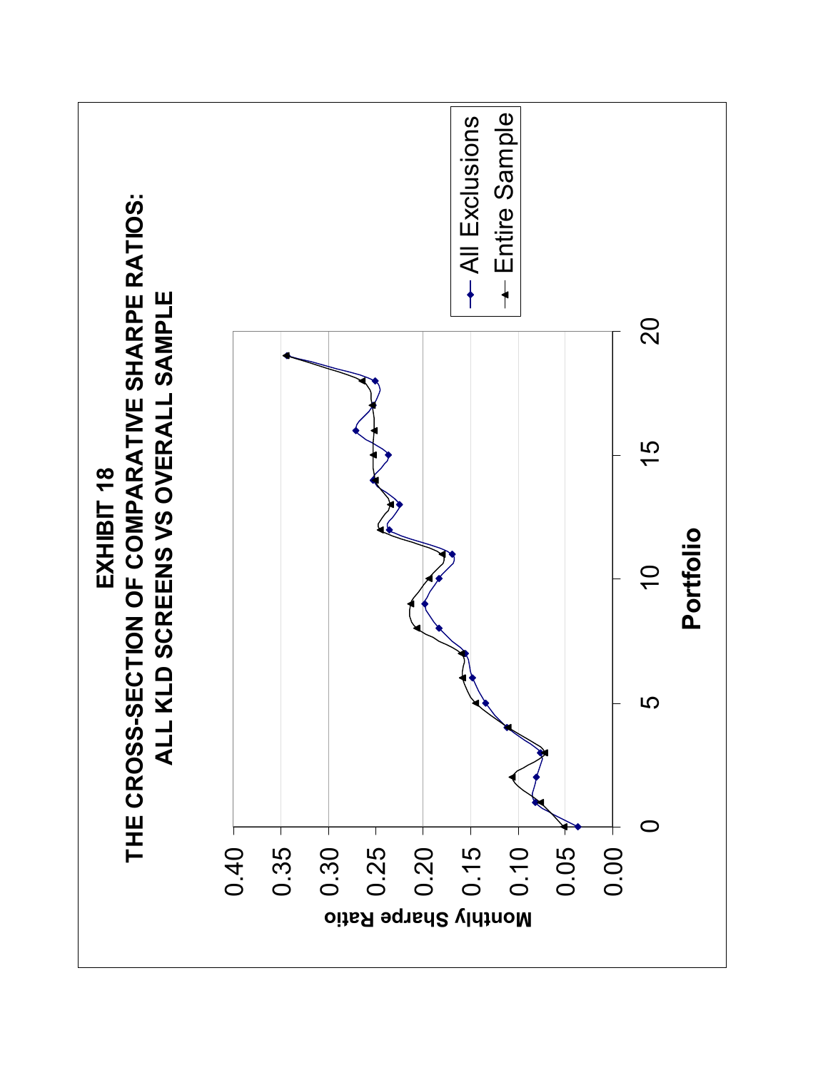# EXHIBIT 18

## THE CROSS-SECTION OF COMPARATIVE SHARPE RATIOS: ALL KLD SCREENS VS OVERALL SAMPLE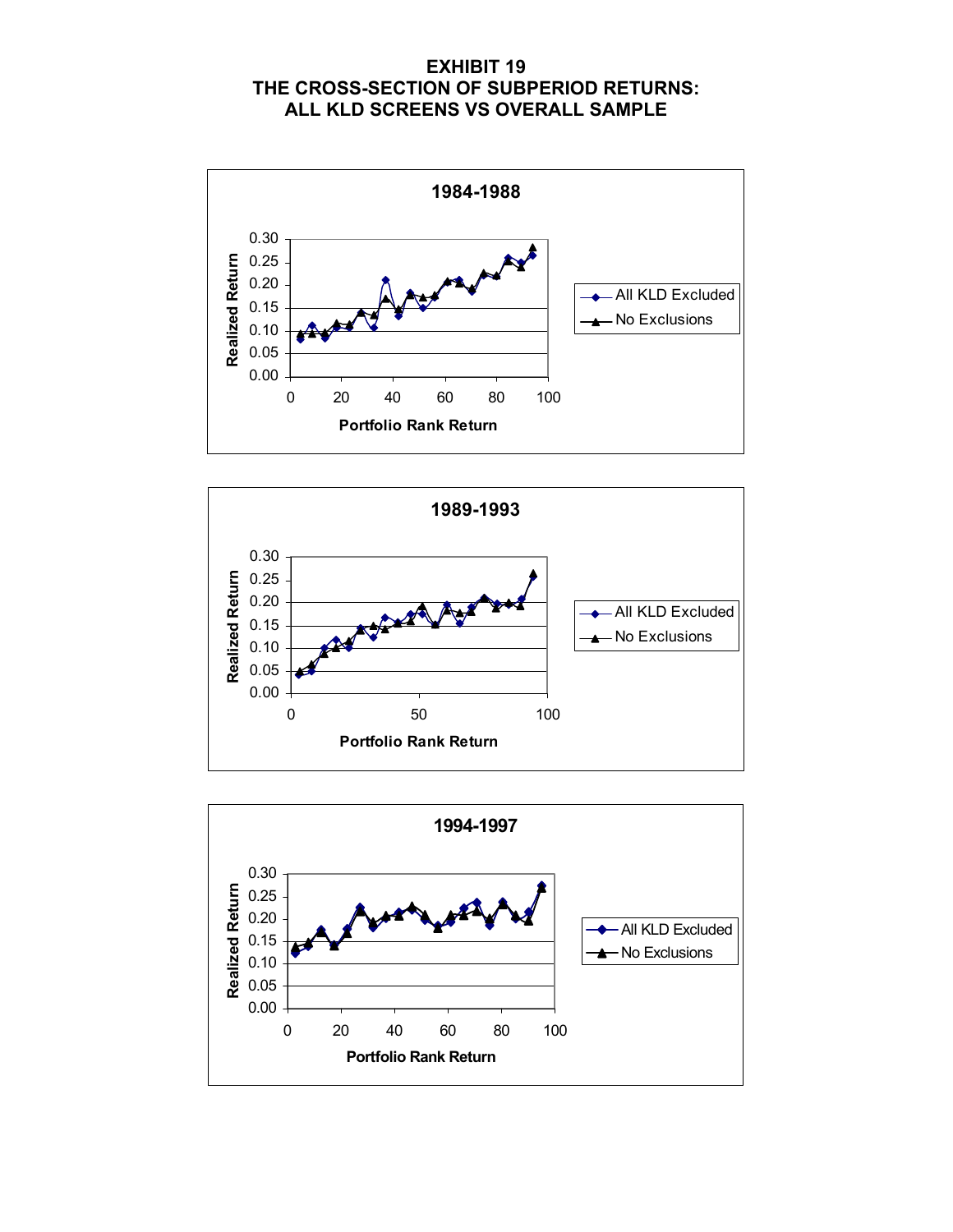# EXHIBIT 19
# THE CROSS-SECTION OF SUBPERIOD RETURNS: ALL KLD SCREENS VS OVERALL SAMPLE

### 1984-1988

Realized Return

0.30, 0.25, 0.20, 0.15, 0.10, 0.05, 0.00

0, 20, 40, 60, 80, 100

Portfolio Rank Return

All KLD Excluded
No Exclusions

### 1989-1993

Realized Return

0.30, 0.25, 0.20, 0.15, 0.10, 0.05, 0.00

0, 50, 100

Portfolio Rank Return

All KLD Excluded
No Exclusions

### 1994-1997

Realized Return

0.30, 0.25, 0.20, 0.15, 0.10, 0.05, 0.00

0, 20, 40, 60, 80, 100

Portfolio Rank Return

All KLD Excluded
No Exclusions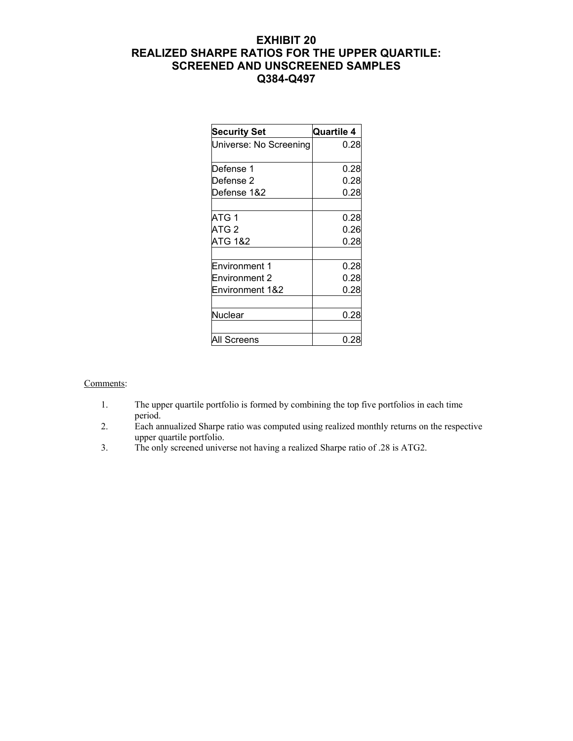# EXHIBIT 20
# REALIZED SHARPE RATIOS FOR THE UPPER QUARTILE: SCREENED AND UNSCREENED SAMPLES
# Q384-Q497

| Security Set | Quartile 4 |
|---|---|
| Universe: No Screening | 0.28 |
| | |
| Defense 1 | 0.28 |
| Defense 2 | 0.28 |
| Defense 1&2 | 0.28 |
| | |
| ATG 1 | 0.28 |
| ATG 2 | 0.26 |
| ATG 1&2 | 0.28 |
| | |
| Environment 1 | 0.28 |
| Environment 2 | 0.28 |
| Environment 1&2 | 0.28 |
| | |
| Nuclear | 0.28 |
| | |
| All Screens | 0.28 |

Comments:

1. The upper quartile portfolio is formed by combining the top five portfolios in each time period.
2. Each annualized Sharpe ratio was computed using realized monthly returns on the respective upper quartile portfolio.
3. The only screened universe not having a realized Sharpe ratio of .28 is ATG2.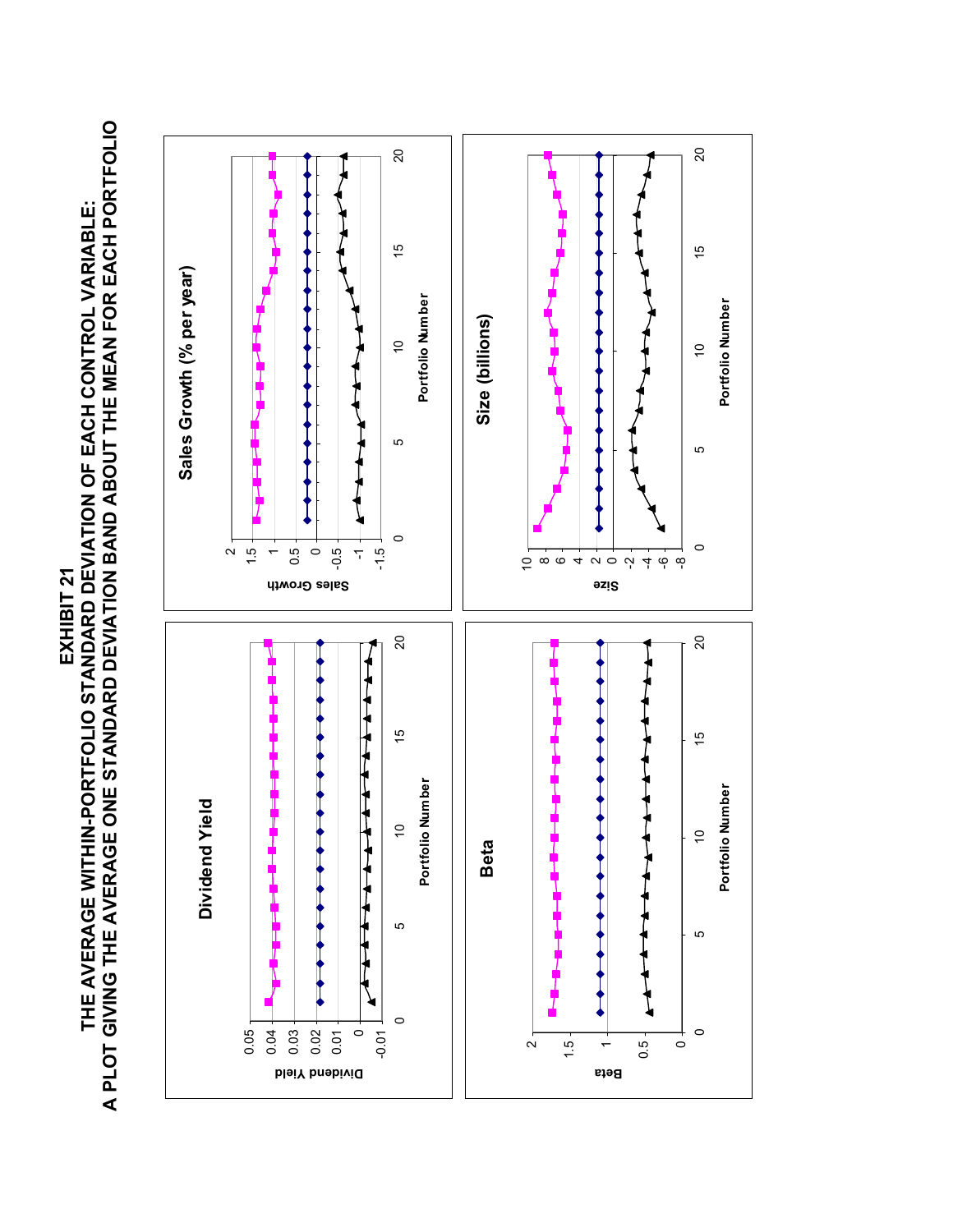# EXHIBIT 21

## THE AVERAGE WITHIN-PORTFOLIO STANDARD DEVIATION OF EACH CONTROL VARIABLE: A PLOT GIVING THE AVERAGE ONE STANDARD DEVIATION BAND ABOUT THE MEAN FOR EACH PORTFOLIO

**Dividend Yield**

Dividend Yield

Portfolio Number

**Sales Growth (% per year)**

Sales Growth

Portfolio Number

**Beta**

Beta

Portfolio Number

**Size (billions)**

Size

Portfolio Number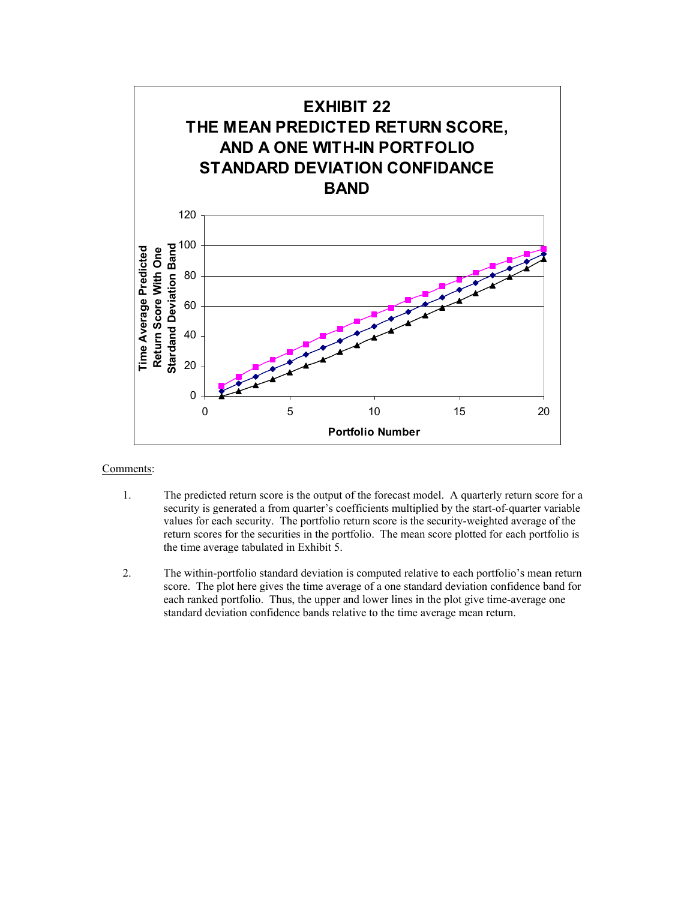**EXHIBIT 22**
**THE MEAN PREDICTED RETURN SCORE, AND A ONE WITH-IN PORTFOLIO STANDARD DEVIATION CONFIDANCE BAND**

Time Average Predicted Return Score With One Stardand Deviation Band

Portfolio Number

Comments:

1. The predicted return score is the output of the forecast model. A quarterly return score for a security is generated a from quarter's coefficients multiplied by the start-of-quarter variable values for each security. The portfolio return score is the security-weighted average of the return scores for the securities in the portfolio. The mean score plotted for each portfolio is the time average tabulated in Exhibit 5.

2. The within-portfolio standard deviation is computed relative to each portfolio's mean return score. The plot here gives the time average of a one standard deviation confidence band for each ranked portfolio. Thus, the upper and lower lines in the plot give time-average one standard deviation confidence bands relative to the time average mean return.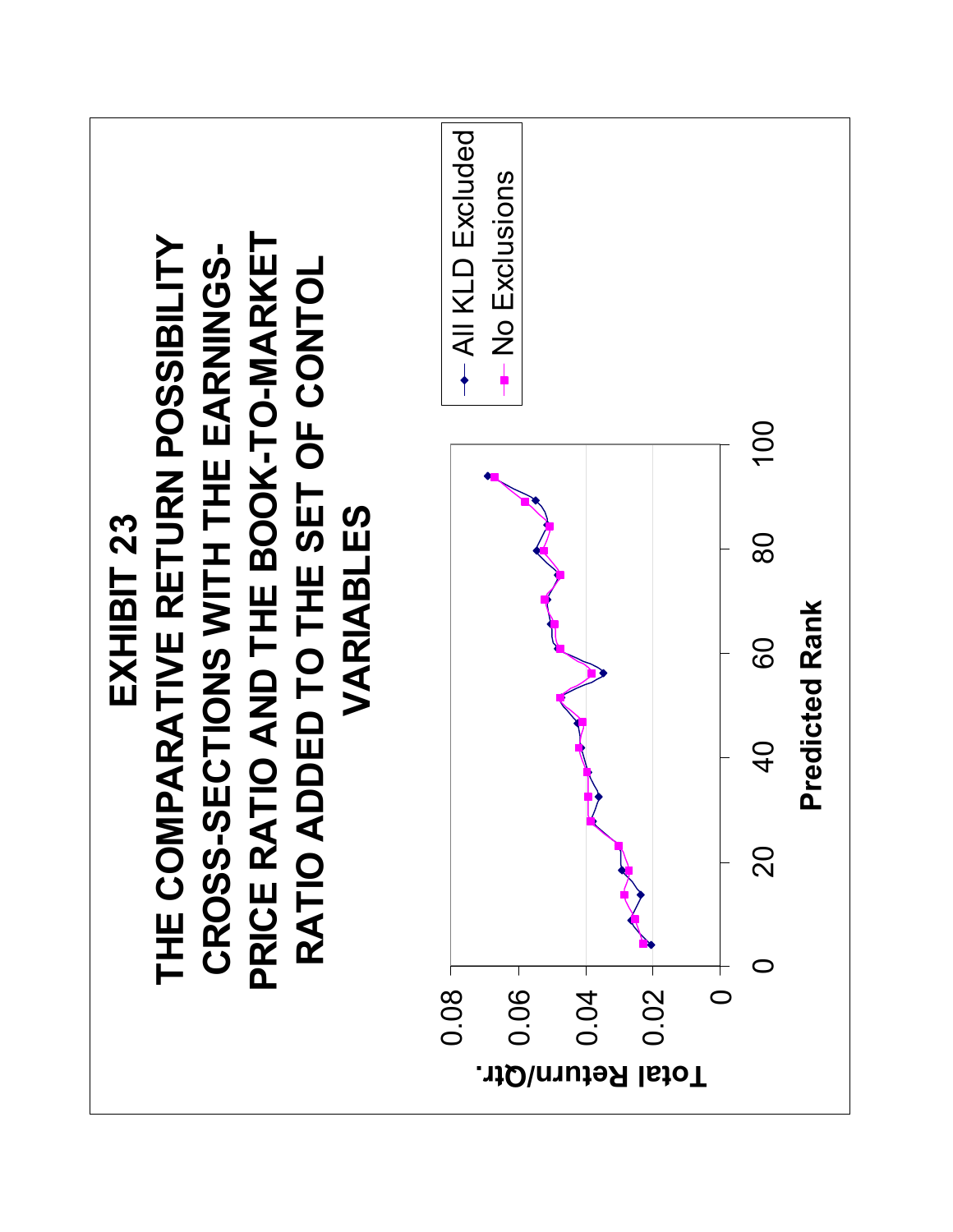# EXHIBIT 23

## THE COMPARATIVE RETURN POSSIBILITY CROSS-SECTIONS WITH THE EARNINGS-PRICE RATIO AND THE BOOK-TO-MARKET RATIO ADDED TO THE SET OF CONTOL VARIABLES

Total Return/Qtr.

0.08
0.06
0.04
0.02
0

0 20 40 60 80 100

Predicted Rank

All KLD Excluded

No Exclusions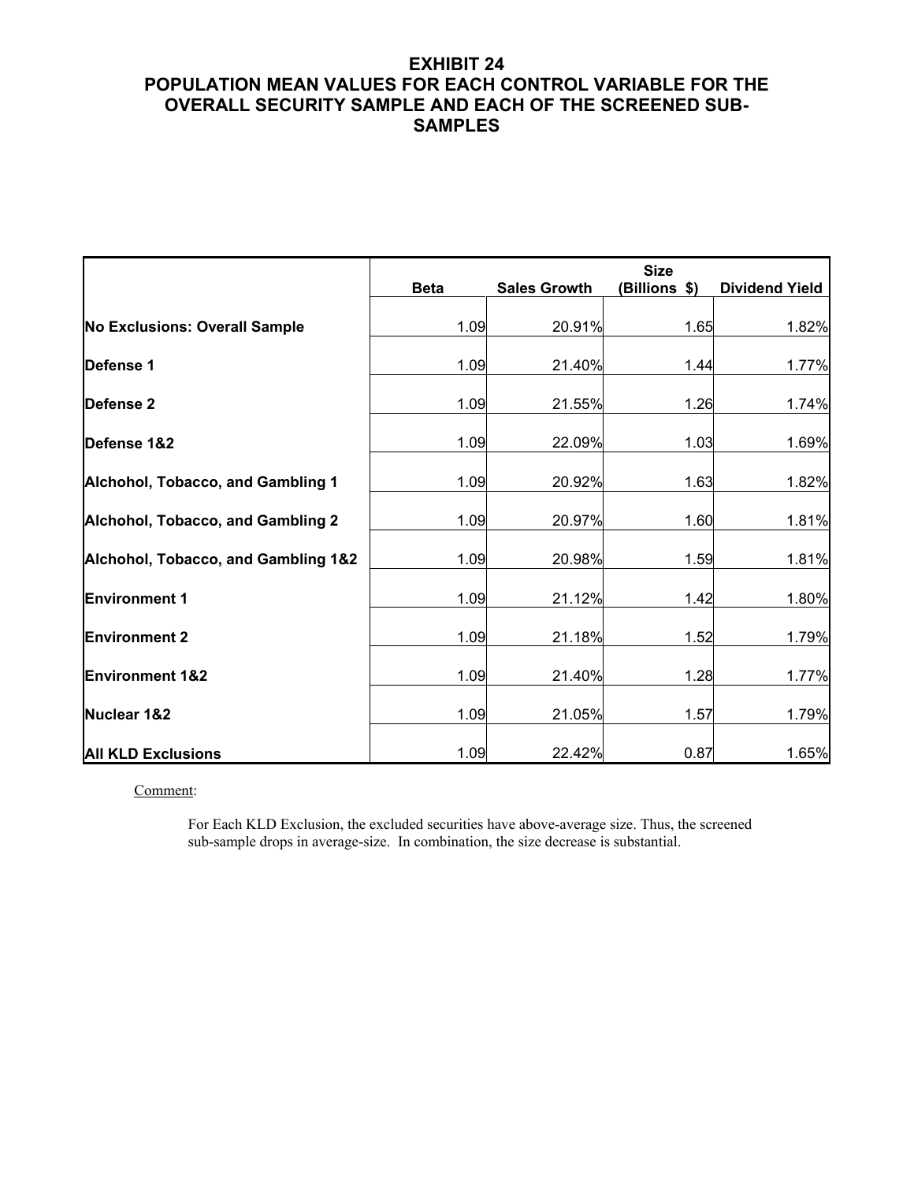# EXHIBIT 24
# POPULATION MEAN VALUES FOR EACH CONTROL VARIABLE FOR THE OVERALL SECURITY SAMPLE AND EACH OF THE SCREENED SUB-SAMPLES

| | Beta | Sales Growth | Size (Billions $) | Dividend Yield |
|---|---|---|---|---|
| **No Exclusions: Overall Sample** | 1.09 | 20.91% | 1.65 | 1.82% |
| **Defense 1** | 1.09 | 21.40% | 1.44 | 1.77% |
| **Defense 2** | 1.09 | 21.55% | 1.26 | 1.74% |
| **Defense 1&2** | 1.09 | 22.09% | 1.03 | 1.69% |
| **Alchohol, Tobacco, and Gambling 1** | 1.09 | 20.92% | 1.63 | 1.82% |
| **Alchohol, Tobacco, and Gambling 2** | 1.09 | 20.97% | 1.60 | 1.81% |
| **Alchohol, Tobacco, and Gambling 1&2** | 1.09 | 20.98% | 1.59 | 1.81% |
| **Environment 1** | 1.09 | 21.12% | 1.42 | 1.80% |
| **Environment 2** | 1.09 | 21.18% | 1.52 | 1.79% |
| **Environment 1&2** | 1.09 | 21.40% | 1.28 | 1.77% |
| **Nuclear 1&2** | 1.09 | 21.05% | 1.57 | 1.79% |
| **All KLD Exclusions** | 1.09 | 22.42% | 0.87 | 1.65% |

Comment:

For Each KLD Exclusion, the excluded securities have above-average size. Thus, the screened sub-sample drops in average-size. In combination, the size decrease is substantial.